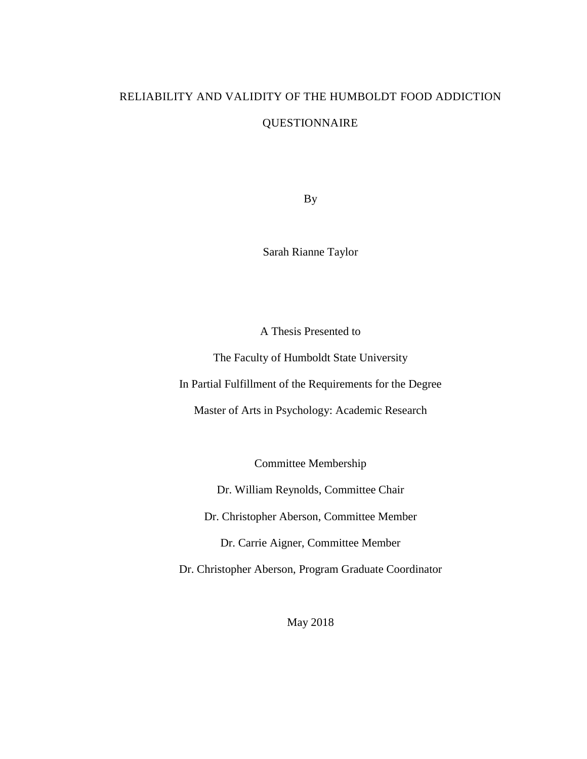# RELIABILITY AND VALIDITY OF THE HUMBOLDT FOOD ADDICTION QUESTIONNAIRE

By

Sarah Rianne Taylor

A Thesis Presented to

The Faculty of Humboldt State University

In Partial Fulfillment of the Requirements for the Degree

Master of Arts in Psychology: Academic Research

Committee Membership

Dr. William Reynolds, Committee Chair

Dr. Christopher Aberson, Committee Member

Dr. Carrie Aigner, Committee Member

Dr. Christopher Aberson, Program Graduate Coordinator

May 2018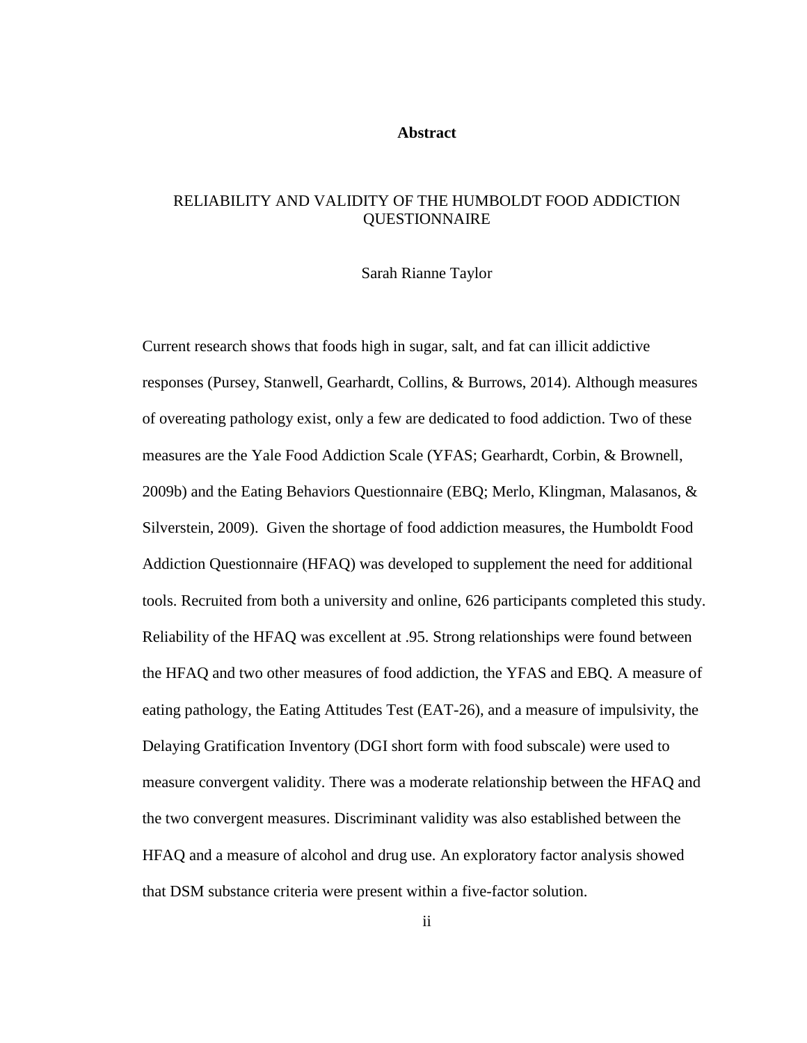## Abstract

RELIABILITY AND VALIDITY OF THE HUMBOLDT FOOD ADDICTION QUESTIONNAIRE

Sarah Rianne Taylor

Current research shows that foods high in sugar, salt, and fat can illicit addictive responses (Pursey, Stanwell, Gearhardt, Collins, & Burrows, 2014). Although measures of overeating pathology exist, only a few are dedicated to food addiction. Two of these measures are the Yale Food Addiction Scale (YFAS; Gearhardt, Corbin, & Brownell, 2009b) and the Eating Behaviors Questionnaire (EBQ; Merlo, Klingman, Malasanos, & Silverstein, 2009). Given the shortage of food addiction measures, the Humboldt Food Addiction Questionnaire (HFAQ) was developed to supplement the need for additional tools. Recruited from both a university and online, 626 participants completed this study. Reliability of the HFAQ was excellent at .95. Strong relationships were found between the HFAQ and two other measures of food addiction, the YFAS and EBQ. A measure of eating pathology, the Eating Attitudes Test (EAT-26), and a measure of impulsivity, the Delaying Gratification Inventory (DGI short form with food subscale) were used to measure convergent validity. There was a moderate relationship between the HFAQ and the two convergent measures. Discriminant validity was also established between the HFAQ and a measure of alcohol and drug use. An exploratory factor analysis showed that DSM substance criteria were present within a five-factor solution.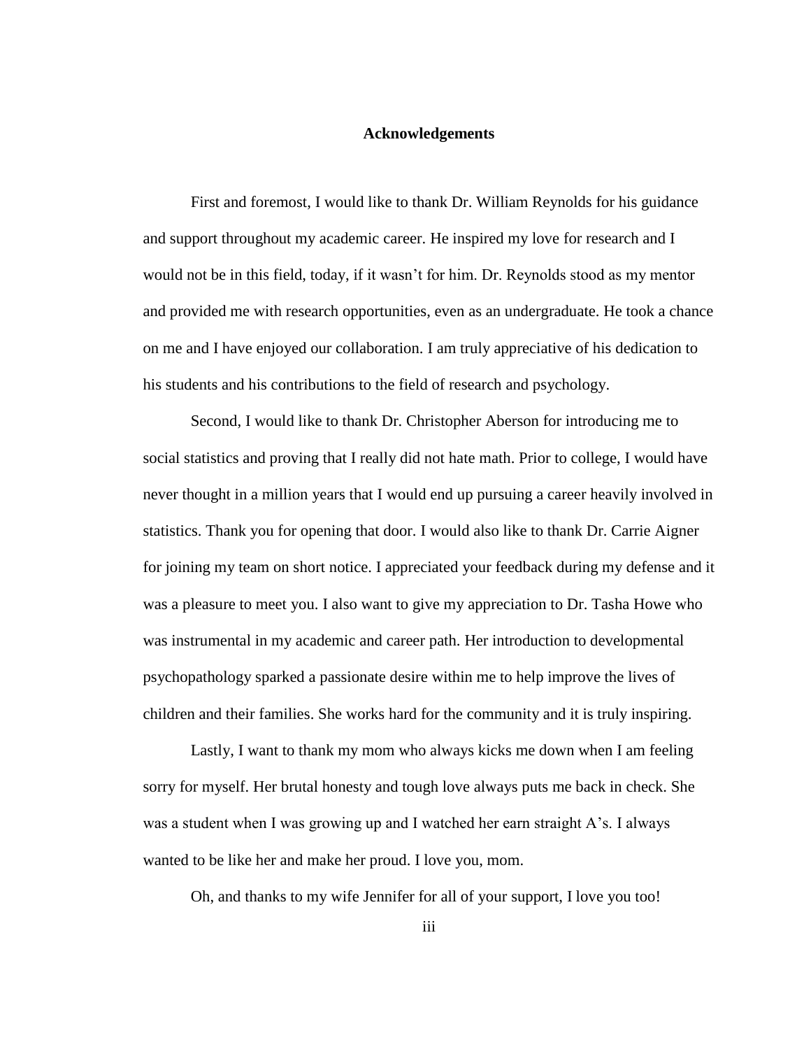# Acknowledgements

First and foremost, I would like to thank Dr. William Reynolds for his guidance and support throughout my academic career. He inspired my love for research and I would not be in this field, today, if it wasn't for him. Dr. Reynolds stood as my mentor and provided me with research opportunities, even as an undergraduate. He took a chance on me and I have enjoyed our collaboration. I am truly appreciative of his dedication to his students and his contributions to the field of research and psychology.

Second, I would like to thank Dr. Christopher Aberson for introducing me to social statistics and proving that I really did not hate math. Prior to college, I would have never thought in a million years that I would end up pursuing a career heavily involved in statistics. Thank you for opening that door. I would also like to thank Dr. Carrie Aigner for joining my team on short notice. I appreciated your feedback during my defense and it was a pleasure to meet you. I also want to give my appreciation to Dr. Tasha Howe who was instrumental in my academic and career path. Her introduction to developmental psychopathology sparked a passionate desire within me to help improve the lives of children and their families. She works hard for the community and it is truly inspiring.

Lastly, I want to thank my mom who always kicks me down when I am feeling sorry for myself. Her brutal honesty and tough love always puts me back in check. She was a student when I was growing up and I watched her earn straight A's. I always wanted to be like her and make her proud. I love you, mom.

Oh, and thanks to my wife Jennifer for all of your support, I love you too!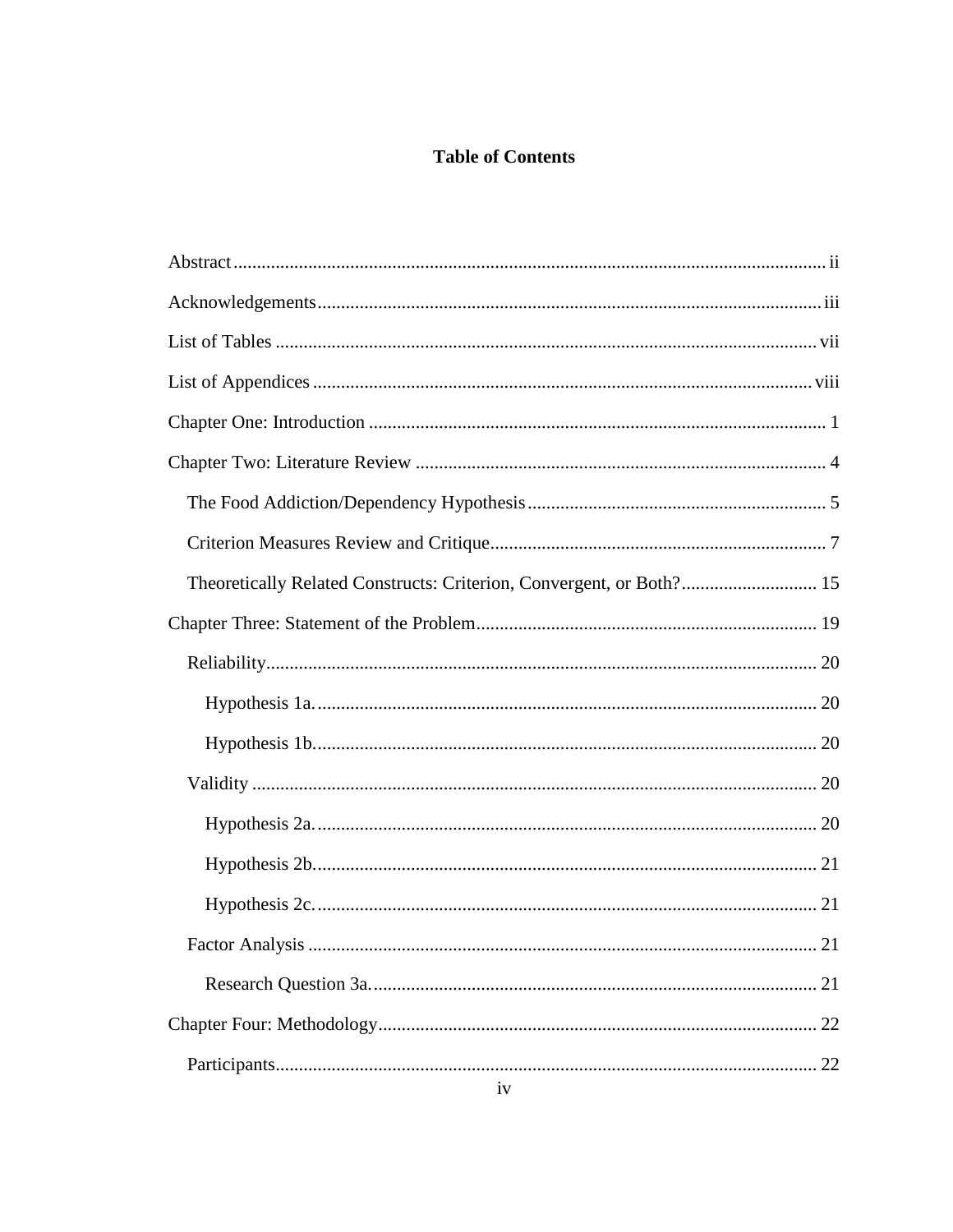# Table of Contents

Abstract ........................................................................................................................ ii

Acknowledgements ...................................................................................................... iii

List of Tables ............................................................................................................... vii

List of Appendices ...................................................................................................... viii

Chapter One: Introduction ............................................................................................. 1

Chapter Two: Literature Review .................................................................................... 4

- The Food Addiction/Dependency Hypothesis ............................................................ 5
- Criterion Measures Review and Critique ..................................................................... 7
- Theoretically Related Constructs: Criterion, Convergent, or Both? ............................ 15

Chapter Three: Statement of the Problem ..................................................................... 19

- Reliability .................................................................................................................. 20
  - Hypothesis 1a. ....................................................................................................... 20
  - Hypothesis 1b. ....................................................................................................... 20
- Validity ...................................................................................................................... 20
  - Hypothesis 2a. ....................................................................................................... 20
  - Hypothesis 2b. ....................................................................................................... 21
  - Hypothesis 2c. ....................................................................................................... 21
- Factor Analysis .......................................................................................................... 21
  - Research Question 3a. ........................................................................................... 21

Chapter Four: Methodology .......................................................................................... 22

- Participants ................................................................................................................ 22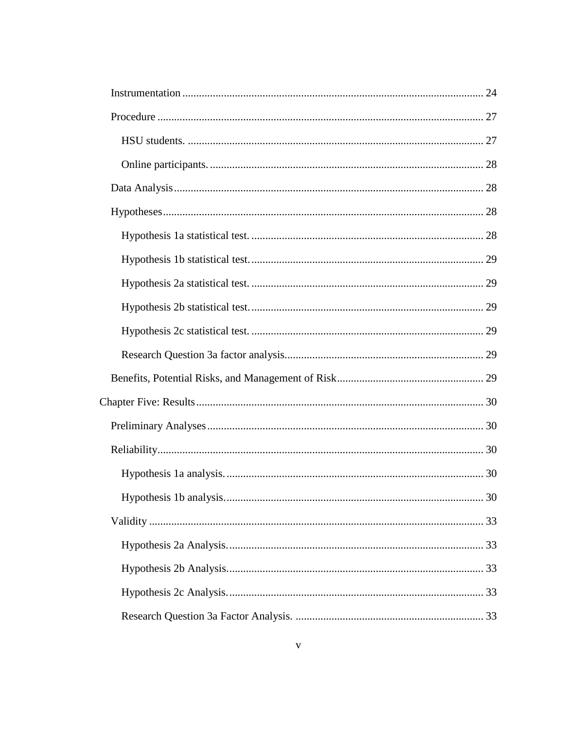Instrumentation ........................................................................................................... 24

Procedure ..................................................................................................................... 27

HSU students. .......................................................................................................... 27

Online participants. .................................................................................................. 28

Data Analysis ............................................................................................................... 28

Hypotheses ................................................................................................................... 28

Hypothesis 1a statistical test. .................................................................................... 28

Hypothesis 1b statistical test. .................................................................................... 29

Hypothesis 2a statistical test. .................................................................................... 29

Hypothesis 2b statistical test. .................................................................................... 29

Hypothesis 2c statistical test. .................................................................................... 29

Research Question 3a factor analysis. ....................................................................... 29

Benefits, Potential Risks, and Management of Risk .................................................... 29

Chapter Five: Results ....................................................................................................... 30

Preliminary Analyses .................................................................................................... 30

Reliability ..................................................................................................................... 30

Hypothesis 1a analysis. ............................................................................................. 30

Hypothesis 1b analysis. ............................................................................................. 30

Validity ......................................................................................................................... 33

Hypothesis 2a Analysis. ............................................................................................ 33

Hypothesis 2b Analysis. ............................................................................................ 33

Hypothesis 2c Analysis. ............................................................................................ 33

Research Question 3a Factor Analysis. .................................................................... 33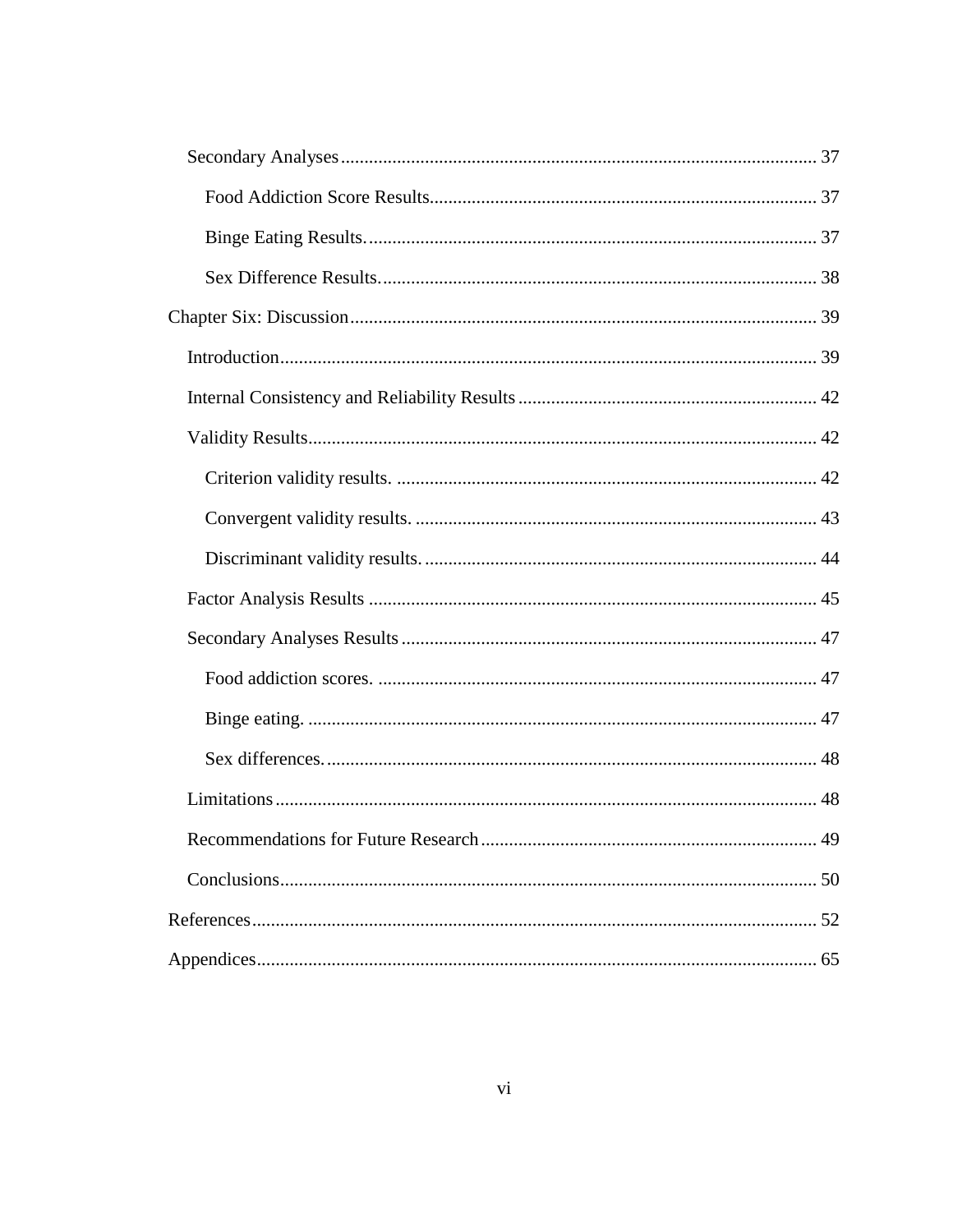- Secondary Analyses ..... 37
  - Food Addiction Score Results ..... 37
  - Binge Eating Results. ..... 37
  - Sex Difference Results. ..... 38
- Chapter Six: Discussion ..... 39
  - Introduction ..... 39
  - Internal Consistency and Reliability Results ..... 42
  - Validity Results ..... 42
    - Criterion validity results. ..... 42
    - Convergent validity results. ..... 43
    - Discriminant validity results. ..... 44
  - Factor Analysis Results ..... 45
  - Secondary Analyses Results ..... 47
    - Food addiction scores. ..... 47
    - Binge eating. ..... 47
    - Sex differences. ..... 48
  - Limitations ..... 48
  - Recommendations for Future Research ..... 49
  - Conclusions ..... 50
- References ..... 52
- Appendices ..... 65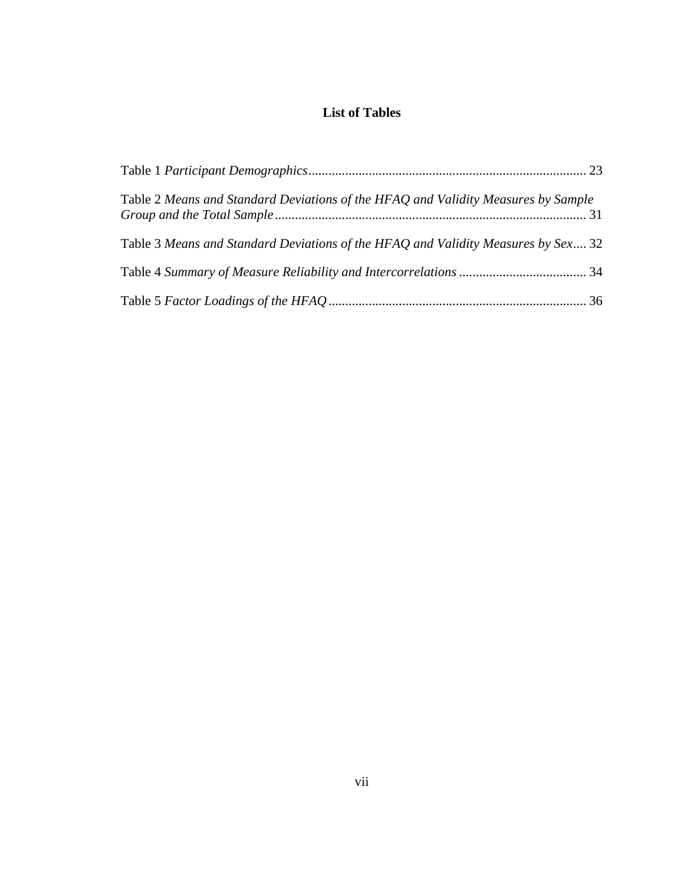# List of Tables

Table 1 *Participant Demographics* .................................................................................. 23

Table 2 *Means and Standard Deviations of the HFAQ and Validity Measures by Sample Group and the Total Sample* ............................................................................................ 31

Table 3 *Means and Standard Deviations of the HFAQ and Validity Measures by Sex* .... 32

Table 4 *Summary of Measure Reliability and Intercorrelations* ...................................... 34

Table 5 *Factor Loadings of the HFAQ* ............................................................................ 36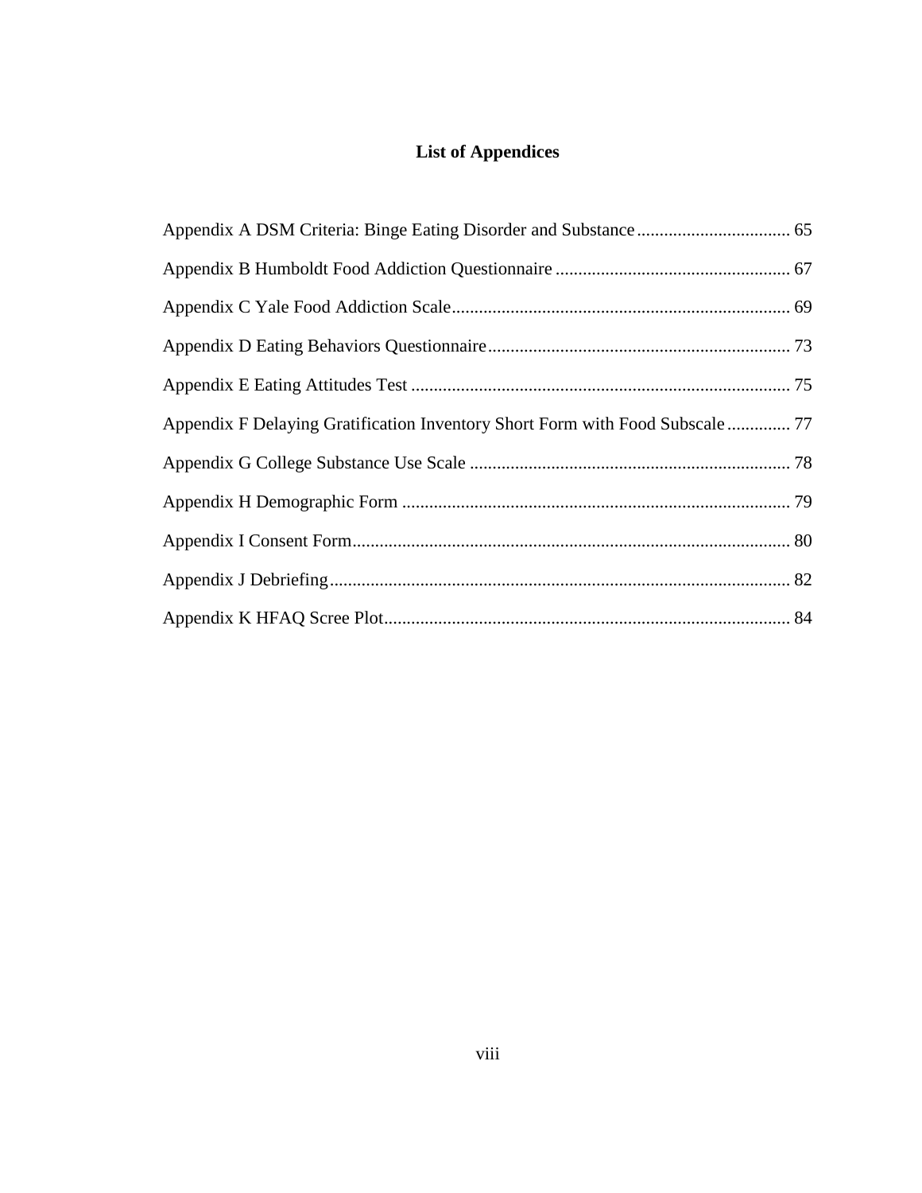# List of Appendices

Appendix A DSM Criteria: Binge Eating Disorder and Substance .................................. 65

Appendix B Humboldt Food Addiction Questionnaire .................................................... 67

Appendix C Yale Food Addiction Scale........................................................................... 69

Appendix D Eating Behaviors Questionnaire................................................................... 73

Appendix E Eating Attitudes Test .................................................................................... 75

Appendix F Delaying Gratification Inventory Short Form with Food Subscale .............. 77

Appendix G College Substance Use Scale ....................................................................... 78

Appendix H Demographic Form ...................................................................................... 79

Appendix I Consent Form................................................................................................. 80

Appendix J Debriefing...................................................................................................... 82

Appendix K HFAQ Scree Plot.......................................................................................... 84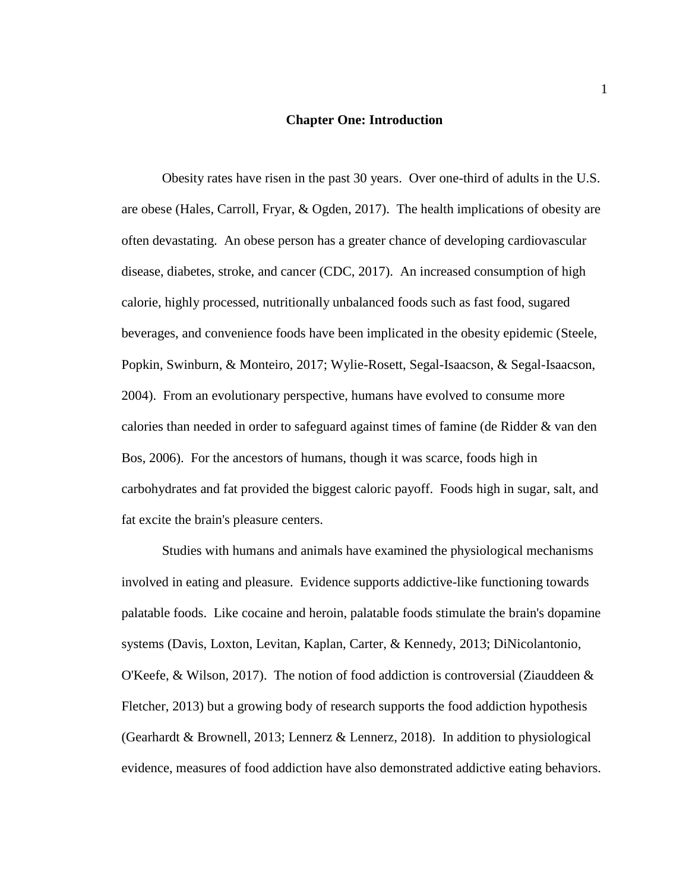# Chapter One: Introduction

Obesity rates have risen in the past 30 years. Over one-third of adults in the U.S. are obese (Hales, Carroll, Fryar, & Ogden, 2017). The health implications of obesity are often devastating. An obese person has a greater chance of developing cardiovascular disease, diabetes, stroke, and cancer (CDC, 2017). An increased consumption of high calorie, highly processed, nutritionally unbalanced foods such as fast food, sugared beverages, and convenience foods have been implicated in the obesity epidemic (Steele, Popkin, Swinburn, & Monteiro, 2017; Wylie-Rosett, Segal-Isaacson, & Segal-Isaacson, 2004). From an evolutionary perspective, humans have evolved to consume more calories than needed in order to safeguard against times of famine (de Ridder & van den Bos, 2006). For the ancestors of humans, though it was scarce, foods high in carbohydrates and fat provided the biggest caloric payoff. Foods high in sugar, salt, and fat excite the brain's pleasure centers.

Studies with humans and animals have examined the physiological mechanisms involved in eating and pleasure. Evidence supports addictive-like functioning towards palatable foods. Like cocaine and heroin, palatable foods stimulate the brain's dopamine systems (Davis, Loxton, Levitan, Kaplan, Carter, & Kennedy, 2013; DiNicolantonio, O'Keefe, & Wilson, 2017). The notion of food addiction is controversial (Ziauddeen & Fletcher, 2013) but a growing body of research supports the food addiction hypothesis (Gearhardt & Brownell, 2013; Lennerz & Lennerz, 2018). In addition to physiological evidence, measures of food addiction have also demonstrated addictive eating behaviors.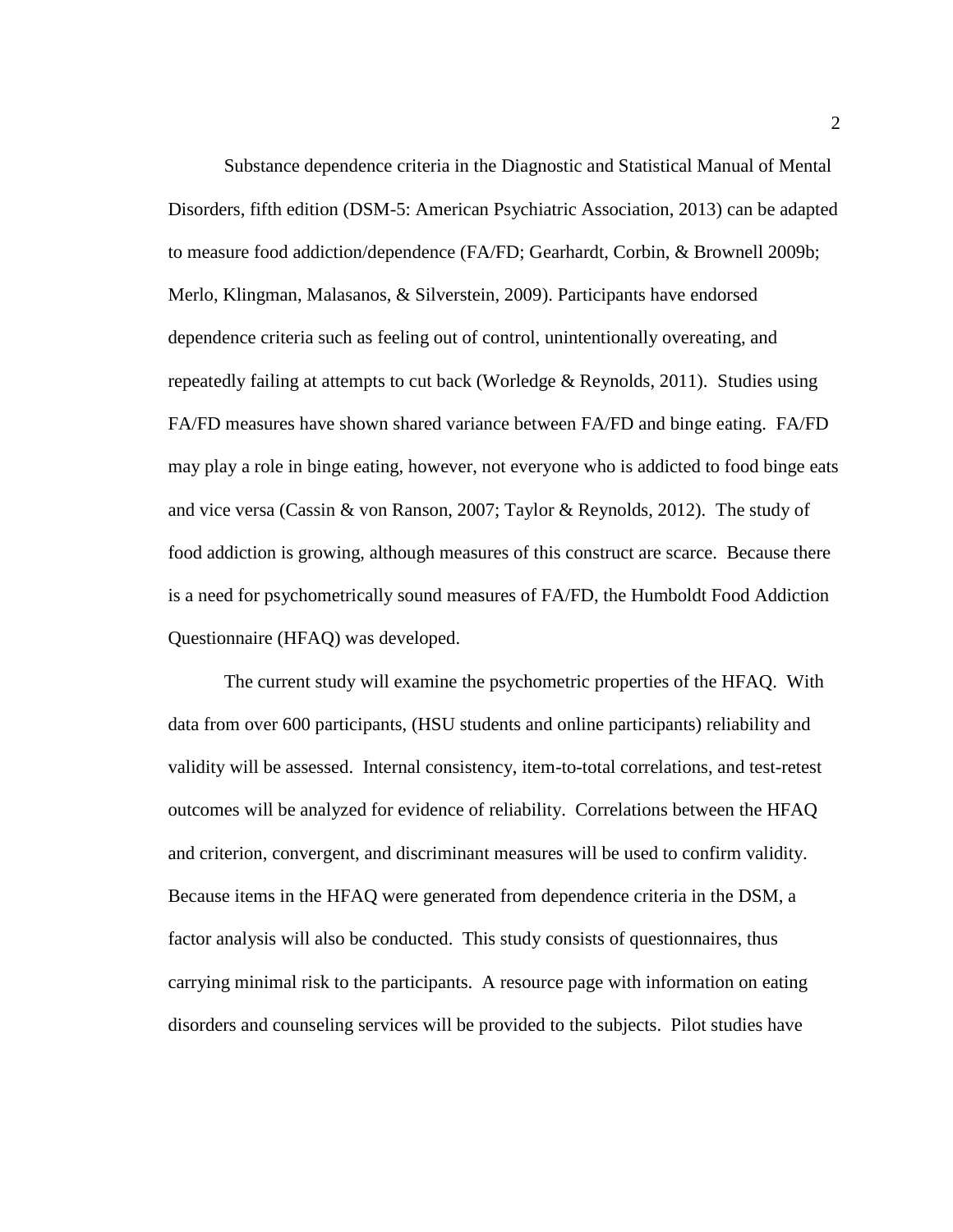Substance dependence criteria in the Diagnostic and Statistical Manual of Mental Disorders, fifth edition (DSM-5: American Psychiatric Association, 2013) can be adapted to measure food addiction/dependence (FA/FD; Gearhardt, Corbin, & Brownell 2009b; Merlo, Klingman, Malasanos, & Silverstein, 2009). Participants have endorsed dependence criteria such as feeling out of control, unintentionally overeating, and repeatedly failing at attempts to cut back (Worledge & Reynolds, 2011). Studies using FA/FD measures have shown shared variance between FA/FD and binge eating. FA/FD may play a role in binge eating, however, not everyone who is addicted to food binge eats and vice versa (Cassin & von Ranson, 2007; Taylor & Reynolds, 2012). The study of food addiction is growing, although measures of this construct are scarce. Because there is a need for psychometrically sound measures of FA/FD, the Humboldt Food Addiction Questionnaire (HFAQ) was developed.

The current study will examine the psychometric properties of the HFAQ. With data from over 600 participants, (HSU students and online participants) reliability and validity will be assessed. Internal consistency, item-to-total correlations, and test-retest outcomes will be analyzed for evidence of reliability. Correlations between the HFAQ and criterion, convergent, and discriminant measures will be used to confirm validity. Because items in the HFAQ were generated from dependence criteria in the DSM, a factor analysis will also be conducted. This study consists of questionnaires, thus carrying minimal risk to the participants. A resource page with information on eating disorders and counseling services will be provided to the subjects. Pilot studies have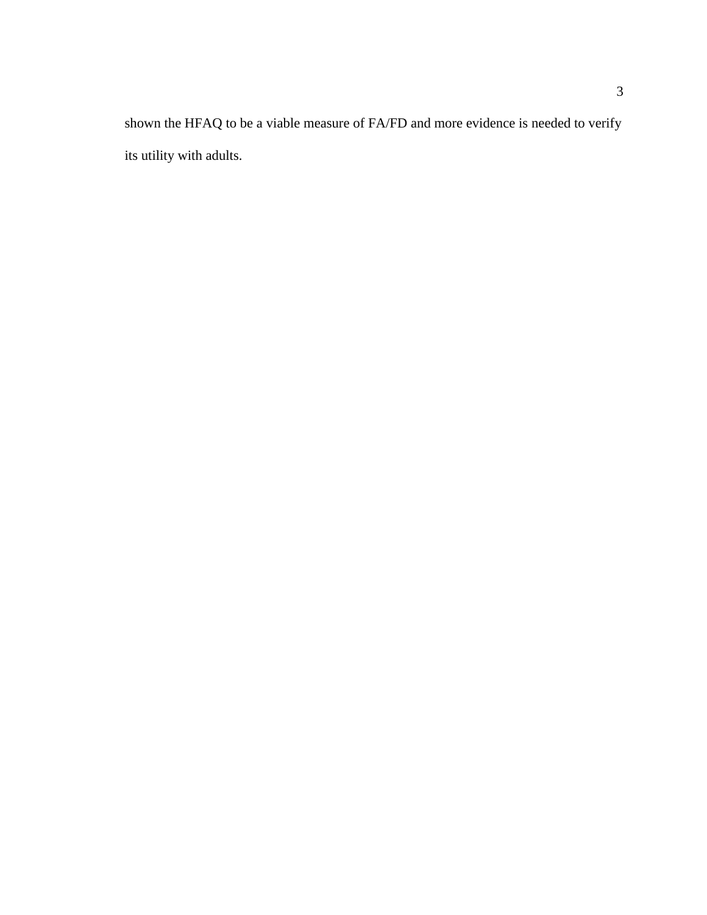shown the HFAQ to be a viable measure of FA/FD and more evidence is needed to verify its utility with adults.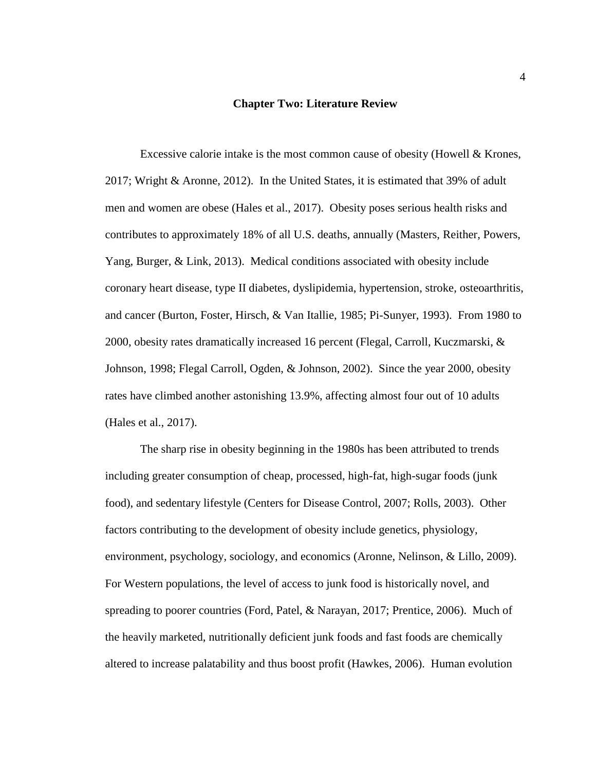# Chapter Two: Literature Review

Excessive calorie intake is the most common cause of obesity (Howell & Krones, 2017; Wright & Aronne, 2012). In the United States, it is estimated that 39% of adult men and women are obese (Hales et al., 2017). Obesity poses serious health risks and contributes to approximately 18% of all U.S. deaths, annually (Masters, Reither, Powers, Yang, Burger, & Link, 2013). Medical conditions associated with obesity include coronary heart disease, type II diabetes, dyslipidemia, hypertension, stroke, osteoarthritis, and cancer (Burton, Foster, Hirsch, & Van Itallie, 1985; Pi-Sunyer, 1993). From 1980 to 2000, obesity rates dramatically increased 16 percent (Flegal, Carroll, Kuczmarski, & Johnson, 1998; Flegal Carroll, Ogden, & Johnson, 2002). Since the year 2000, obesity rates have climbed another astonishing 13.9%, affecting almost four out of 10 adults (Hales et al., 2017).

The sharp rise in obesity beginning in the 1980s has been attributed to trends including greater consumption of cheap, processed, high-fat, high-sugar foods (junk food), and sedentary lifestyle (Centers for Disease Control, 2007; Rolls, 2003). Other factors contributing to the development of obesity include genetics, physiology, environment, psychology, sociology, and economics (Aronne, Nelinson, & Lillo, 2009). For Western populations, the level of access to junk food is historically novel, and spreading to poorer countries (Ford, Patel, & Narayan, 2017; Prentice, 2006). Much of the heavily marketed, nutritionally deficient junk foods and fast foods are chemically altered to increase palatability and thus boost profit (Hawkes, 2006). Human evolution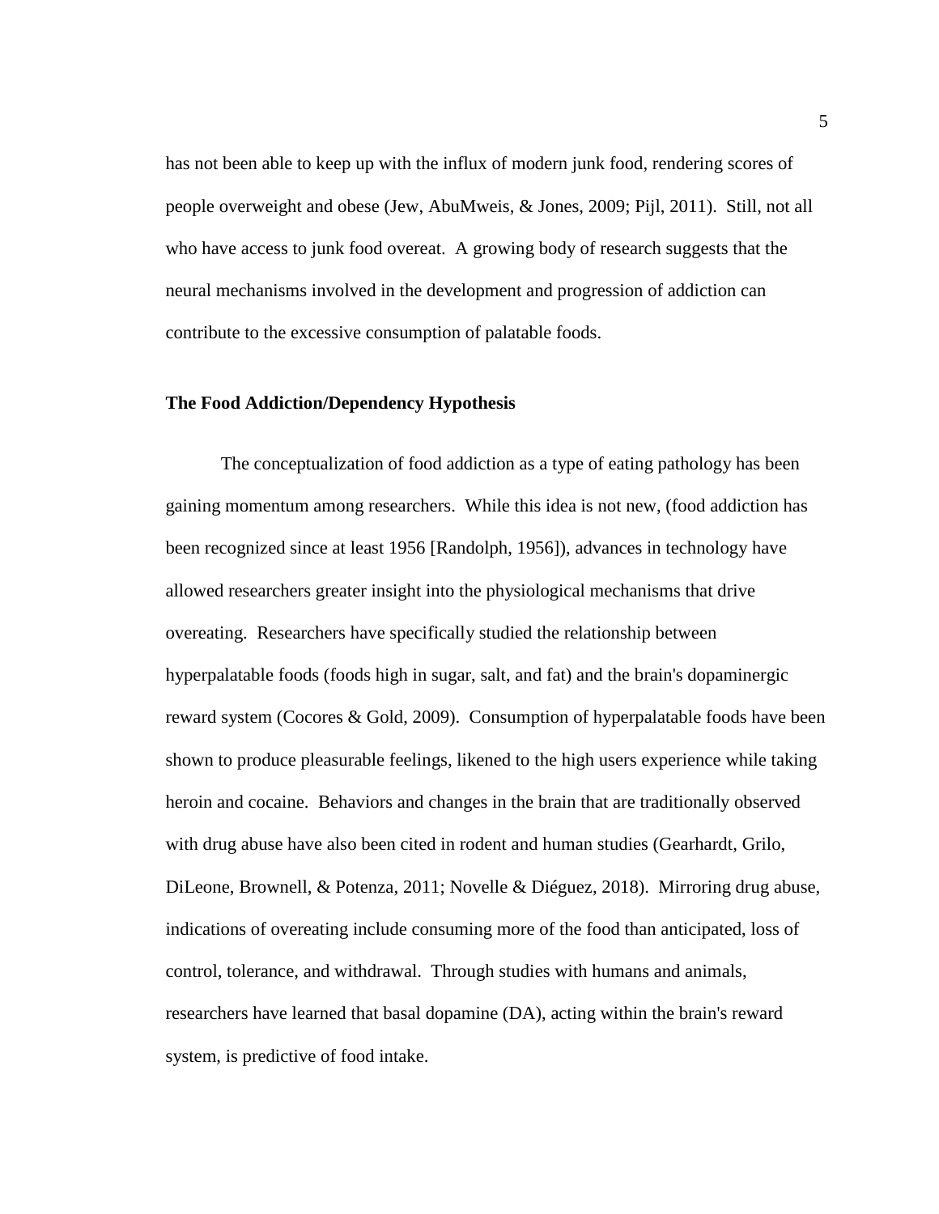has not been able to keep up with the influx of modern junk food, rendering scores of people overweight and obese (Jew, AbuMweis, & Jones, 2009; Pijl, 2011). Still, not all who have access to junk food overeat. A growing body of research suggests that the neural mechanisms involved in the development and progression of addiction can contribute to the excessive consumption of palatable foods.

**The Food Addiction/Dependency Hypothesis**

The conceptualization of food addiction as a type of eating pathology has been gaining momentum among researchers. While this idea is not new, (food addiction has been recognized since at least 1956 [Randolph, 1956]), advances in technology have allowed researchers greater insight into the physiological mechanisms that drive overeating. Researchers have specifically studied the relationship between hyperpalatable foods (foods high in sugar, salt, and fat) and the brain's dopaminergic reward system (Cocores & Gold, 2009). Consumption of hyperpalatable foods have been shown to produce pleasurable feelings, likened to the high users experience while taking heroin and cocaine. Behaviors and changes in the brain that are traditionally observed with drug abuse have also been cited in rodent and human studies (Gearhardt, Grilo, DiLeone, Brownell, & Potenza, 2011; Novelle & Diéguez, 2018). Mirroring drug abuse, indications of overeating include consuming more of the food than anticipated, loss of control, tolerance, and withdrawal. Through studies with humans and animals, researchers have learned that basal dopamine (DA), acting within the brain's reward system, is predictive of food intake.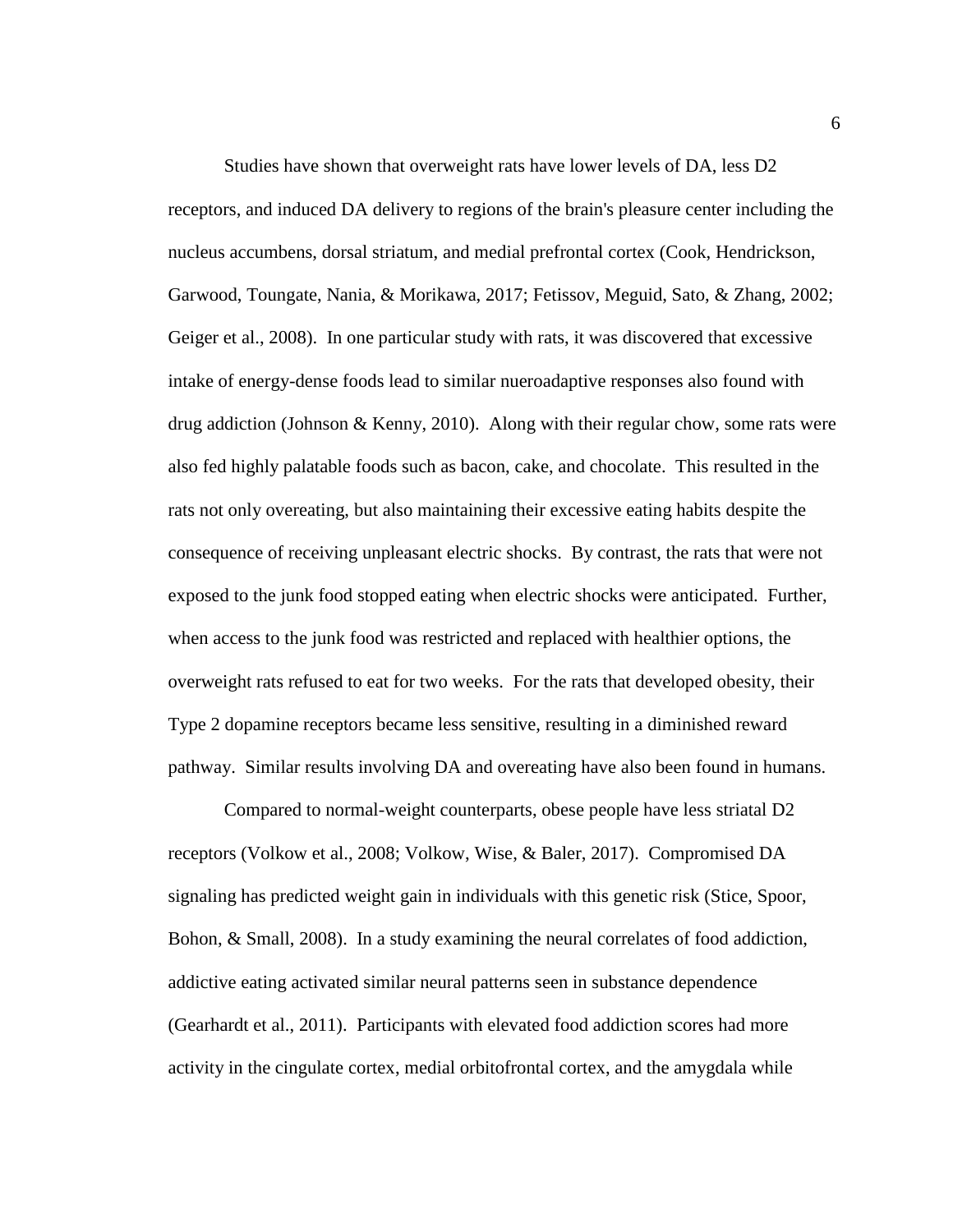Studies have shown that overweight rats have lower levels of DA, less D2 receptors, and induced DA delivery to regions of the brain's pleasure center including the nucleus accumbens, dorsal striatum, and medial prefrontal cortex (Cook, Hendrickson, Garwood, Toungate, Nania, & Morikawa, 2017; Fetissov, Meguid, Sato, & Zhang, 2002; Geiger et al., 2008). In one particular study with rats, it was discovered that excessive intake of energy-dense foods lead to similar nueroadaptive responses also found with drug addiction (Johnson & Kenny, 2010). Along with their regular chow, some rats were also fed highly palatable foods such as bacon, cake, and chocolate. This resulted in the rats not only overeating, but also maintaining their excessive eating habits despite the consequence of receiving unpleasant electric shocks. By contrast, the rats that were not exposed to the junk food stopped eating when electric shocks were anticipated. Further, when access to the junk food was restricted and replaced with healthier options, the overweight rats refused to eat for two weeks. For the rats that developed obesity, their Type 2 dopamine receptors became less sensitive, resulting in a diminished reward pathway. Similar results involving DA and overeating have also been found in humans.

Compared to normal-weight counterparts, obese people have less striatal D2 receptors (Volkow et al., 2008; Volkow, Wise, & Baler, 2017). Compromised DA signaling has predicted weight gain in individuals with this genetic risk (Stice, Spoor, Bohon, & Small, 2008). In a study examining the neural correlates of food addiction, addictive eating activated similar neural patterns seen in substance dependence (Gearhardt et al., 2011). Participants with elevated food addiction scores had more activity in the cingulate cortex, medial orbitofrontal cortex, and the amygdala while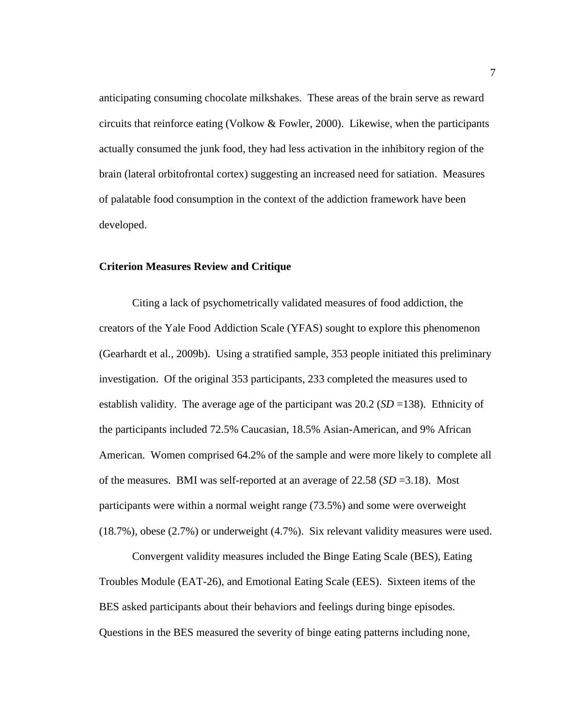anticipating consuming chocolate milkshakes. These areas of the brain serve as reward circuits that reinforce eating (Volkow & Fowler, 2000). Likewise, when the participants actually consumed the junk food, they had less activation in the inhibitory region of the brain (lateral orbitofrontal cortex) suggesting an increased need for satiation. Measures of palatable food consumption in the context of the addiction framework have been developed.

## Criterion Measures Review and Critique

Citing a lack of psychometrically validated measures of food addiction, the creators of the Yale Food Addiction Scale (YFAS) sought to explore this phenomenon (Gearhardt et al., 2009b). Using a stratified sample, 353 people initiated this preliminary investigation. Of the original 353 participants, 233 completed the measures used to establish validity. The average age of the participant was 20.2 (*SD* =138). Ethnicity of the participants included 72.5% Caucasian, 18.5% Asian-American, and 9% African American. Women comprised 64.2% of the sample and were more likely to complete all of the measures. BMI was self-reported at an average of 22.58 (*SD* =3.18). Most participants were within a normal weight range (73.5%) and some were overweight (18.7%), obese (2.7%) or underweight (4.7%). Six relevant validity measures were used.

Convergent validity measures included the Binge Eating Scale (BES), Eating Troubles Module (EAT-26), and Emotional Eating Scale (EES). Sixteen items of the BES asked participants about their behaviors and feelings during binge episodes. Questions in the BES measured the severity of binge eating patterns including none,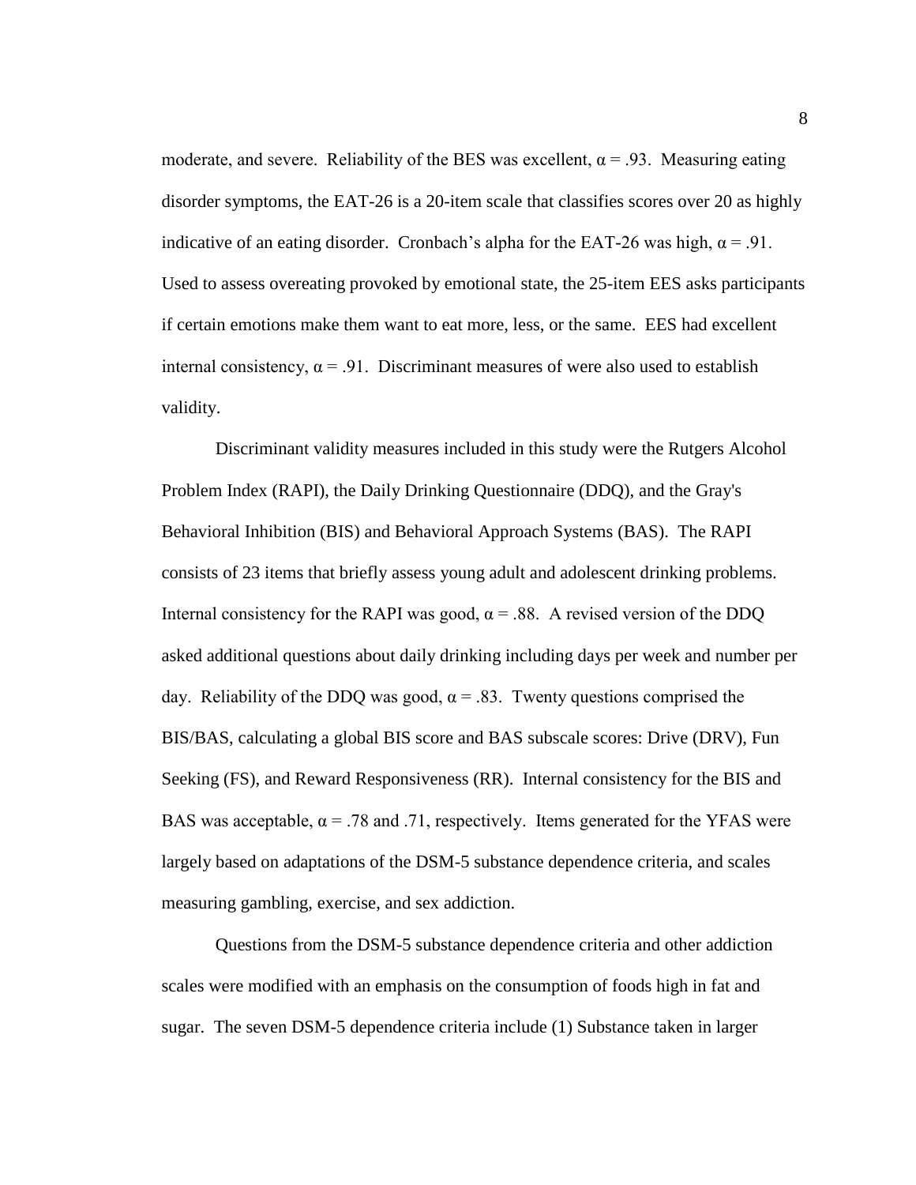moderate, and severe. Reliability of the BES was excellent, $\alpha = .93$. Measuring eating disorder symptoms, the EAT-26 is a 20-item scale that classifies scores over 20 as highly indicative of an eating disorder. Cronbach's alpha for the EAT-26 was high, $\alpha = .91$. Used to assess overeating provoked by emotional state, the 25-item EES asks participants if certain emotions make them want to eat more, less, or the same. EES had excellent internal consistency, $\alpha = .91$. Discriminant measures of were also used to establish validity.

Discriminant validity measures included in this study were the Rutgers Alcohol Problem Index (RAPI), the Daily Drinking Questionnaire (DDQ), and the Gray's Behavioral Inhibition (BIS) and Behavioral Approach Systems (BAS). The RAPI consists of 23 items that briefly assess young adult and adolescent drinking problems. Internal consistency for the RAPI was good, $\alpha = .88$. A revised version of the DDQ asked additional questions about daily drinking including days per week and number per day. Reliability of the DDQ was good, $\alpha = .83$. Twenty questions comprised the BIS/BAS, calculating a global BIS score and BAS subscale scores: Drive (DRV), Fun Seeking (FS), and Reward Responsiveness (RR). Internal consistency for the BIS and BAS was acceptable, $\alpha = .78$ and .71, respectively. Items generated for the YFAS were largely based on adaptations of the DSM-5 substance dependence criteria, and scales measuring gambling, exercise, and sex addiction.

Questions from the DSM-5 substance dependence criteria and other addiction scales were modified with an emphasis on the consumption of foods high in fat and sugar. The seven DSM-5 dependence criteria include (1) Substance taken in larger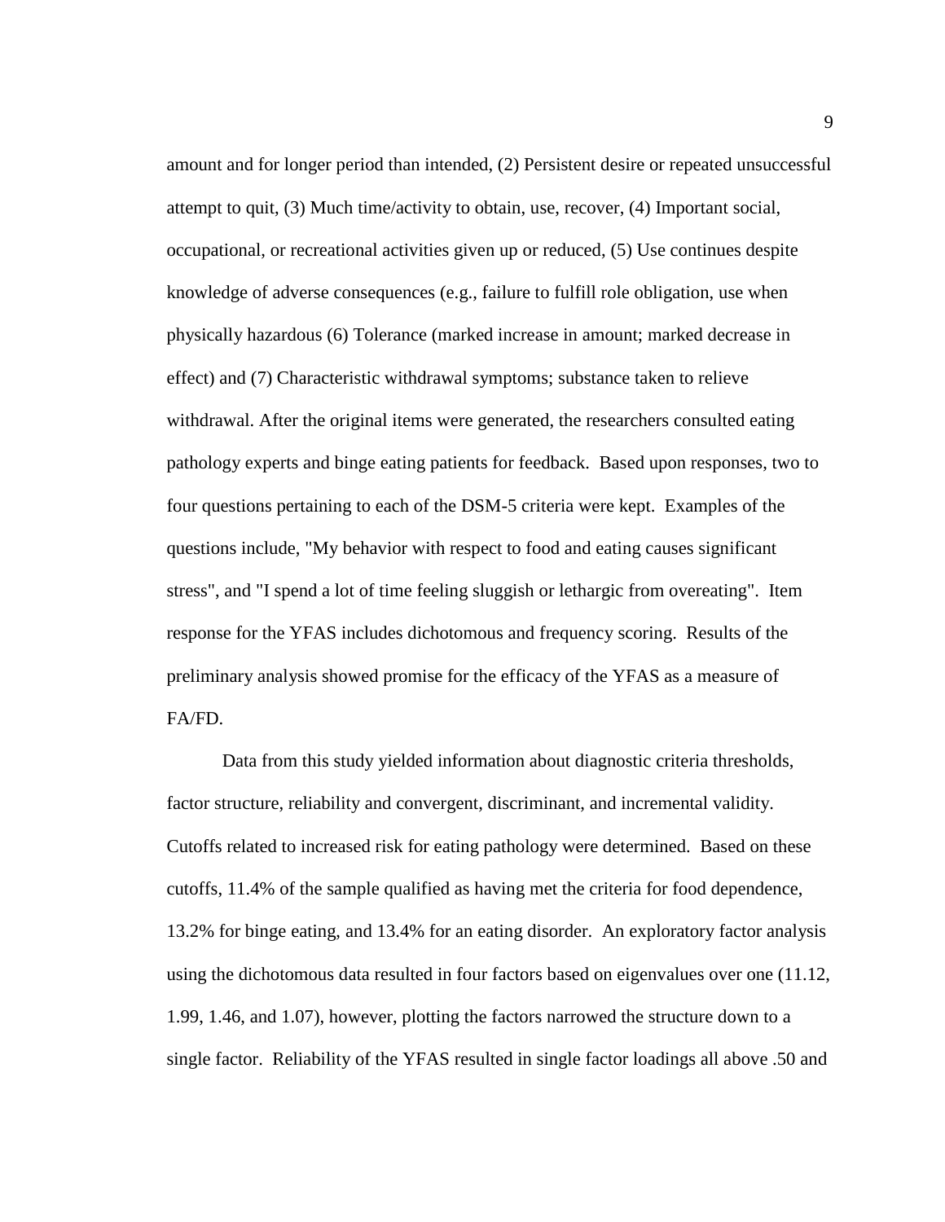amount and for longer period than intended, (2) Persistent desire or repeated unsuccessful attempt to quit, (3) Much time/activity to obtain, use, recover, (4) Important social, occupational, or recreational activities given up or reduced, (5) Use continues despite knowledge of adverse consequences (e.g., failure to fulfill role obligation, use when physically hazardous (6) Tolerance (marked increase in amount; marked decrease in effect) and (7) Characteristic withdrawal symptoms; substance taken to relieve withdrawal. After the original items were generated, the researchers consulted eating pathology experts and binge eating patients for feedback. Based upon responses, two to four questions pertaining to each of the DSM-5 criteria were kept. Examples of the questions include, "My behavior with respect to food and eating causes significant stress", and "I spend a lot of time feeling sluggish or lethargic from overeating". Item response for the YFAS includes dichotomous and frequency scoring. Results of the preliminary analysis showed promise for the efficacy of the YFAS as a measure of FA/FD.

Data from this study yielded information about diagnostic criteria thresholds, factor structure, reliability and convergent, discriminant, and incremental validity. Cutoffs related to increased risk for eating pathology were determined. Based on these cutoffs, 11.4% of the sample qualified as having met the criteria for food dependence, 13.2% for binge eating, and 13.4% for an eating disorder. An exploratory factor analysis using the dichotomous data resulted in four factors based on eigenvalues over one (11.12, 1.99, 1.46, and 1.07), however, plotting the factors narrowed the structure down to a single factor. Reliability of the YFAS resulted in single factor loadings all above .50 and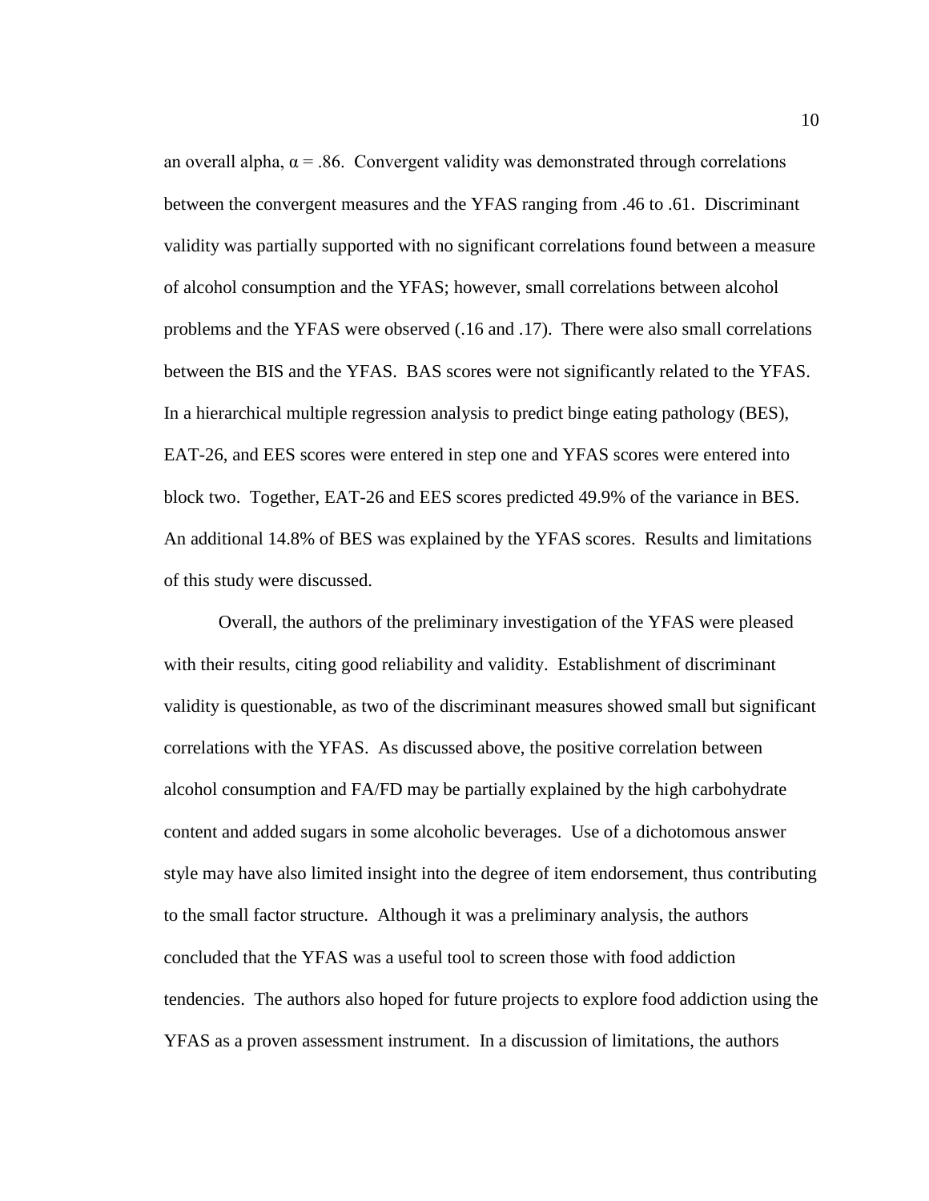an overall alpha, $\alpha = .86$. Convergent validity was demonstrated through correlations between the convergent measures and the YFAS ranging from .46 to .61. Discriminant validity was partially supported with no significant correlations found between a measure of alcohol consumption and the YFAS; however, small correlations between alcohol problems and the YFAS were observed (.16 and .17). There were also small correlations between the BIS and the YFAS. BAS scores were not significantly related to the YFAS. In a hierarchical multiple regression analysis to predict binge eating pathology (BES), EAT-26, and EES scores were entered in step one and YFAS scores were entered into block two. Together, EAT-26 and EES scores predicted 49.9% of the variance in BES. An additional 14.8% of BES was explained by the YFAS scores. Results and limitations of this study were discussed.

Overall, the authors of the preliminary investigation of the YFAS were pleased with their results, citing good reliability and validity. Establishment of discriminant validity is questionable, as two of the discriminant measures showed small but significant correlations with the YFAS. As discussed above, the positive correlation between alcohol consumption and FA/FD may be partially explained by the high carbohydrate content and added sugars in some alcoholic beverages. Use of a dichotomous answer style may have also limited insight into the degree of item endorsement, thus contributing to the small factor structure. Although it was a preliminary analysis, the authors concluded that the YFAS was a useful tool to screen those with food addiction tendencies. The authors also hoped for future projects to explore food addiction using the YFAS as a proven assessment instrument. In a discussion of limitations, the authors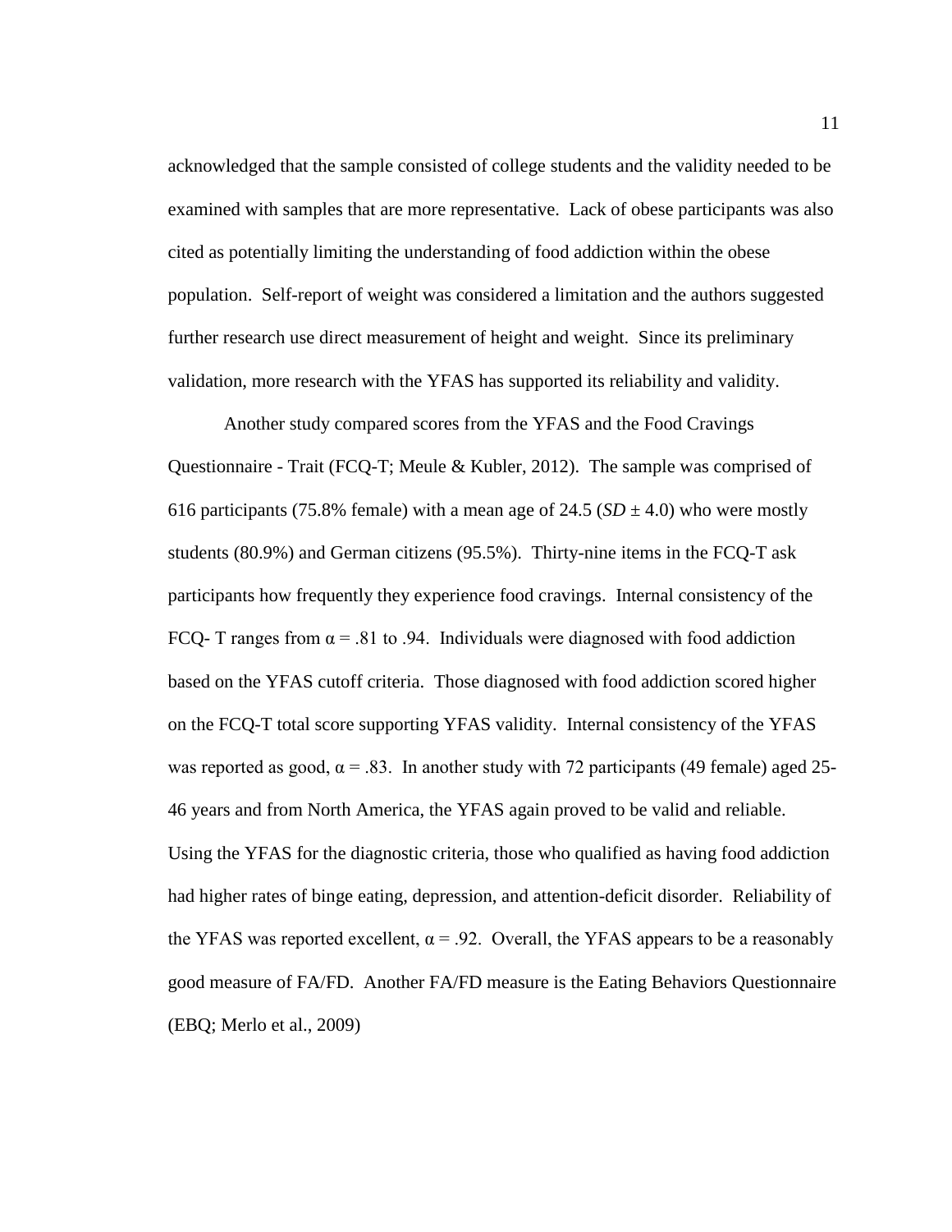acknowledged that the sample consisted of college students and the validity needed to be examined with samples that are more representative. Lack of obese participants was also cited as potentially limiting the understanding of food addiction within the obese population. Self-report of weight was considered a limitation and the authors suggested further research use direct measurement of height and weight. Since its preliminary validation, more research with the YFAS has supported its reliability and validity.

Another study compared scores from the YFAS and the Food Cravings Questionnaire - Trait (FCQ-T; Meule & Kubler, 2012). The sample was comprised of 616 participants (75.8% female) with a mean age of 24.5 (*SD* ± 4.0) who were mostly students (80.9%) and German citizens (95.5%). Thirty-nine items in the FCQ-T ask participants how frequently they experience food cravings. Internal consistency of the FCQ- T ranges from $\alpha = .81$ to .94. Individuals were diagnosed with food addiction based on the YFAS cutoff criteria. Those diagnosed with food addiction scored higher on the FCQ-T total score supporting YFAS validity. Internal consistency of the YFAS was reported as good, $\alpha = .83$. In another study with 72 participants (49 female) aged 25-46 years and from North America, the YFAS again proved to be valid and reliable. Using the YFAS for the diagnostic criteria, those who qualified as having food addiction had higher rates of binge eating, depression, and attention-deficit disorder. Reliability of the YFAS was reported excellent, $\alpha = .92$. Overall, the YFAS appears to be a reasonably good measure of FA/FD. Another FA/FD measure is the Eating Behaviors Questionnaire (EBQ; Merlo et al., 2009)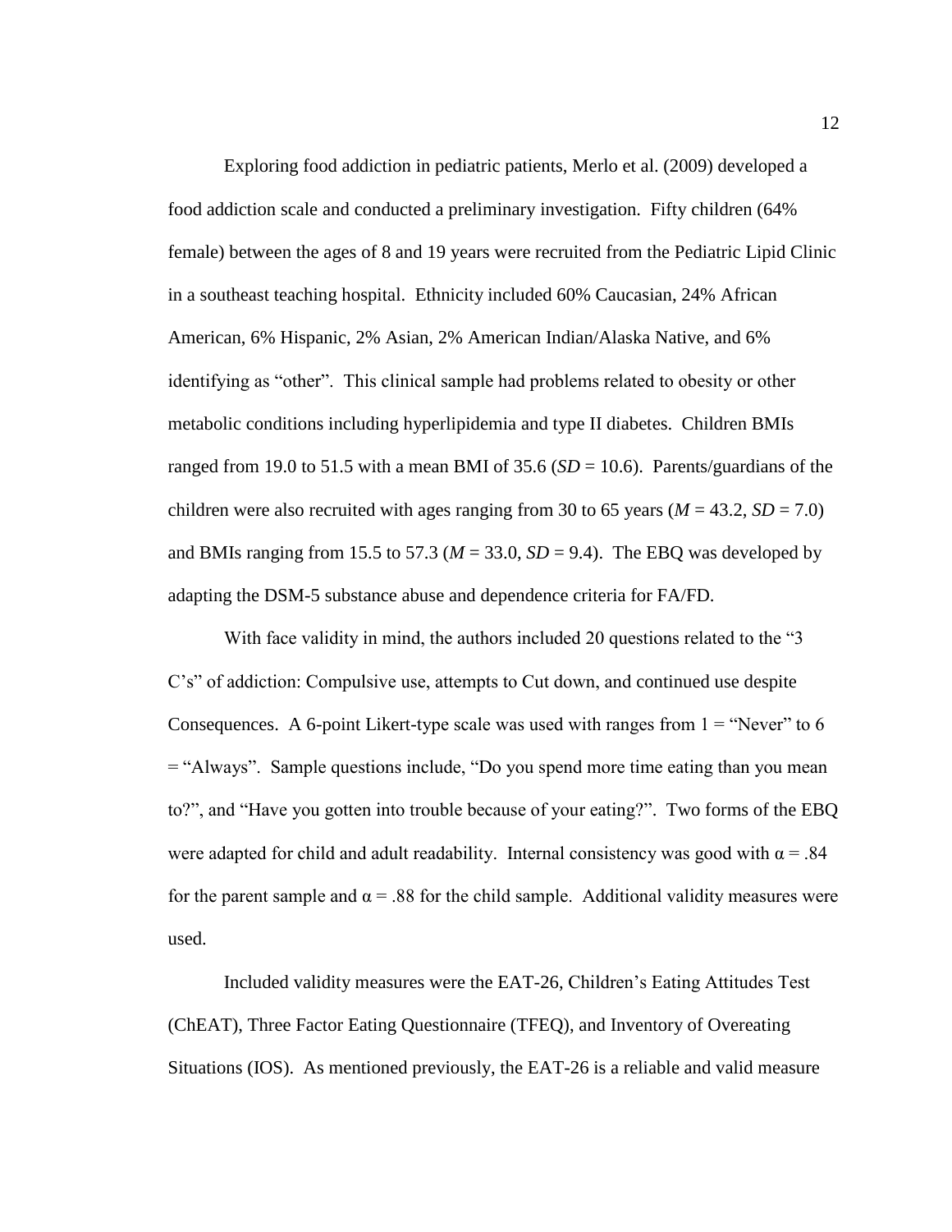Exploring food addiction in pediatric patients, Merlo et al. (2009) developed a food addiction scale and conducted a preliminary investigation. Fifty children (64% female) between the ages of 8 and 19 years were recruited from the Pediatric Lipid Clinic in a southeast teaching hospital. Ethnicity included 60% Caucasian, 24% African American, 6% Hispanic, 2% Asian, 2% American Indian/Alaska Native, and 6% identifying as "other". This clinical sample had problems related to obesity or other metabolic conditions including hyperlipidemia and type II diabetes. Children BMIs ranged from 19.0 to 51.5 with a mean BMI of 35.6 ($SD$ = 10.6). Parents/guardians of the children were also recruited with ages ranging from 30 to 65 years ($M$ = 43.2, $SD$ = 7.0) and BMIs ranging from 15.5 to 57.3 ($M$ = 33.0, $SD$ = 9.4). The EBQ was developed by adapting the DSM-5 substance abuse and dependence criteria for FA/FD.

With face validity in mind, the authors included 20 questions related to the "3 C's" of addiction: Compulsive use, attempts to Cut down, and continued use despite Consequences. A 6-point Likert-type scale was used with ranges from 1 = "Never" to 6 = "Always". Sample questions include, "Do you spend more time eating than you mean to?", and "Have you gotten into trouble because of your eating?". Two forms of the EBQ were adapted for child and adult readability. Internal consistency was good with $\alpha = .84$ for the parent sample and $\alpha = .88$ for the child sample. Additional validity measures were used.

Included validity measures were the EAT-26, Children's Eating Attitudes Test (ChEAT), Three Factor Eating Questionnaire (TFEQ), and Inventory of Overeating Situations (IOS). As mentioned previously, the EAT-26 is a reliable and valid measure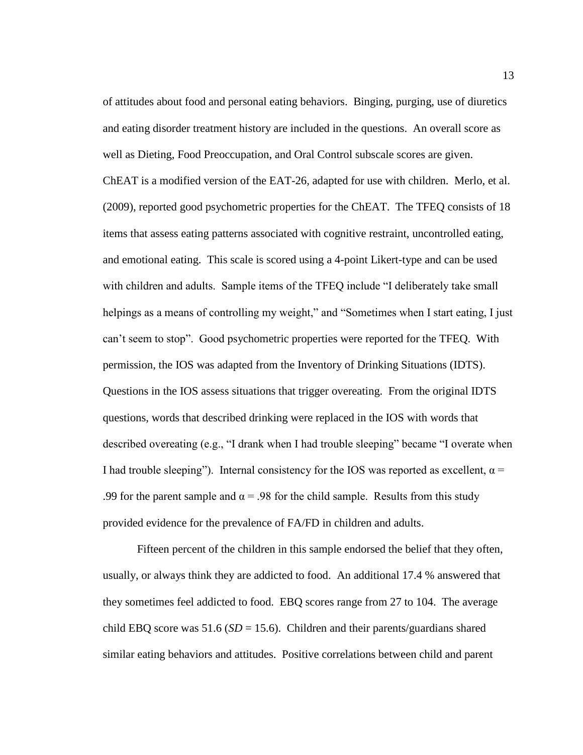of attitudes about food and personal eating behaviors. Binging, purging, use of diuretics and eating disorder treatment history are included in the questions. An overall score as well as Dieting, Food Preoccupation, and Oral Control subscale scores are given. ChEAT is a modified version of the EAT-26, adapted for use with children. Merlo, et al. (2009), reported good psychometric properties for the ChEAT. The TFEQ consists of 18 items that assess eating patterns associated with cognitive restraint, uncontrolled eating, and emotional eating. This scale is scored using a 4-point Likert-type and can be used with children and adults. Sample items of the TFEQ include "I deliberately take small helpings as a means of controlling my weight," and "Sometimes when I start eating, I just can't seem to stop". Good psychometric properties were reported for the TFEQ. With permission, the IOS was adapted from the Inventory of Drinking Situations (IDTS). Questions in the IOS assess situations that trigger overeating. From the original IDTS questions, words that described drinking were replaced in the IOS with words that described overeating (e.g., "I drank when I had trouble sleeping" became "I overate when I had trouble sleeping"). Internal consistency for the IOS was reported as excellent, $\alpha$ = .99 for the parent sample and $\alpha$ = .98 for the child sample. Results from this study provided evidence for the prevalence of FA/FD in children and adults.

Fifteen percent of the children in this sample endorsed the belief that they often, usually, or always think they are addicted to food. An additional 17.4 % answered that they sometimes feel addicted to food. EBQ scores range from 27 to 104. The average child EBQ score was 51.6 ($SD$ = 15.6). Children and their parents/guardians shared similar eating behaviors and attitudes. Positive correlations between child and parent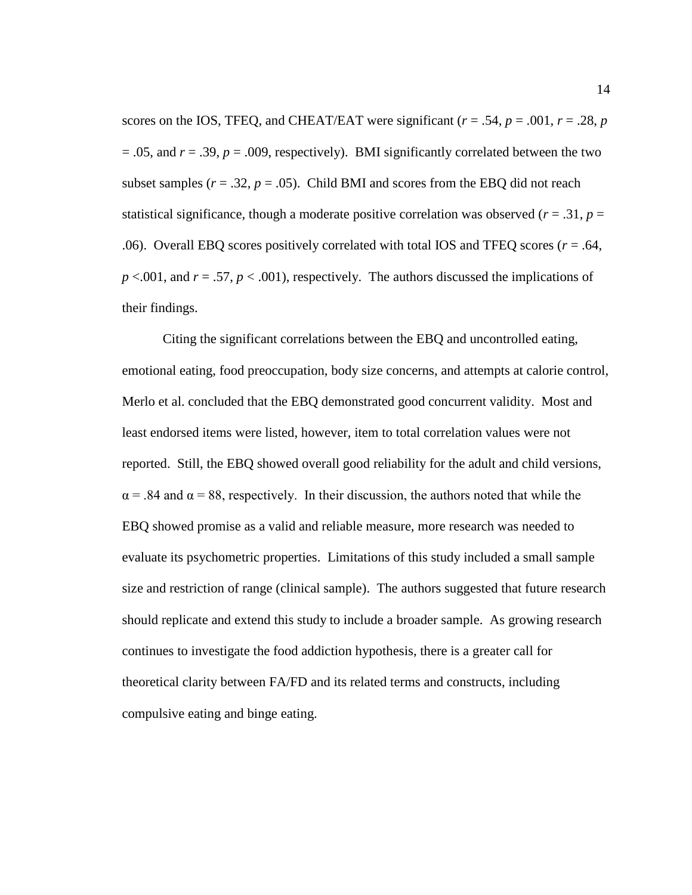scores on the IOS, TFEQ, and CHEAT/EAT were significant ($r = .54$, $p = .001$, $r = .28$, $p = .05$, and $r = .39$, $p = .009$, respectively). BMI significantly correlated between the two subset samples ($r = .32$, $p = .05$). Child BMI and scores from the EBQ did not reach statistical significance, though a moderate positive correlation was observed ($r = .31$, $p = .06$). Overall EBQ scores positively correlated with total IOS and TFEQ scores ($r = .64$, $p < .001$, and $r = .57$, $p < .001$), respectively. The authors discussed the implications of their findings.

Citing the significant correlations between the EBQ and uncontrolled eating, emotional eating, food preoccupation, body size concerns, and attempts at calorie control, Merlo et al. concluded that the EBQ demonstrated good concurrent validity. Most and least endorsed items were listed, however, item to total correlation values were not reported. Still, the EBQ showed overall good reliability for the adult and child versions, $\alpha = .84$ and $\alpha = 88$, respectively. In their discussion, the authors noted that while the EBQ showed promise as a valid and reliable measure, more research was needed to evaluate its psychometric properties. Limitations of this study included a small sample size and restriction of range (clinical sample). The authors suggested that future research should replicate and extend this study to include a broader sample. As growing research continues to investigate the food addiction hypothesis, there is a greater call for theoretical clarity between FA/FD and its related terms and constructs, including compulsive eating and binge eating.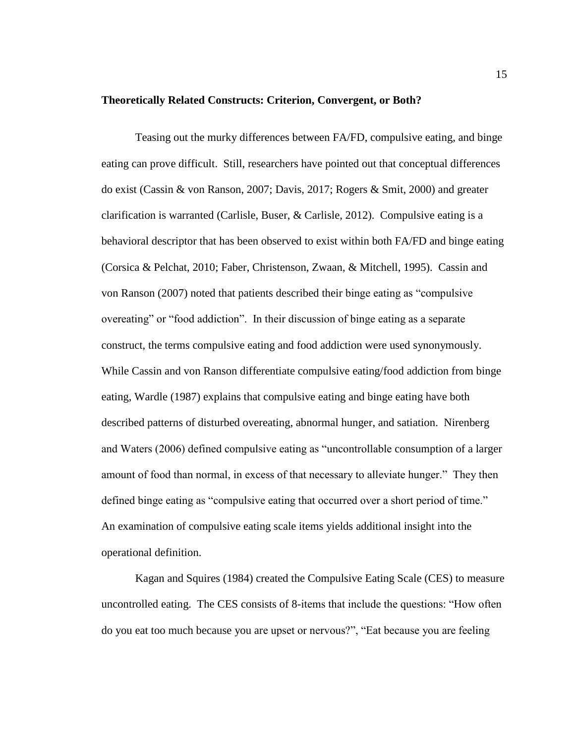**Theoretically Related Constructs: Criterion, Convergent, or Both?**

Teasing out the murky differences between FA/FD, compulsive eating, and binge eating can prove difficult. Still, researchers have pointed out that conceptual differences do exist (Cassin & von Ranson, 2007; Davis, 2017; Rogers & Smit, 2000) and greater clarification is warranted (Carlisle, Buser, & Carlisle, 2012). Compulsive eating is a behavioral descriptor that has been observed to exist within both FA/FD and binge eating (Corsica & Pelchat, 2010; Faber, Christenson, Zwaan, & Mitchell, 1995). Cassin and von Ranson (2007) noted that patients described their binge eating as "compulsive overeating" or "food addiction". In their discussion of binge eating as a separate construct, the terms compulsive eating and food addiction were used synonymously. While Cassin and von Ranson differentiate compulsive eating/food addiction from binge eating, Wardle (1987) explains that compulsive eating and binge eating have both described patterns of disturbed overeating, abnormal hunger, and satiation. Nirenberg and Waters (2006) defined compulsive eating as "uncontrollable consumption of a larger amount of food than normal, in excess of that necessary to alleviate hunger." They then defined binge eating as "compulsive eating that occurred over a short period of time." An examination of compulsive eating scale items yields additional insight into the operational definition.

Kagan and Squires (1984) created the Compulsive Eating Scale (CES) to measure uncontrolled eating. The CES consists of 8-items that include the questions: "How often do you eat too much because you are upset or nervous?", "Eat because you are feeling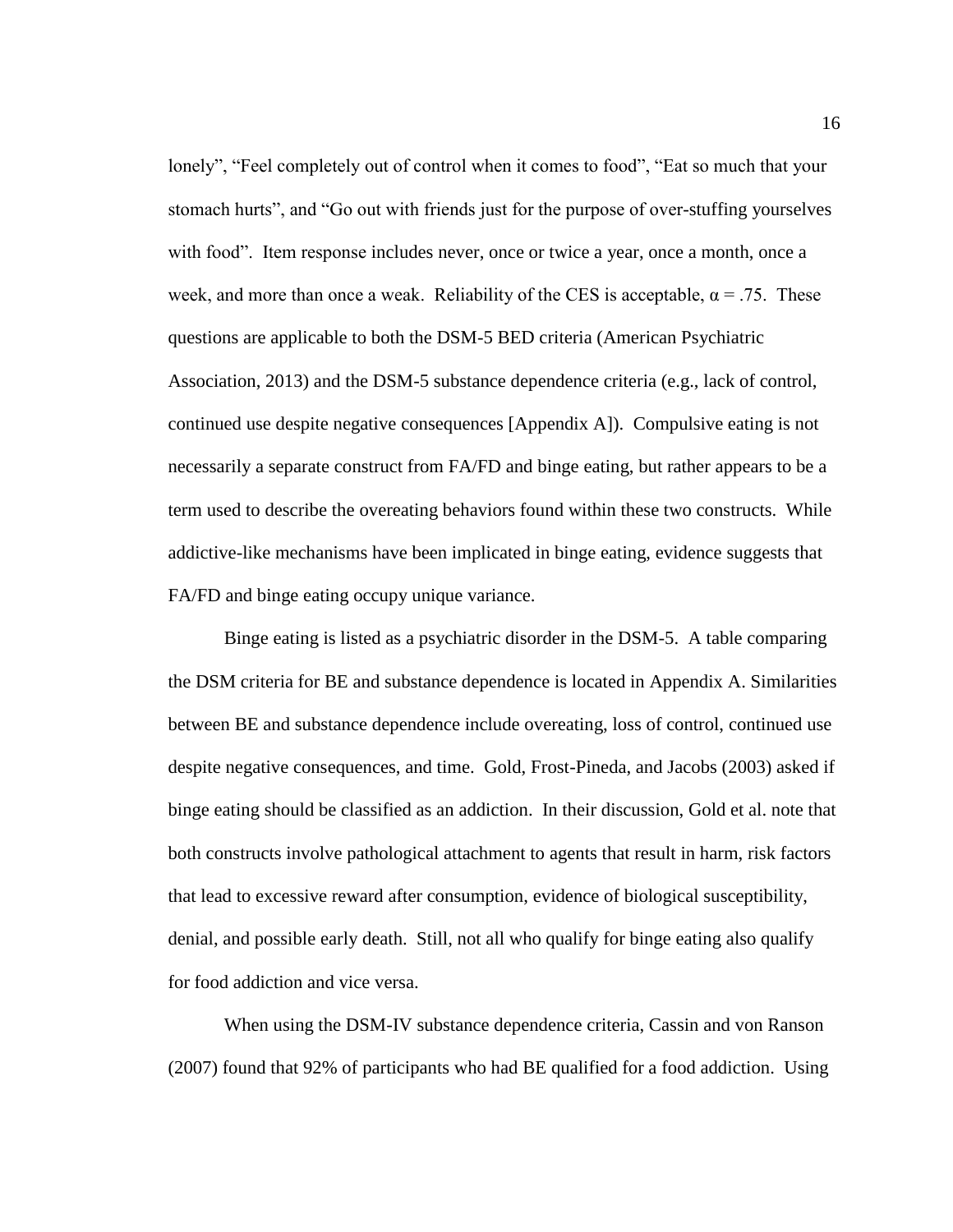lonely", "Feel completely out of control when it comes to food", "Eat so much that your stomach hurts", and "Go out with friends just for the purpose of over-stuffing yourselves with food". Item response includes never, once or twice a year, once a month, once a week, and more than once a weak. Reliability of the CES is acceptable, $\alpha = .75$. These questions are applicable to both the DSM-5 BED criteria (American Psychiatric Association, 2013) and the DSM-5 substance dependence criteria (e.g., lack of control, continued use despite negative consequences [Appendix A]). Compulsive eating is not necessarily a separate construct from FA/FD and binge eating, but rather appears to be a term used to describe the overeating behaviors found within these two constructs. While addictive-like mechanisms have been implicated in binge eating, evidence suggests that FA/FD and binge eating occupy unique variance.

Binge eating is listed as a psychiatric disorder in the DSM-5. A table comparing the DSM criteria for BE and substance dependence is located in Appendix A. Similarities between BE and substance dependence include overeating, loss of control, continued use despite negative consequences, and time. Gold, Frost-Pineda, and Jacobs (2003) asked if binge eating should be classified as an addiction. In their discussion, Gold et al. note that both constructs involve pathological attachment to agents that result in harm, risk factors that lead to excessive reward after consumption, evidence of biological susceptibility, denial, and possible early death. Still, not all who qualify for binge eating also qualify for food addiction and vice versa.

When using the DSM-IV substance dependence criteria, Cassin and von Ranson (2007) found that 92% of participants who had BE qualified for a food addiction. Using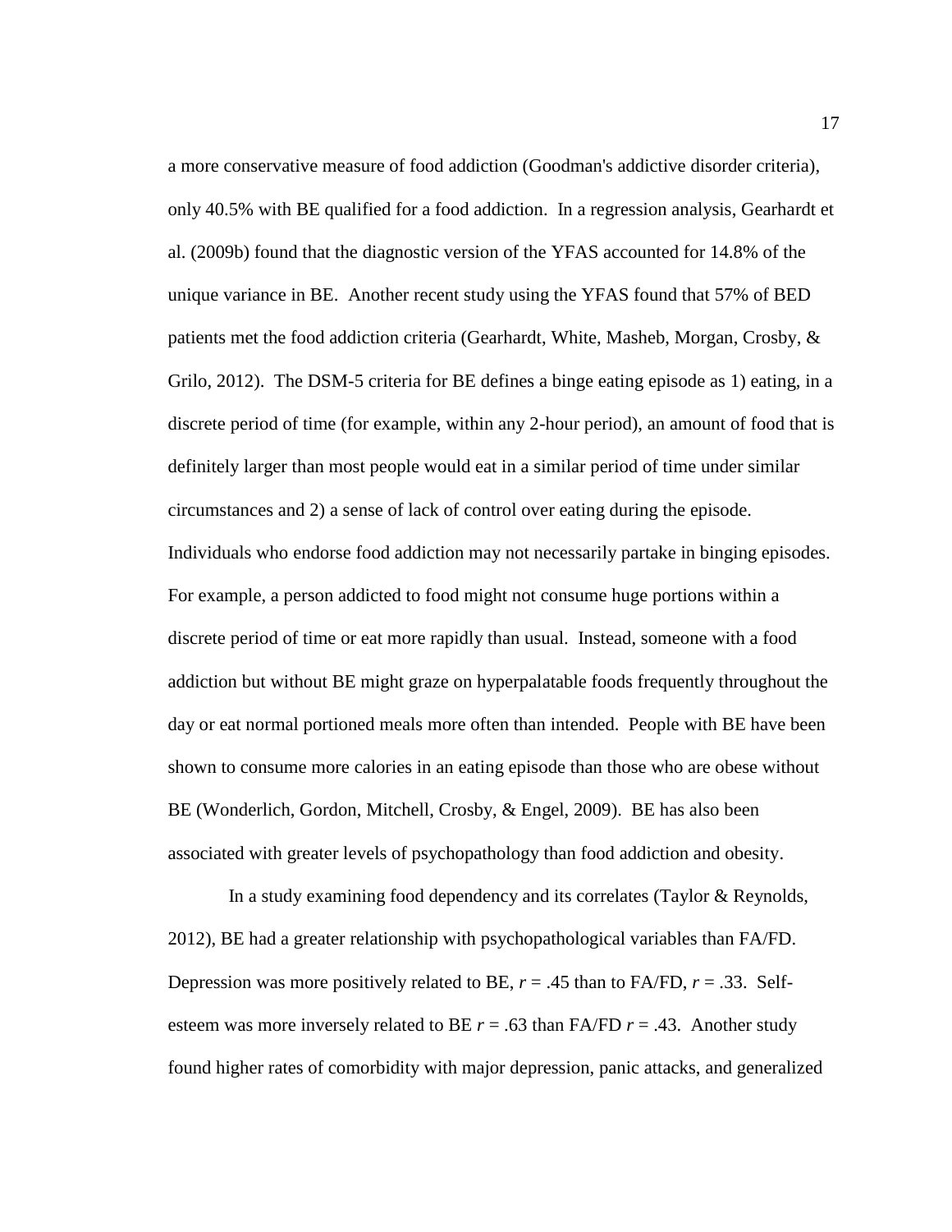a more conservative measure of food addiction (Goodman's addictive disorder criteria), only 40.5% with BE qualified for a food addiction. In a regression analysis, Gearhardt et al. (2009b) found that the diagnostic version of the YFAS accounted for 14.8% of the unique variance in BE. Another recent study using the YFAS found that 57% of BED patients met the food addiction criteria (Gearhardt, White, Masheb, Morgan, Crosby, & Grilo, 2012). The DSM-5 criteria for BE defines a binge eating episode as 1) eating, in a discrete period of time (for example, within any 2-hour period), an amount of food that is definitely larger than most people would eat in a similar period of time under similar circumstances and 2) a sense of lack of control over eating during the episode. Individuals who endorse food addiction may not necessarily partake in binging episodes. For example, a person addicted to food might not consume huge portions within a discrete period of time or eat more rapidly than usual. Instead, someone with a food addiction but without BE might graze on hyperpalatable foods frequently throughout the day or eat normal portioned meals more often than intended. People with BE have been shown to consume more calories in an eating episode than those who are obese without BE (Wonderlich, Gordon, Mitchell, Crosby, & Engel, 2009). BE has also been associated with greater levels of psychopathology than food addiction and obesity.

In a study examining food dependency and its correlates (Taylor & Reynolds, 2012), BE had a greater relationship with psychopathological variables than FA/FD. Depression was more positively related to BE, $r = .45$ than to FA/FD, $r = .33$. Self-esteem was more inversely related to BE $r = .63$ than FA/FD $r = .43$. Another study found higher rates of comorbidity with major depression, panic attacks, and generalized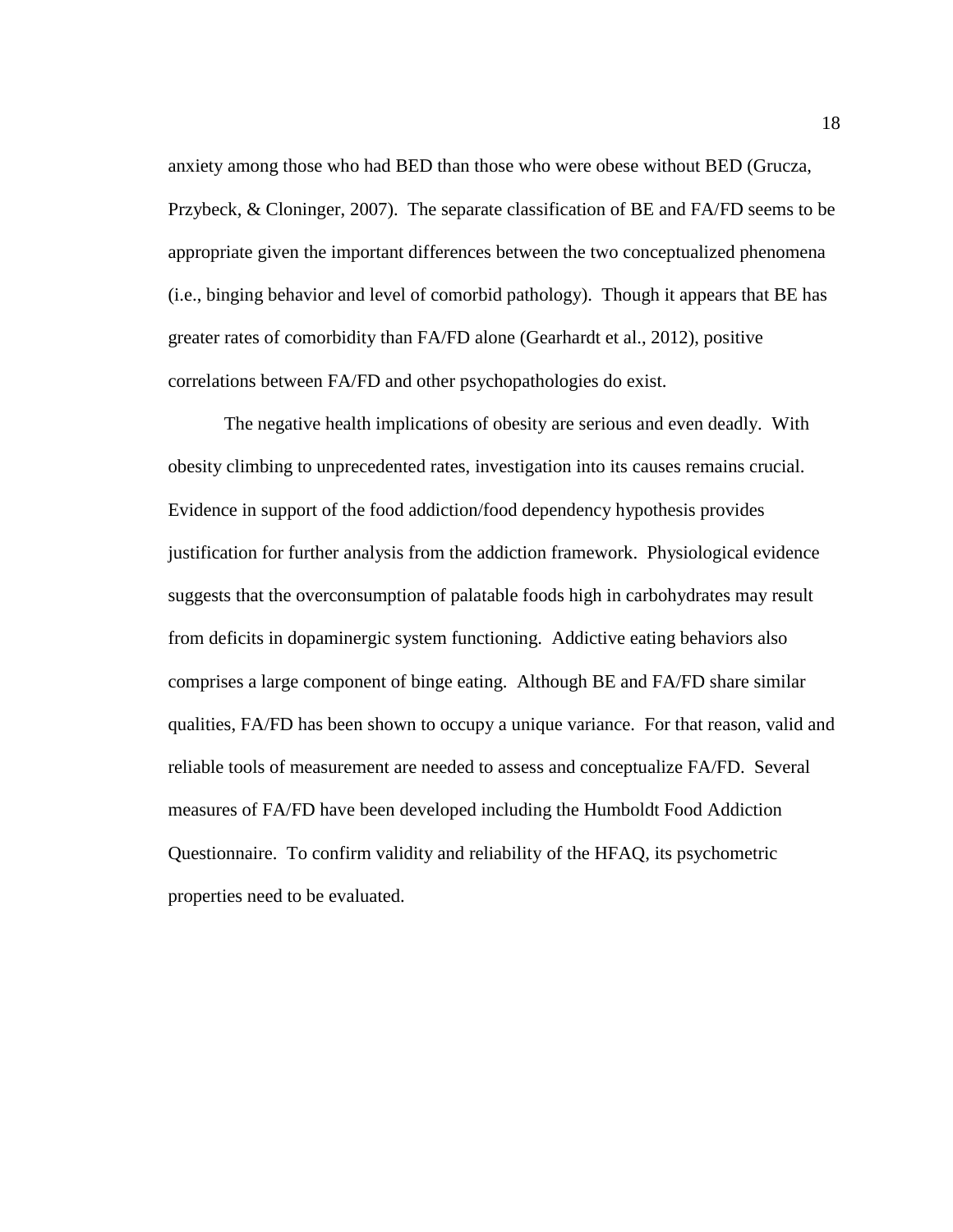anxiety among those who had BED than those who were obese without BED (Grucza, Przybeck, & Cloninger, 2007). The separate classification of BE and FA/FD seems to be appropriate given the important differences between the two conceptualized phenomena (i.e., binging behavior and level of comorbid pathology). Though it appears that BE has greater rates of comorbidity than FA/FD alone (Gearhardt et al., 2012), positive correlations between FA/FD and other psychopathologies do exist.

The negative health implications of obesity are serious and even deadly. With obesity climbing to unprecedented rates, investigation into its causes remains crucial. Evidence in support of the food addiction/food dependency hypothesis provides justification for further analysis from the addiction framework. Physiological evidence suggests that the overconsumption of palatable foods high in carbohydrates may result from deficits in dopaminergic system functioning. Addictive eating behaviors also comprises a large component of binge eating. Although BE and FA/FD share similar qualities, FA/FD has been shown to occupy a unique variance. For that reason, valid and reliable tools of measurement are needed to assess and conceptualize FA/FD. Several measures of FA/FD have been developed including the Humboldt Food Addiction Questionnaire. To confirm validity and reliability of the HFAQ, its psychometric properties need to be evaluated.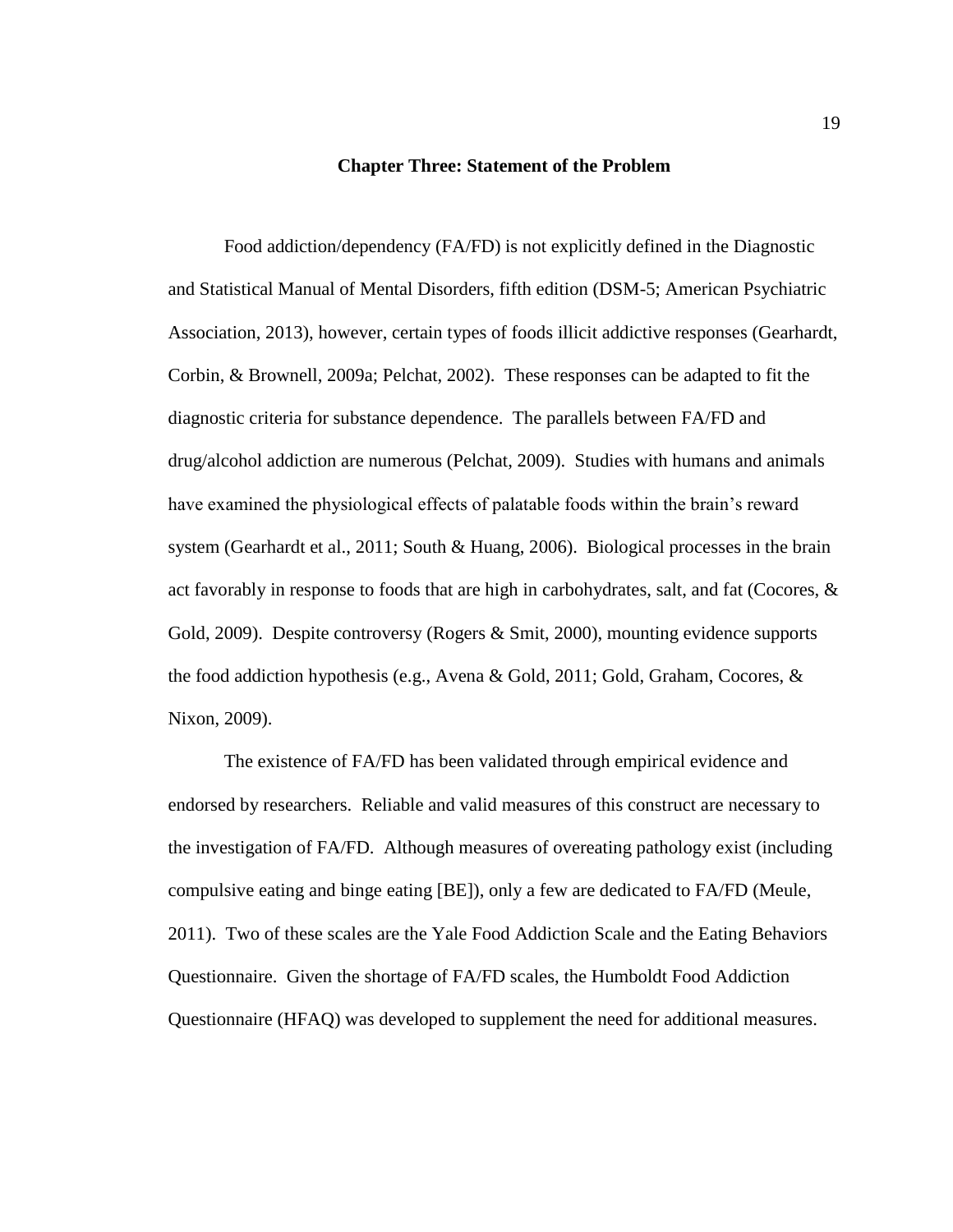## Chapter Three: Statement of the Problem

Food addiction/dependency (FA/FD) is not explicitly defined in the Diagnostic and Statistical Manual of Mental Disorders, fifth edition (DSM-5; American Psychiatric Association, 2013), however, certain types of foods illicit addictive responses (Gearhardt, Corbin, & Brownell, 2009a; Pelchat, 2002). These responses can be adapted to fit the diagnostic criteria for substance dependence. The parallels between FA/FD and drug/alcohol addiction are numerous (Pelchat, 2009). Studies with humans and animals have examined the physiological effects of palatable foods within the brain's reward system (Gearhardt et al., 2011; South & Huang, 2006). Biological processes in the brain act favorably in response to foods that are high in carbohydrates, salt, and fat (Cocores, & Gold, 2009). Despite controversy (Rogers & Smit, 2000), mounting evidence supports the food addiction hypothesis (e.g., Avena & Gold, 2011; Gold, Graham, Cocores, & Nixon, 2009).

The existence of FA/FD has been validated through empirical evidence and endorsed by researchers. Reliable and valid measures of this construct are necessary to the investigation of FA/FD. Although measures of overeating pathology exist (including compulsive eating and binge eating [BE]), only a few are dedicated to FA/FD (Meule, 2011). Two of these scales are the Yale Food Addiction Scale and the Eating Behaviors Questionnaire. Given the shortage of FA/FD scales, the Humboldt Food Addiction Questionnaire (HFAQ) was developed to supplement the need for additional measures.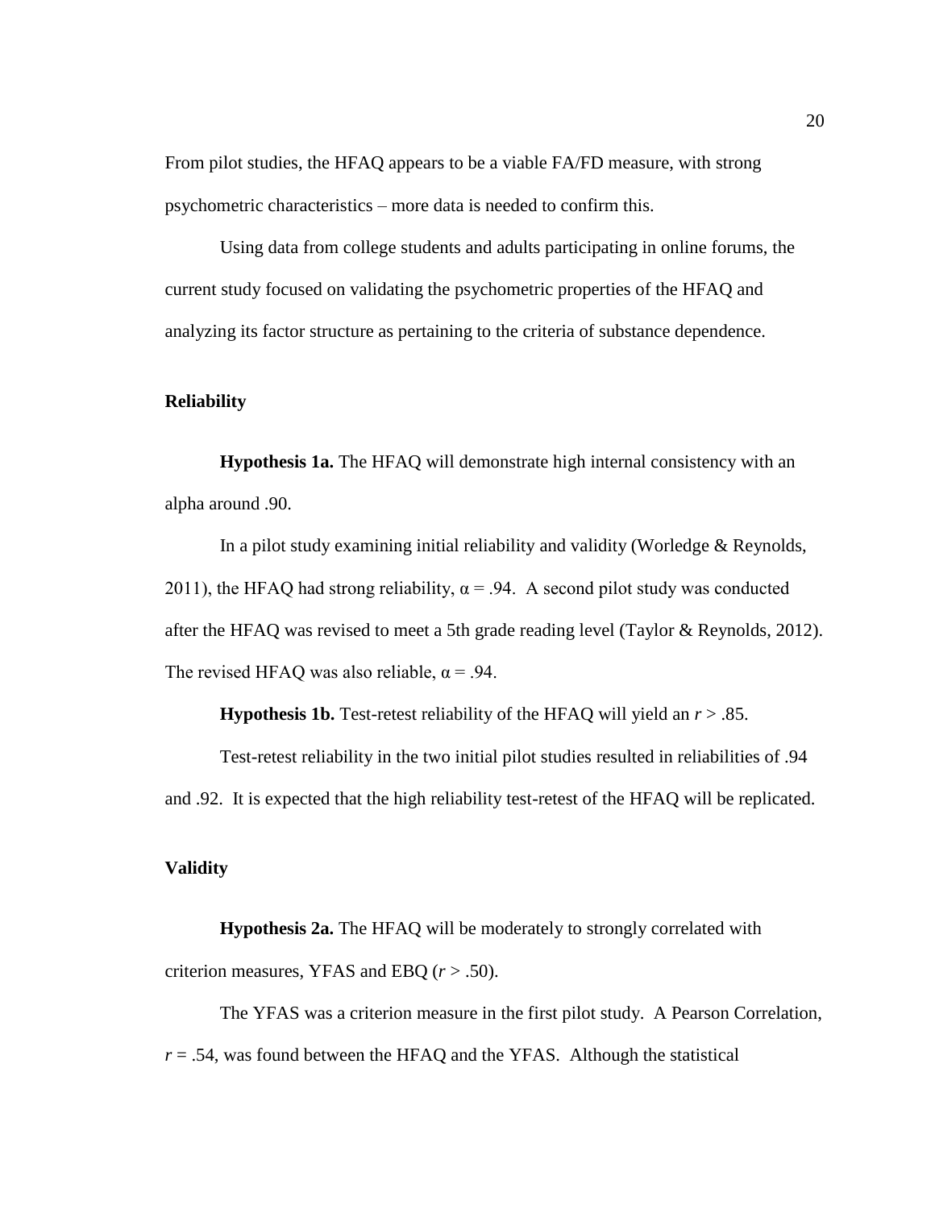From pilot studies, the HFAQ appears to be a viable FA/FD measure, with strong psychometric characteristics – more data is needed to confirm this.

Using data from college students and adults participating in online forums, the current study focused on validating the psychometric properties of the HFAQ and analyzing its factor structure as pertaining to the criteria of substance dependence.

### Reliability

**Hypothesis 1a.** The HFAQ will demonstrate high internal consistency with an alpha around .90.

In a pilot study examining initial reliability and validity (Worledge & Reynolds, 2011), the HFAQ had strong reliability, $\alpha = .94$. A second pilot study was conducted after the HFAQ was revised to meet a 5th grade reading level (Taylor & Reynolds, 2012). The revised HFAQ was also reliable, $\alpha = .94$.

**Hypothesis 1b.** Test-retest reliability of the HFAQ will yield an $r > .85$.

Test-retest reliability in the two initial pilot studies resulted in reliabilities of .94 and .92. It is expected that the high reliability test-retest of the HFAQ will be replicated.

### Validity

**Hypothesis 2a.** The HFAQ will be moderately to strongly correlated with criterion measures, YFAS and EBQ ($r > .50$).

The YFAS was a criterion measure in the first pilot study. A Pearson Correlation, $r = .54$, was found between the HFAQ and the YFAS. Although the statistical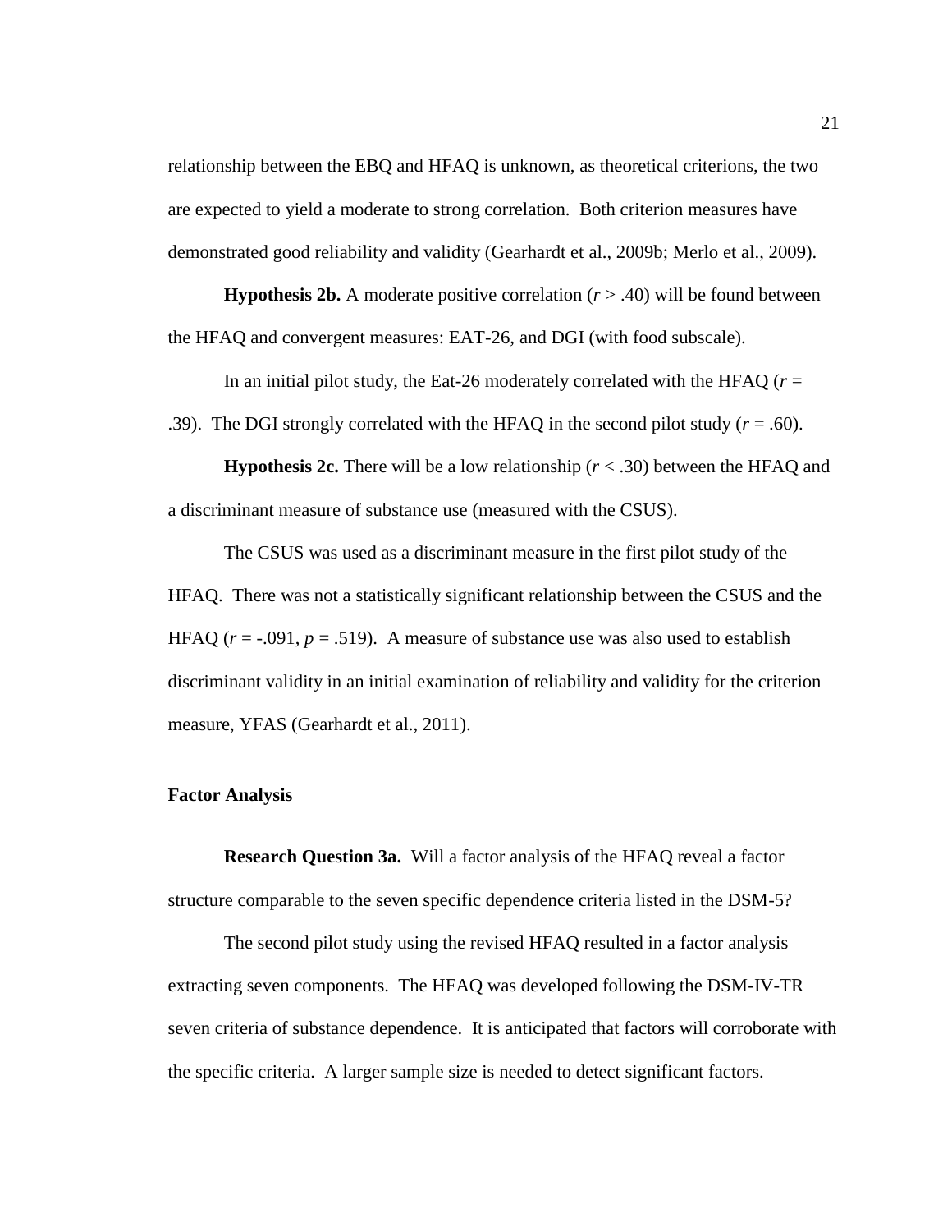relationship between the EBQ and HFAQ is unknown, as theoretical criterions, the two are expected to yield a moderate to strong correlation. Both criterion measures have demonstrated good reliability and validity (Gearhardt et al., 2009b; Merlo et al., 2009).

**Hypothesis 2b.** A moderate positive correlation ($r > .40$) will be found between the HFAQ and convergent measures: EAT-26, and DGI (with food subscale).

In an initial pilot study, the Eat-26 moderately correlated with the HFAQ ($r = .39$). The DGI strongly correlated with the HFAQ in the second pilot study ($r = .60$).

**Hypothesis 2c.** There will be a low relationship ($r < .30$) between the HFAQ and a discriminant measure of substance use (measured with the CSUS).

The CSUS was used as a discriminant measure in the first pilot study of the HFAQ. There was not a statistically significant relationship between the CSUS and the HFAQ ($r = -.091$, $p = .519$). A measure of substance use was also used to establish discriminant validity in an initial examination of reliability and validity for the criterion measure, YFAS (Gearhardt et al., 2011).

### Factor Analysis

**Research Question 3a.** Will a factor analysis of the HFAQ reveal a factor structure comparable to the seven specific dependence criteria listed in the DSM-5?

The second pilot study using the revised HFAQ resulted in a factor analysis extracting seven components. The HFAQ was developed following the DSM-IV-TR seven criteria of substance dependence. It is anticipated that factors will corroborate with the specific criteria. A larger sample size is needed to detect significant factors.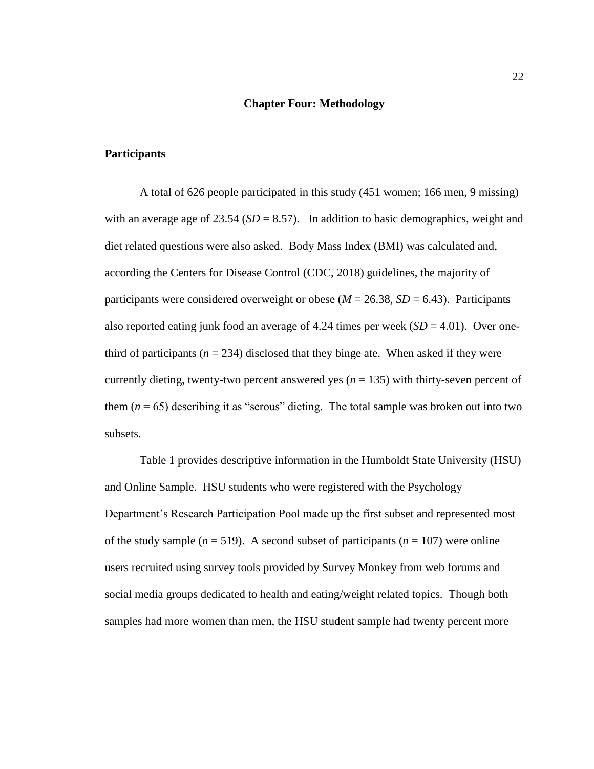# Chapter Four: Methodology

## Participants

A total of 626 people participated in this study (451 women; 166 men, 9 missing) with an average age of 23.54 (*SD* = 8.57). In addition to basic demographics, weight and diet related questions were also asked. Body Mass Index (BMI) was calculated and, according the Centers for Disease Control (CDC, 2018) guidelines, the majority of participants were considered overweight or obese (*M* = 26.38, *SD* = 6.43). Participants also reported eating junk food an average of 4.24 times per week (*SD* = 4.01). Over one-third of participants (*n* = 234) disclosed that they binge ate. When asked if they were currently dieting, twenty-two percent answered yes (*n* = 135) with thirty-seven percent of them (*n* = 65) describing it as "serous" dieting. The total sample was broken out into two subsets.

Table 1 provides descriptive information in the Humboldt State University (HSU) and Online Sample. HSU students who were registered with the Psychology Department's Research Participation Pool made up the first subset and represented most of the study sample (*n* = 519). A second subset of participants (*n* = 107) were online users recruited using survey tools provided by Survey Monkey from web forums and social media groups dedicated to health and eating/weight related topics. Though both samples had more women than men, the HSU student sample had twenty percent more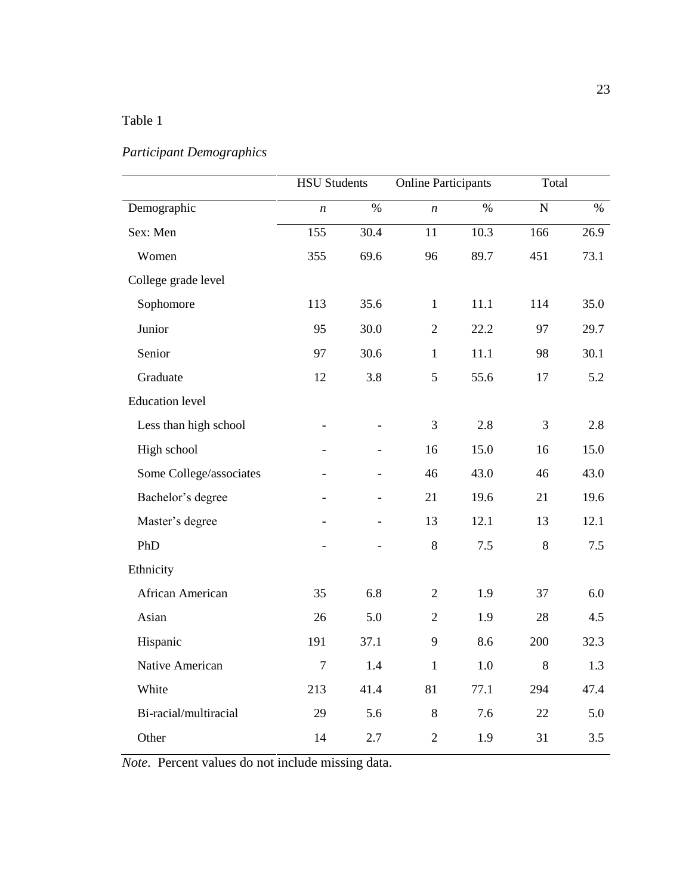Table 1

*Participant Demographics*

| | HSU Students | | Online Participants | | Total | |
|---|---|---|---|---|---|---|
| Demographic | *n* | % | *n* | % | N | % |
| Sex: Men | 155 | 30.4 | 11 | 10.3 | 166 | 26.9 |
| Women | 355 | 69.6 | 96 | 89.7 | 451 | 73.1 |
| College grade level | | | | | | |
| Sophomore | 113 | 35.6 | 1 | 11.1 | 114 | 35.0 |
| Junior | 95 | 30.0 | 2 | 22.2 | 97 | 29.7 |
| Senior | 97 | 30.6 | 1 | 11.1 | 98 | 30.1 |
| Graduate | 12 | 3.8 | 5 | 55.6 | 17 | 5.2 |
| Education level | | | | | | |
| Less than high school | - | - | 3 | 2.8 | 3 | 2.8 |
| High school | - | - | 16 | 15.0 | 16 | 15.0 |
| Some College/associates | - | - | 46 | 43.0 | 46 | 43.0 |
| Bachelor's degree | - | - | 21 | 19.6 | 21 | 19.6 |
| Master's degree | - | - | 13 | 12.1 | 13 | 12.1 |
| PhD | - | - | 8 | 7.5 | 8 | 7.5 |
| Ethnicity | | | | | | |
| African American | 35 | 6.8 | 2 | 1.9 | 37 | 6.0 |
| Asian | 26 | 5.0 | 2 | 1.9 | 28 | 4.5 |
| Hispanic | 191 | 37.1 | 9 | 8.6 | 200 | 32.3 |
| Native American | 7 | 1.4 | 1 | 1.0 | 8 | 1.3 |
| White | 213 | 41.4 | 81 | 77.1 | 294 | 47.4 |
| Bi-racial/multiracial | 29 | 5.6 | 8 | 7.6 | 22 | 5.0 |
| Other | 14 | 2.7 | 2 | 1.9 | 31 | 3.5 |

*Note.* Percent values do not include missing data.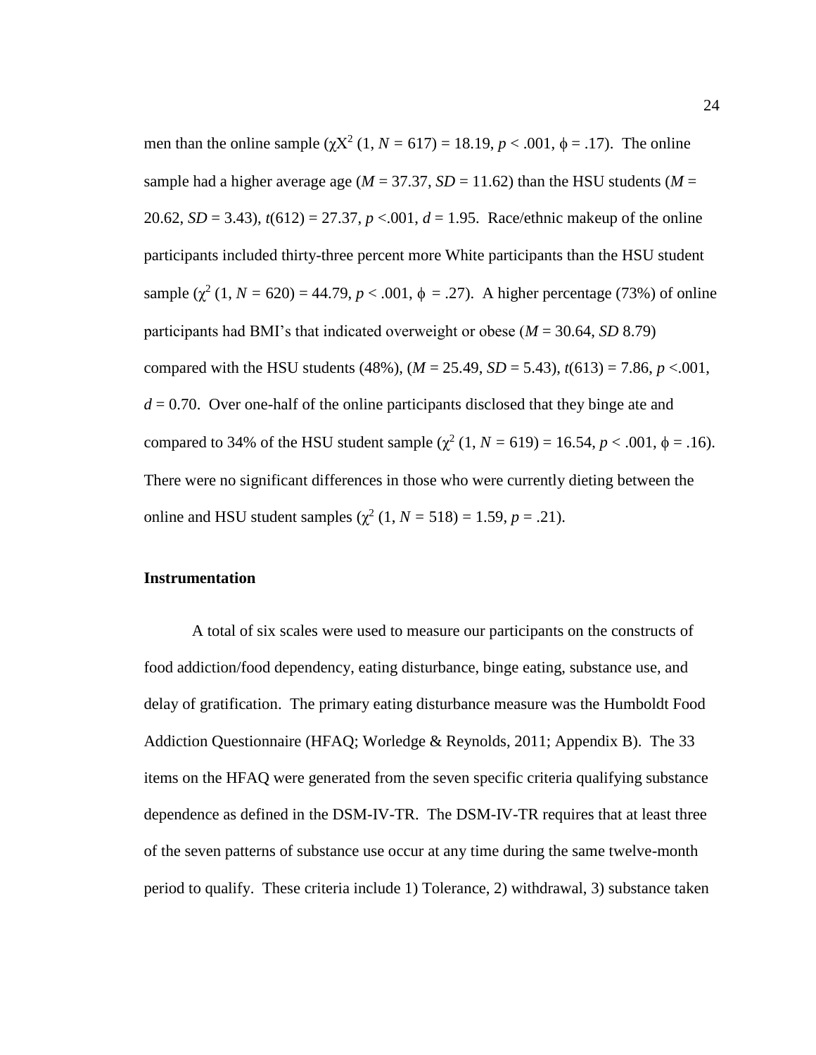men than the online sample ($\chi X^2$ (1, $N$ = 617) = 18.19, $p$ < .001, $\phi$ = .17). The online sample had a higher average age ($M$ = 37.37, $SD$ = 11.62) than the HSU students ($M$ = 20.62, $SD$ = 3.43), $t$(612) = 27.37, $p$ <.001, $d$ = 1.95. Race/ethnic makeup of the online participants included thirty-three percent more White participants than the HSU student sample ($\chi^2$ (1, $N$ = 620) = 44.79, $p$ < .001, $\phi$ = .27). A higher percentage (73%) of online participants had BMI's that indicated overweight or obese ($M$ = 30.64, $SD$ 8.79) compared with the HSU students (48%), ($M$ = 25.49, $SD$ = 5.43), $t$(613) = 7.86, $p$ <.001, $d$ = 0.70. Over one-half of the online participants disclosed that they binge ate and compared to 34% of the HSU student sample ($\chi^2$ (1, $N$ = 619) = 16.54, $p$ < .001, $\phi$ = .16). There were no significant differences in those who were currently dieting between the online and HSU student samples ($\chi^2$ (1, $N$ = 518) = 1.59, $p$ = .21).

### Instrumentation

A total of six scales were used to measure our participants on the constructs of food addiction/food dependency, eating disturbance, binge eating, substance use, and delay of gratification. The primary eating disturbance measure was the Humboldt Food Addiction Questionnaire (HFAQ; Worledge & Reynolds, 2011; Appendix B). The 33 items on the HFAQ were generated from the seven specific criteria qualifying substance dependence as defined in the DSM-IV-TR. The DSM-IV-TR requires that at least three of the seven patterns of substance use occur at any time during the same twelve-month period to qualify. These criteria include 1) Tolerance, 2) withdrawal, 3) substance taken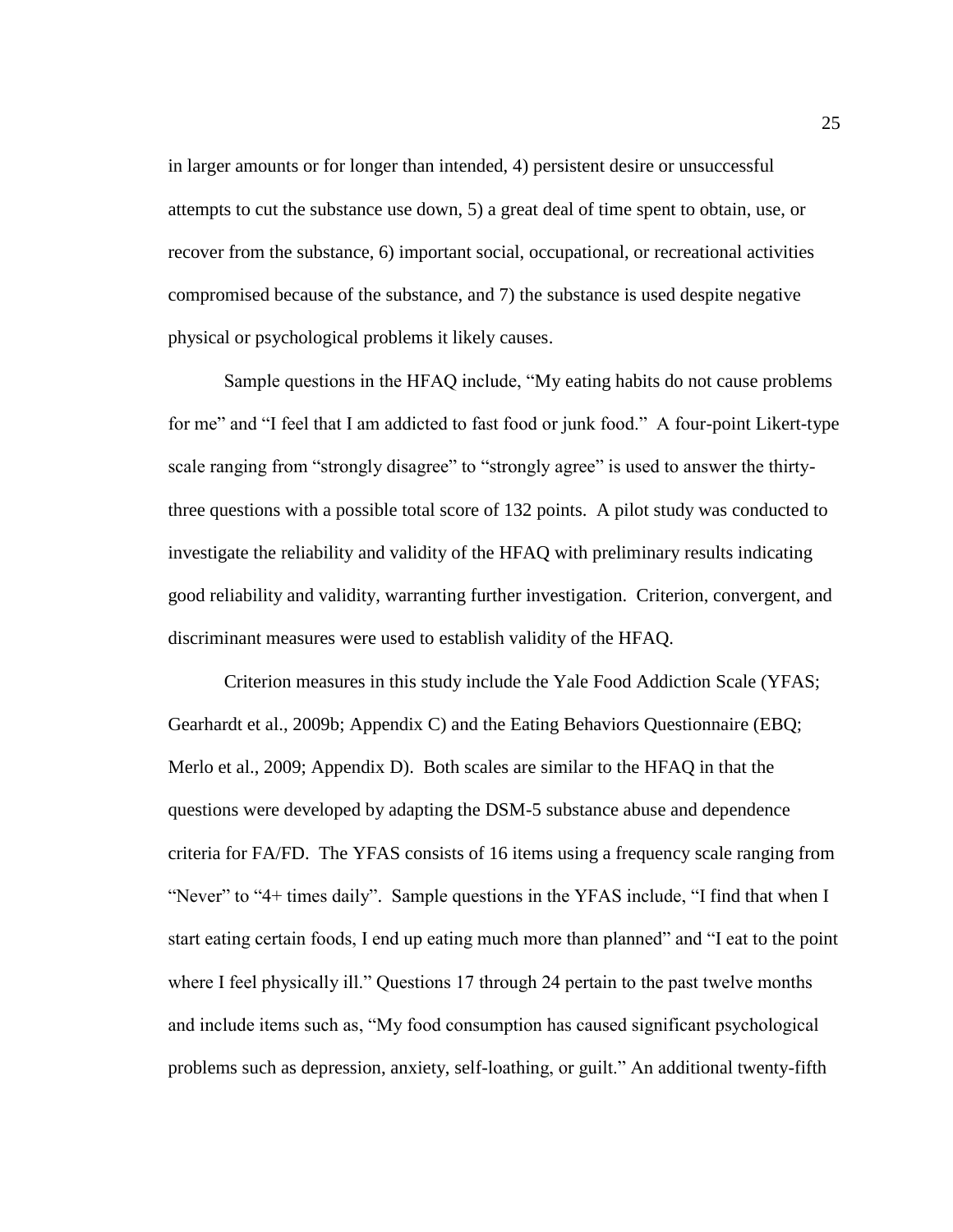in larger amounts or for longer than intended, 4) persistent desire or unsuccessful attempts to cut the substance use down, 5) a great deal of time spent to obtain, use, or recover from the substance, 6) important social, occupational, or recreational activities compromised because of the substance, and 7) the substance is used despite negative physical or psychological problems it likely causes.

Sample questions in the HFAQ include, "My eating habits do not cause problems for me" and "I feel that I am addicted to fast food or junk food." A four-point Likert-type scale ranging from "strongly disagree" to "strongly agree" is used to answer the thirty-three questions with a possible total score of 132 points. A pilot study was conducted to investigate the reliability and validity of the HFAQ with preliminary results indicating good reliability and validity, warranting further investigation. Criterion, convergent, and discriminant measures were used to establish validity of the HFAQ.

Criterion measures in this study include the Yale Food Addiction Scale (YFAS; Gearhardt et al., 2009b; Appendix C) and the Eating Behaviors Questionnaire (EBQ; Merlo et al., 2009; Appendix D). Both scales are similar to the HFAQ in that the questions were developed by adapting the DSM-5 substance abuse and dependence criteria for FA/FD. The YFAS consists of 16 items using a frequency scale ranging from "Never" to "4+ times daily". Sample questions in the YFAS include, "I find that when I start eating certain foods, I end up eating much more than planned" and "I eat to the point where I feel physically ill." Questions 17 through 24 pertain to the past twelve months and include items such as, "My food consumption has caused significant psychological problems such as depression, anxiety, self-loathing, or guilt." An additional twenty-fifth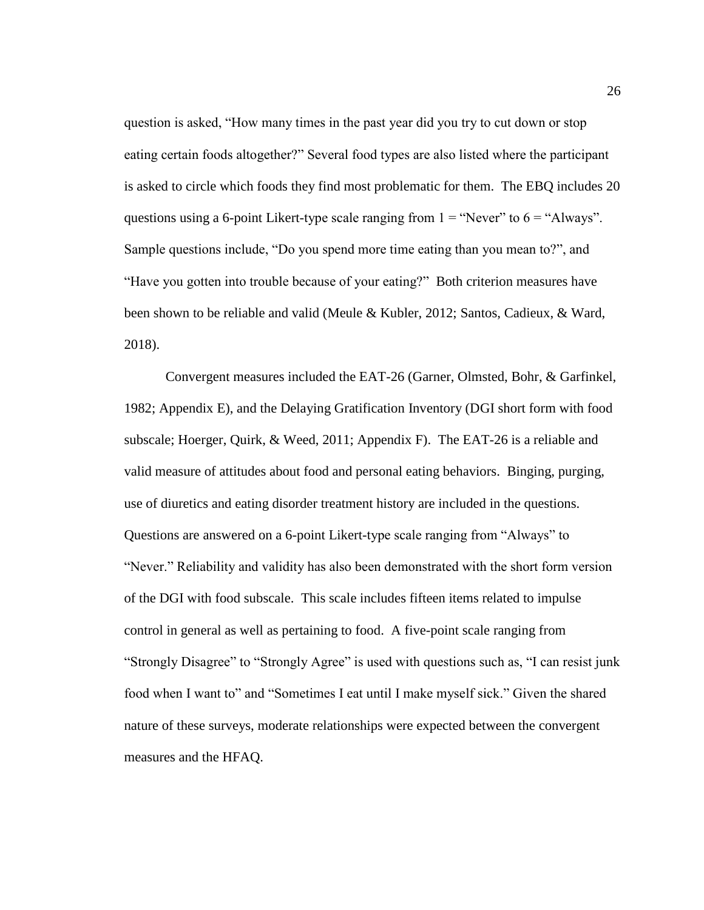question is asked, "How many times in the past year did you try to cut down or stop eating certain foods altogether?" Several food types are also listed where the participant is asked to circle which foods they find most problematic for them. The EBQ includes 20 questions using a 6-point Likert-type scale ranging from 1 = "Never" to 6 = "Always". Sample questions include, "Do you spend more time eating than you mean to?", and "Have you gotten into trouble because of your eating?" Both criterion measures have been shown to be reliable and valid (Meule & Kubler, 2012; Santos, Cadieux, & Ward, 2018).

Convergent measures included the EAT-26 (Garner, Olmsted, Bohr, & Garfinkel, 1982; Appendix E), and the Delaying Gratification Inventory (DGI short form with food subscale; Hoerger, Quirk, & Weed, 2011; Appendix F). The EAT-26 is a reliable and valid measure of attitudes about food and personal eating behaviors. Binging, purging, use of diuretics and eating disorder treatment history are included in the questions. Questions are answered on a 6-point Likert-type scale ranging from "Always" to "Never." Reliability and validity has also been demonstrated with the short form version of the DGI with food subscale. This scale includes fifteen items related to impulse control in general as well as pertaining to food. A five-point scale ranging from "Strongly Disagree" to "Strongly Agree" is used with questions such as, "I can resist junk food when I want to" and "Sometimes I eat until I make myself sick." Given the shared nature of these surveys, moderate relationships were expected between the convergent measures and the HFAQ.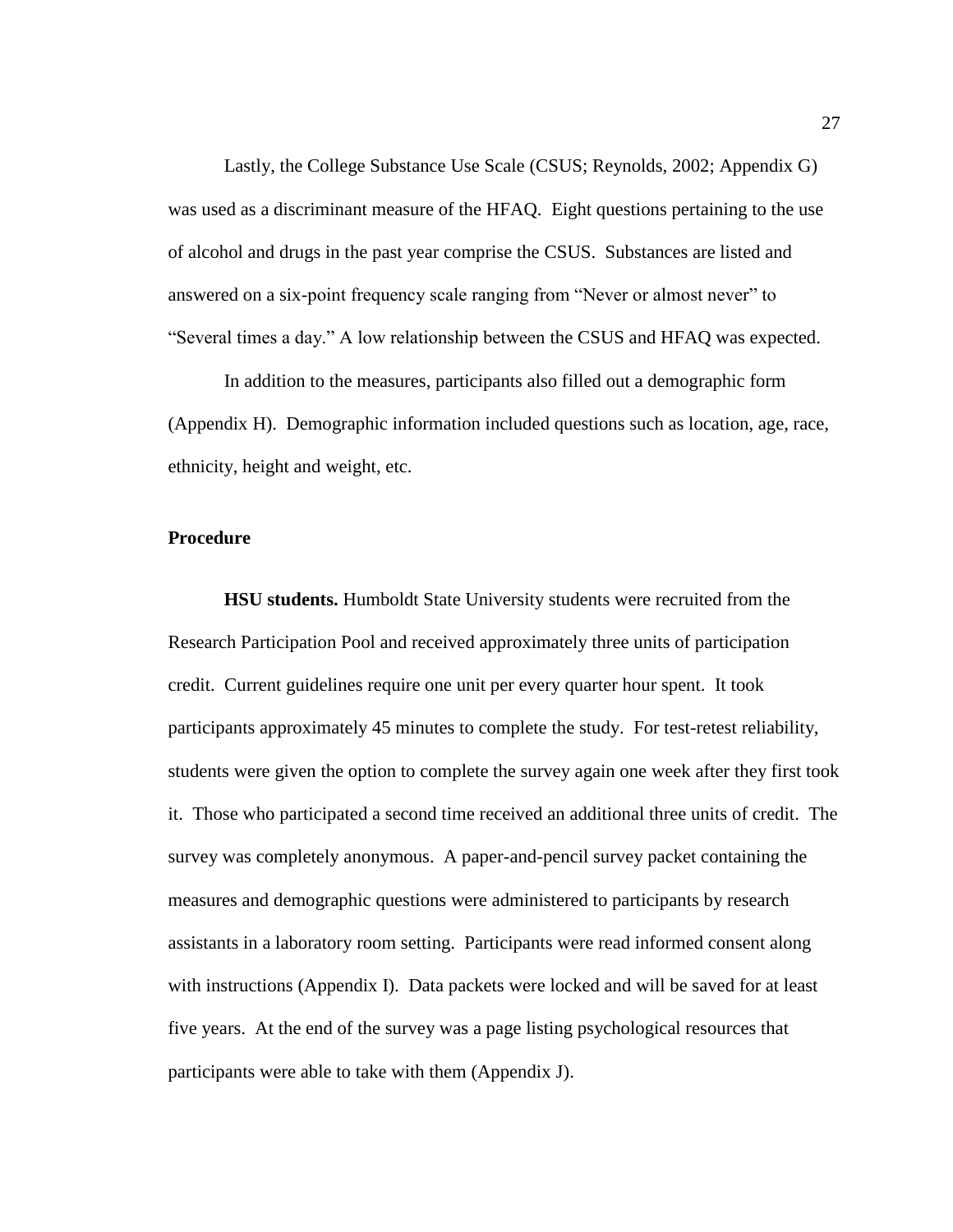Lastly, the College Substance Use Scale (CSUS; Reynolds, 2002; Appendix G) was used as a discriminant measure of the HFAQ. Eight questions pertaining to the use of alcohol and drugs in the past year comprise the CSUS. Substances are listed and answered on a six-point frequency scale ranging from "Never or almost never" to "Several times a day." A low relationship between the CSUS and HFAQ was expected.

In addition to the measures, participants also filled out a demographic form (Appendix H). Demographic information included questions such as location, age, race, ethnicity, height and weight, etc.

## Procedure

**HSU students.** Humboldt State University students were recruited from the Research Participation Pool and received approximately three units of participation credit. Current guidelines require one unit per every quarter hour spent. It took participants approximately 45 minutes to complete the study. For test-retest reliability, students were given the option to complete the survey again one week after they first took it. Those who participated a second time received an additional three units of credit. The survey was completely anonymous. A paper-and-pencil survey packet containing the measures and demographic questions were administered to participants by research assistants in a laboratory room setting. Participants were read informed consent along with instructions (Appendix I). Data packets were locked and will be saved for at least five years. At the end of the survey was a page listing psychological resources that participants were able to take with them (Appendix J).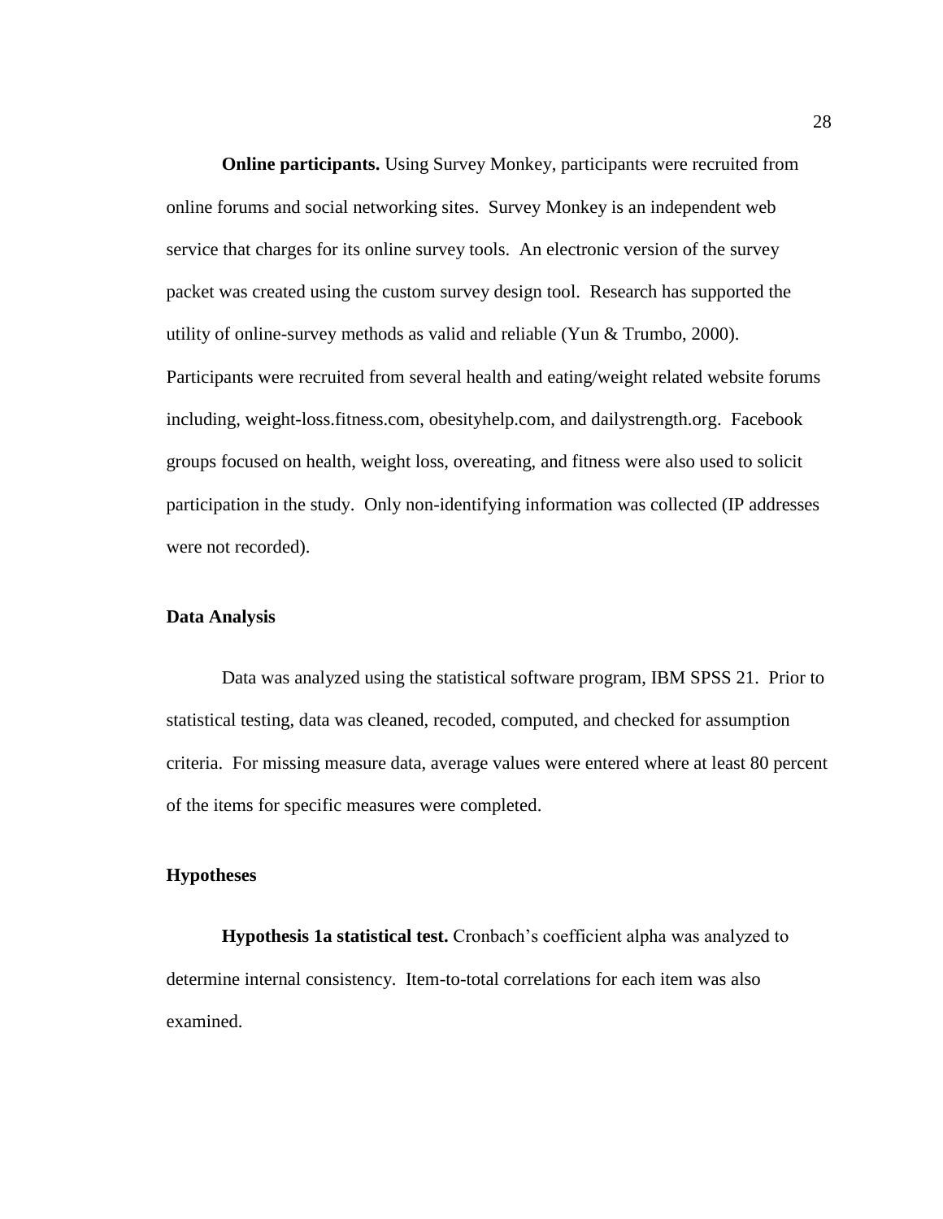**Online participants.** Using Survey Monkey, participants were recruited from online forums and social networking sites. Survey Monkey is an independent web service that charges for its online survey tools. An electronic version of the survey packet was created using the custom survey design tool. Research has supported the utility of online-survey methods as valid and reliable (Yun & Trumbo, 2000). Participants were recruited from several health and eating/weight related website forums including, weight-loss.fitness.com, obesityhelp.com, and dailystrength.org. Facebook groups focused on health, weight loss, overeating, and fitness were also used to solicit participation in the study. Only non-identifying information was collected (IP addresses were not recorded).

## Data Analysis

Data was analyzed using the statistical software program, IBM SPSS 21. Prior to statistical testing, data was cleaned, recoded, computed, and checked for assumption criteria. For missing measure data, average values were entered where at least 80 percent of the items for specific measures were completed.

## Hypotheses

**Hypothesis 1a statistical test.** Cronbach's coefficient alpha was analyzed to determine internal consistency. Item-to-total correlations for each item was also examined.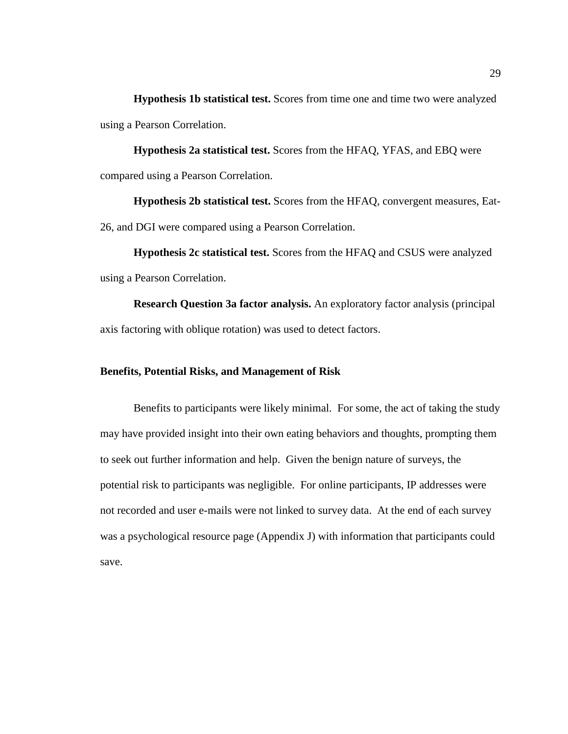**Hypothesis 1b statistical test.** Scores from time one and time two were analyzed using a Pearson Correlation.

**Hypothesis 2a statistical test.** Scores from the HFAQ, YFAS, and EBQ were compared using a Pearson Correlation.

**Hypothesis 2b statistical test.** Scores from the HFAQ, convergent measures, Eat-26, and DGI were compared using a Pearson Correlation.

**Hypothesis 2c statistical test.** Scores from the HFAQ and CSUS were analyzed using a Pearson Correlation.

**Research Question 3a factor analysis.** An exploratory factor analysis (principal axis factoring with oblique rotation) was used to detect factors.

### Benefits, Potential Risks, and Management of Risk

Benefits to participants were likely minimal. For some, the act of taking the study may have provided insight into their own eating behaviors and thoughts, prompting them to seek out further information and help. Given the benign nature of surveys, the potential risk to participants was negligible. For online participants, IP addresses were not recorded and user e-mails were not linked to survey data. At the end of each survey was a psychological resource page (Appendix J) with information that participants could save.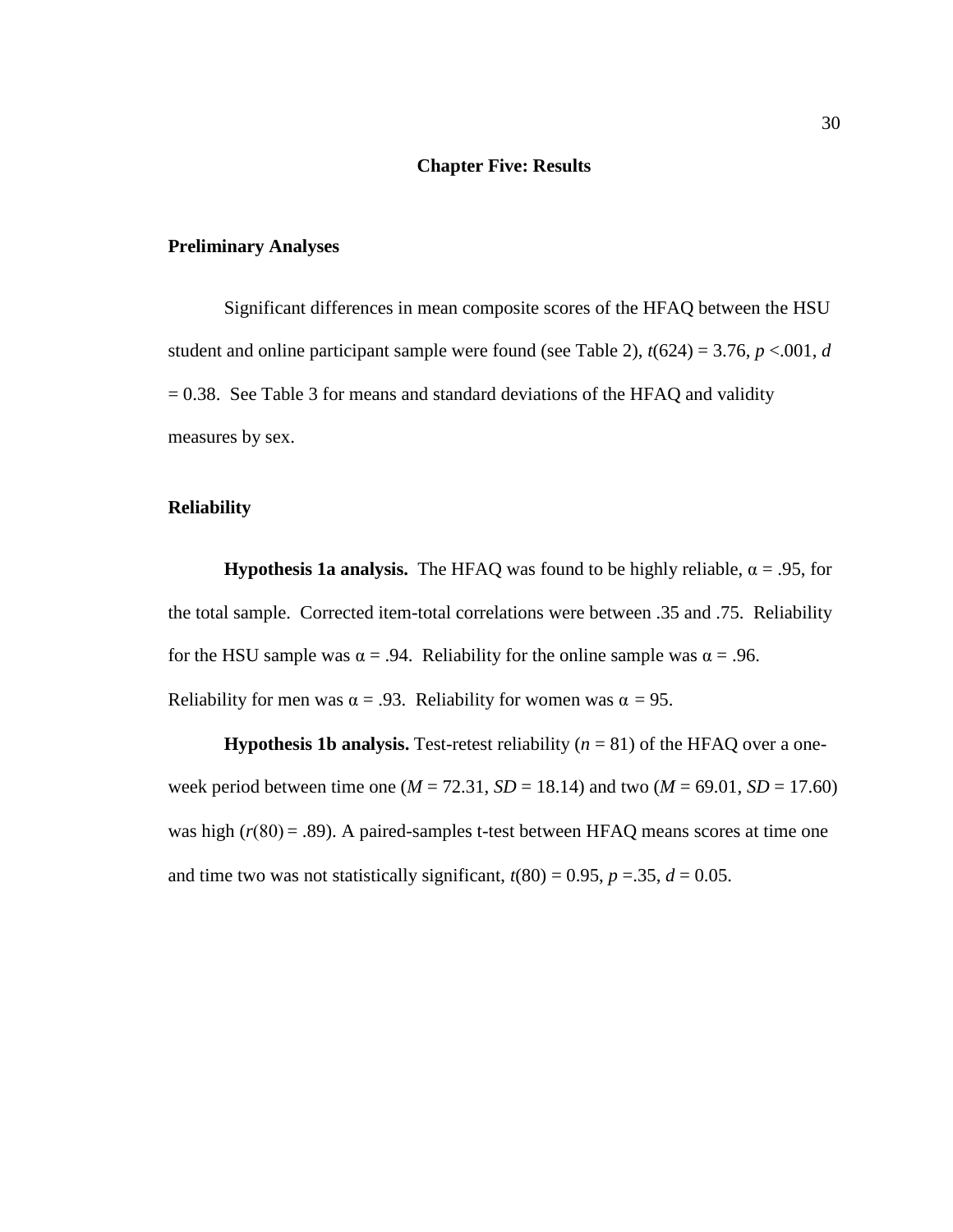# Chapter Five: Results

## Preliminary Analyses

Significant differences in mean composite scores of the HFAQ between the HSU student and online participant sample were found (see Table 2), $t(624) = 3.76$, $p < .001$, $d = 0.38$. See Table 3 for means and standard deviations of the HFAQ and validity measures by sex.

## Reliability

**Hypothesis 1a analysis.** The HFAQ was found to be highly reliable, $\alpha = .95$, for the total sample. Corrected item-total correlations were between .35 and .75. Reliability for the HSU sample was $\alpha = .94$. Reliability for the online sample was $\alpha = .96$. Reliability for men was $\alpha = .93$. Reliability for women was $\alpha = 95$.

**Hypothesis 1b analysis.** Test-retest reliability ($n = 81$) of the HFAQ over a one-week period between time one ($M = 72.31$, $SD = 18.14$) and two ($M = 69.01$, $SD = 17.60$) was high ($r(80) = .89$). A paired-samples t-test between HFAQ means scores at time one and time two was not statistically significant, $t(80) = 0.95$, $p = .35$, $d = 0.05$.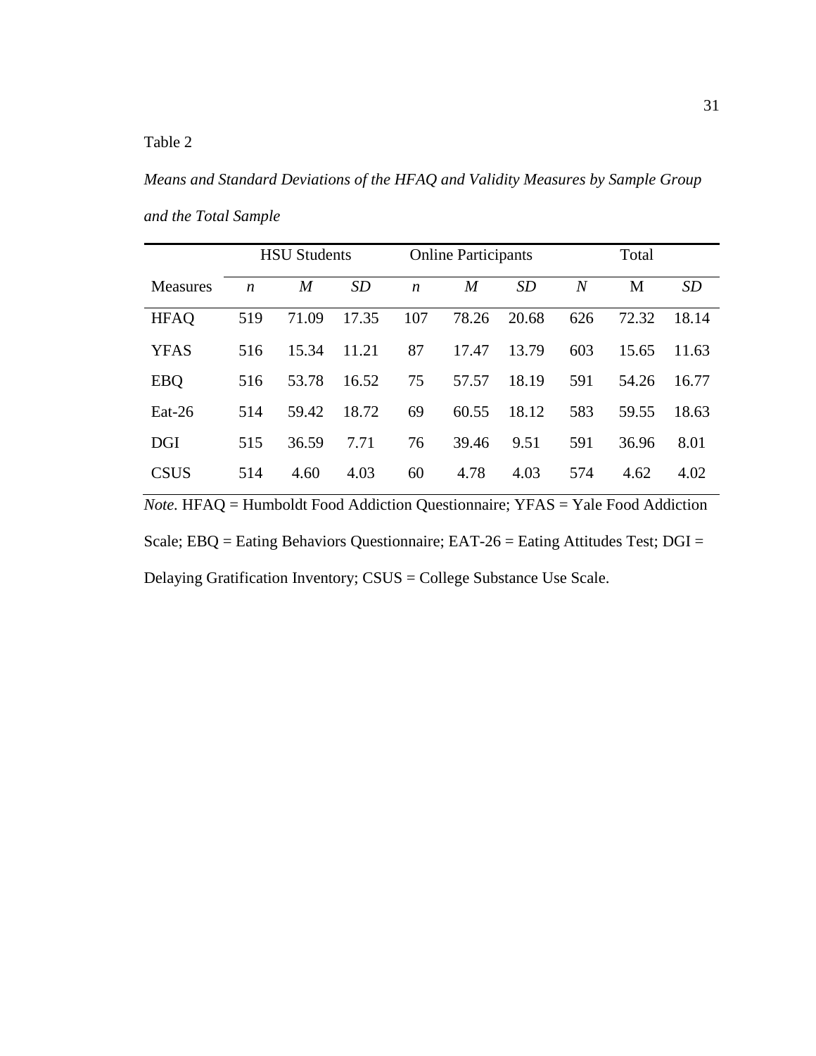Table 2

*Means and Standard Deviations of the HFAQ and Validity Measures by Sample Group and the Total Sample*

| | HSU Students | | | Online Participants | | | Total | | |
|---|---|---|---|---|---|---|---|---|---|
| Measures | *n* | *M* | *SD* | *n* | *M* | *SD* | *N* | M | *SD* |
| HFAQ | 519 | 71.09 | 17.35 | 107 | 78.26 | 20.68 | 626 | 72.32 | 18.14 |
| YFAS | 516 | 15.34 | 11.21 | 87 | 17.47 | 13.79 | 603 | 15.65 | 11.63 |
| EBQ | 516 | 53.78 | 16.52 | 75 | 57.57 | 18.19 | 591 | 54.26 | 16.77 |
| Eat-26 | 514 | 59.42 | 18.72 | 69 | 60.55 | 18.12 | 583 | 59.55 | 18.63 |
| DGI | 515 | 36.59 | 7.71 | 76 | 39.46 | 9.51 | 591 | 36.96 | 8.01 |
| CSUS | 514 | 4.60 | 4.03 | 60 | 4.78 | 4.03 | 574 | 4.62 | 4.02 |

*Note.* HFAQ = Humboldt Food Addiction Questionnaire; YFAS = Yale Food Addiction Scale; EBQ = Eating Behaviors Questionnaire; EAT-26 = Eating Attitudes Test; DGI = Delaying Gratification Inventory; CSUS = College Substance Use Scale.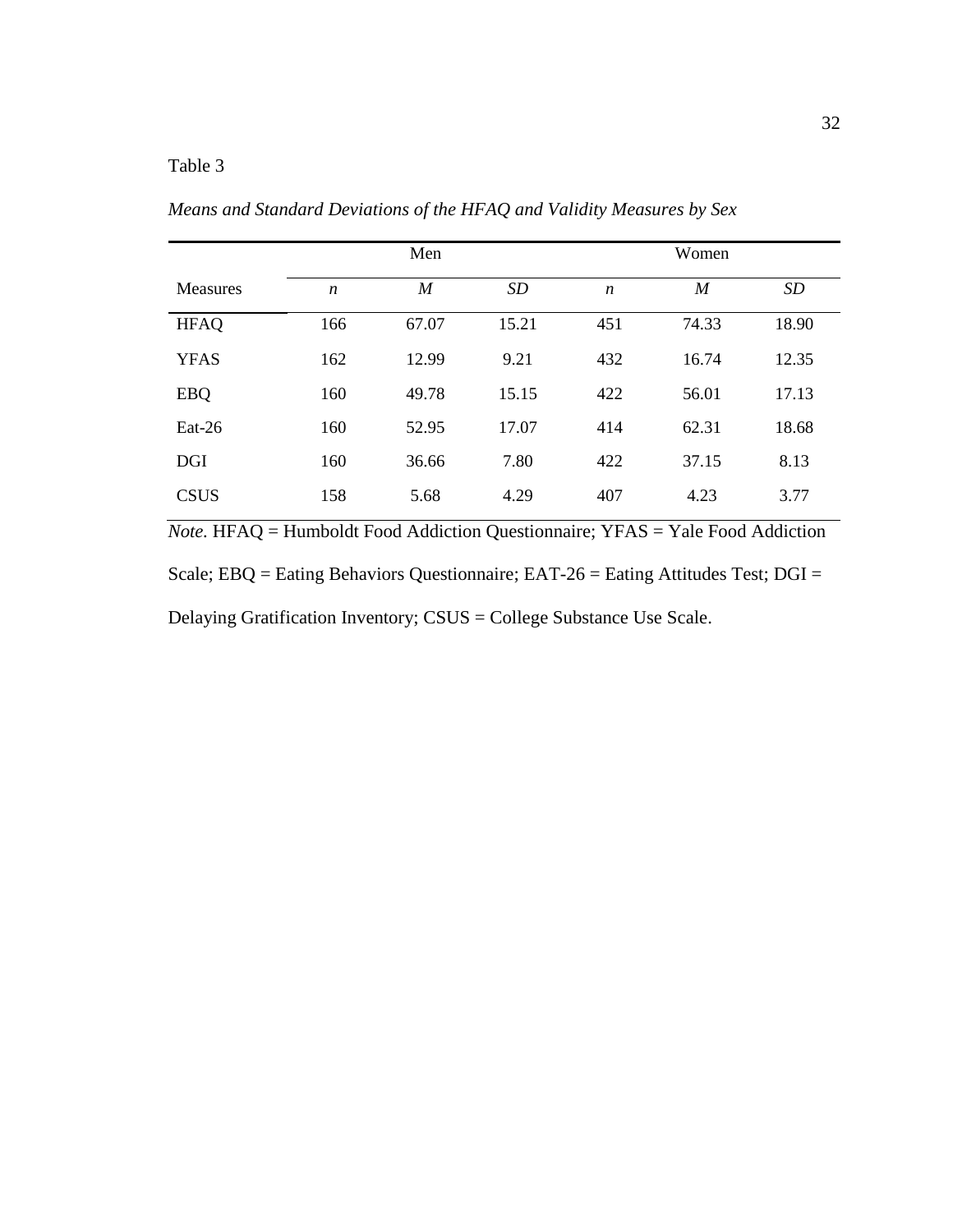Table 3

*Means and Standard Deviations of the HFAQ and Validity Measures by Sex*

| | Men | | | Women | | |
|---|---|---|---|---|---|---|
| Measures | *n* | *M* | *SD* | *n* | *M* | *SD* |
| HFAQ | 166 | 67.07 | 15.21 | 451 | 74.33 | 18.90 |
| YFAS | 162 | 12.99 | 9.21 | 432 | 16.74 | 12.35 |
| EBQ | 160 | 49.78 | 15.15 | 422 | 56.01 | 17.13 |
| Eat-26 | 160 | 52.95 | 17.07 | 414 | 62.31 | 18.68 |
| DGI | 160 | 36.66 | 7.80 | 422 | 37.15 | 8.13 |
| CSUS | 158 | 5.68 | 4.29 | 407 | 4.23 | 3.77 |

*Note.* HFAQ = Humboldt Food Addiction Questionnaire; YFAS = Yale Food Addiction Scale; EBQ = Eating Behaviors Questionnaire; EAT-26 = Eating Attitudes Test; DGI = Delaying Gratification Inventory; CSUS = College Substance Use Scale.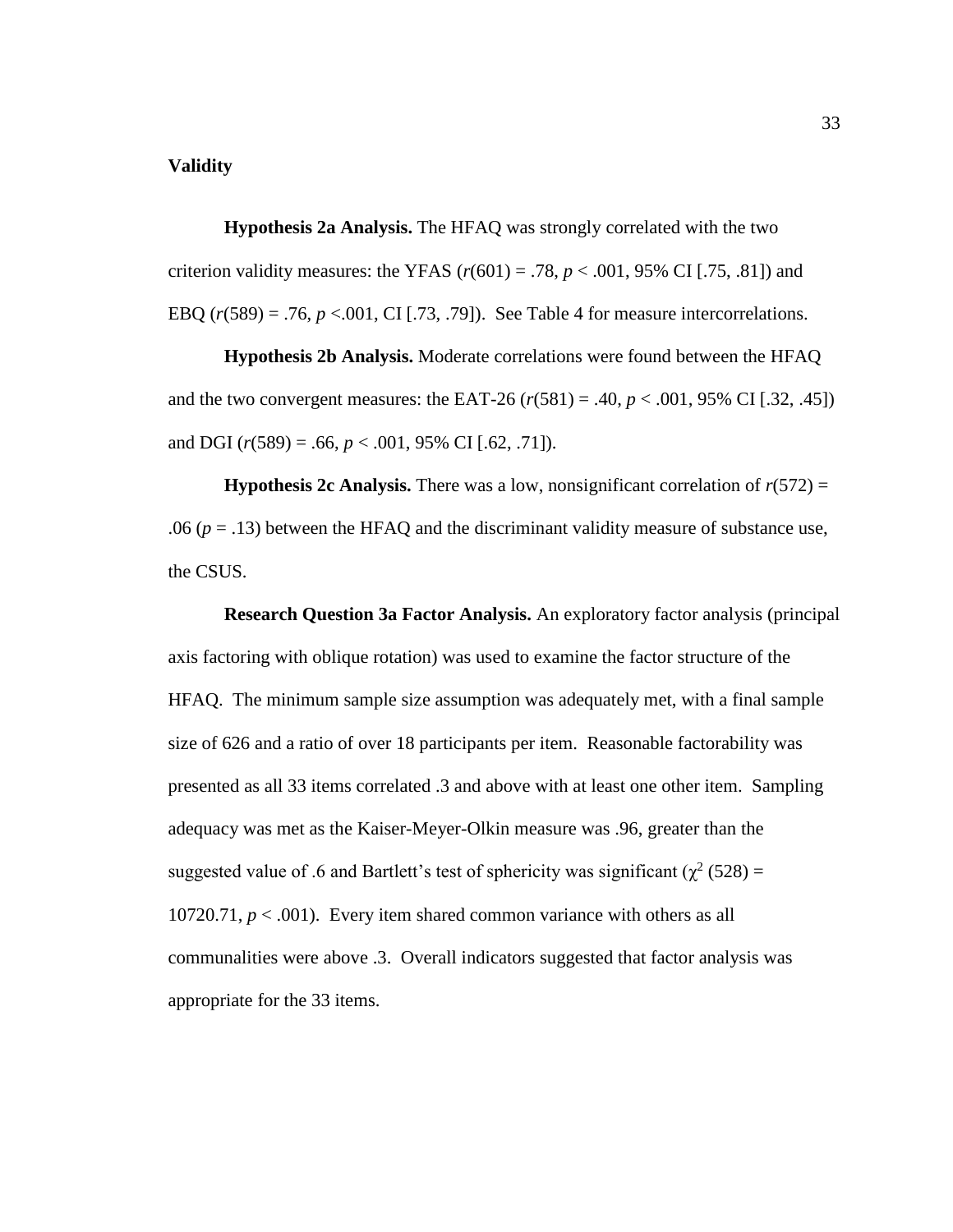## Validity

**Hypothesis 2a Analysis.** The HFAQ was strongly correlated with the two criterion validity measures: the YFAS ($r(601) = .78$, $p < .001$, 95% CI [.75, .81]) and EBQ ($r(589) = .76$, $p < .001$, CI [.73, .79]). See Table 4 for measure intercorrelations.

**Hypothesis 2b Analysis.** Moderate correlations were found between the HFAQ and the two convergent measures: the EAT-26 ($r(581) = .40$, $p < .001$, 95% CI [.32, .45]) and DGI ($r(589) = .66$, $p < .001$, 95% CI [.62, .71]).

**Hypothesis 2c Analysis.** There was a low, nonsignificant correlation of $r(572) = .06$ ($p = .13$) between the HFAQ and the discriminant validity measure of substance use, the CSUS.

**Research Question 3a Factor Analysis.** An exploratory factor analysis (principal axis factoring with oblique rotation) was used to examine the factor structure of the HFAQ. The minimum sample size assumption was adequately met, with a final sample size of 626 and a ratio of over 18 participants per item. Reasonable factorability was presented as all 33 items correlated .3 and above with at least one other item. Sampling adequacy was met as the Kaiser-Meyer-Olkin measure was .96, greater than the suggested value of .6 and Bartlett's test of sphericity was significant ($\chi^2$ (528) = 10720.71, $p < .001$). Every item shared common variance with others as all communalities were above .3. Overall indicators suggested that factor analysis was appropriate for the 33 items.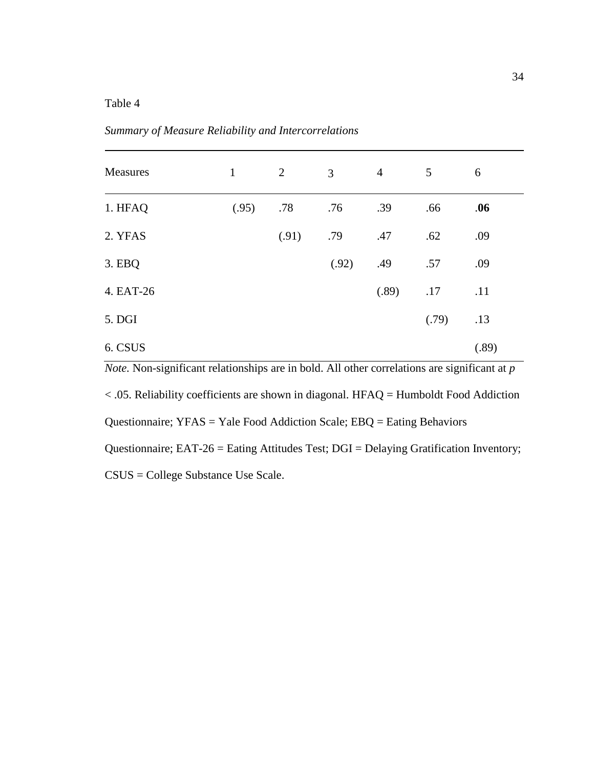Table 4

*Summary of Measure Reliability and Intercorrelations*

| Measures | 1 | 2 | 3 | 4 | 5 | 6 |
|---|---|---|---|---|---|---|
| 1. HFAQ | (.95) | .78 | .76 | .39 | .66 | **.06** |
| 2. YFAS | | (.91) | .79 | .47 | .62 | .09 |
| 3. EBQ | | | (.92) | .49 | .57 | .09 |
| 4. EAT-26 | | | | (.89) | .17 | .11 |
| 5. DGI | | | | | (.79) | .13 |
| 6. CSUS | | | | | | (.89) |

*Note.* Non-significant relationships are in bold. All other correlations are significant at $p < .05$. Reliability coefficients are shown in diagonal. HFAQ = Humboldt Food Addiction Questionnaire; YFAS = Yale Food Addiction Scale; EBQ = Eating Behaviors Questionnaire; EAT-26 = Eating Attitudes Test; DGI = Delaying Gratification Inventory; CSUS = College Substance Use Scale.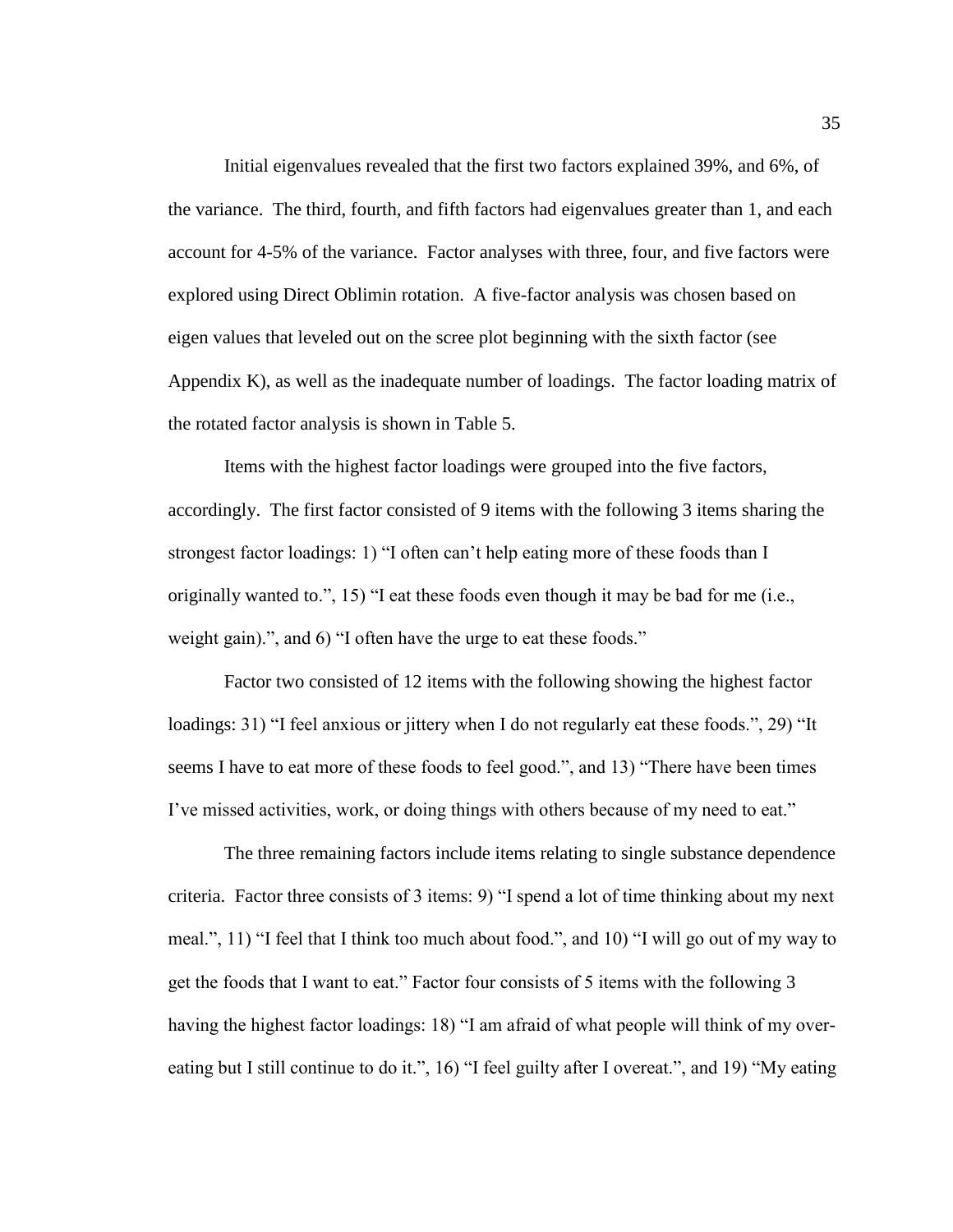Initial eigenvalues revealed that the first two factors explained 39%, and 6%, of the variance. The third, fourth, and fifth factors had eigenvalues greater than 1, and each account for 4-5% of the variance. Factor analyses with three, four, and five factors were explored using Direct Oblimin rotation. A five-factor analysis was chosen based on eigen values that leveled out on the scree plot beginning with the sixth factor (see Appendix K), as well as the inadequate number of loadings. The factor loading matrix of the rotated factor analysis is shown in Table 5.

Items with the highest factor loadings were grouped into the five factors, accordingly. The first factor consisted of 9 items with the following 3 items sharing the strongest factor loadings: 1) "I often can't help eating more of these foods than I originally wanted to.", 15) "I eat these foods even though it may be bad for me (i.e., weight gain).", and 6) "I often have the urge to eat these foods."

Factor two consisted of 12 items with the following showing the highest factor loadings: 31) "I feel anxious or jittery when I do not regularly eat these foods.", 29) "It seems I have to eat more of these foods to feel good.", and 13) "There have been times I've missed activities, work, or doing things with others because of my need to eat."

The three remaining factors include items relating to single substance dependence criteria. Factor three consists of 3 items: 9) "I spend a lot of time thinking about my next meal.", 11) "I feel that I think too much about food.", and 10) "I will go out of my way to get the foods that I want to eat." Factor four consists of 5 items with the following 3 having the highest factor loadings: 18) "I am afraid of what people will think of my over-eating but I still continue to do it.", 16) "I feel guilty after I overeat.", and 19) "My eating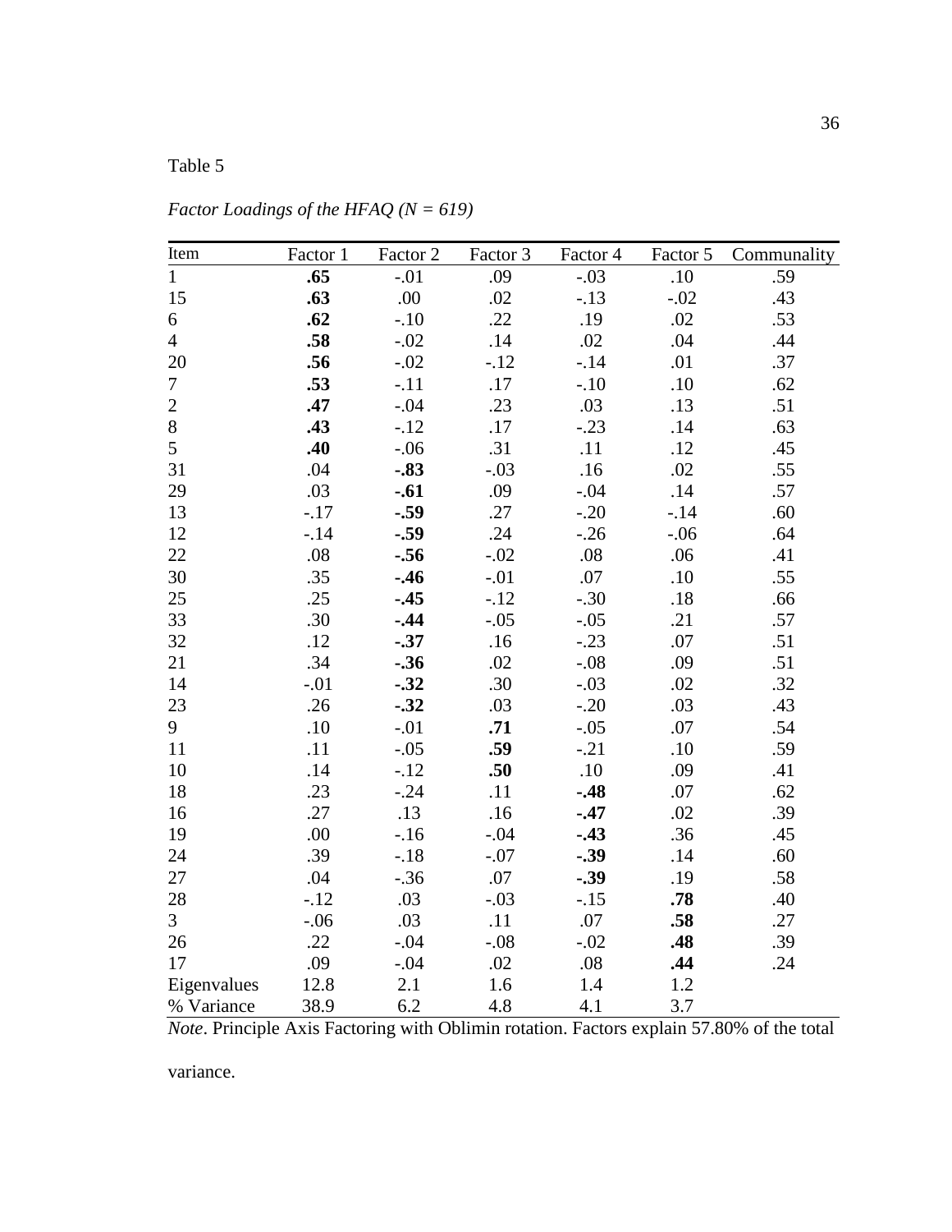Table 5

*Factor Loadings of the HFAQ (N = 619)*

| Item | Factor 1 | Factor 2 | Factor 3 | Factor 4 | Factor 5 | Communality |
|---|---|---|---|---|---|---|
| 1 | **.65** | -.01 | .09 | -.03 | .10 | .59 |
| 15 | **.63** | .00 | .02 | -.13 | -.02 | .43 |
| 6 | **.62** | -.10 | .22 | .19 | .02 | .53 |
| 4 | **.58** | -.02 | .14 | .02 | .04 | .44 |
| 20 | **.56** | -.02 | -.12 | -.14 | .01 | .37 |
| 7 | **.53** | -.11 | .17 | -.10 | .10 | .62 |
| 2 | **.47** | -.04 | .23 | .03 | .13 | .51 |
| 8 | **.43** | -.12 | .17 | -.23 | .14 | .63 |
| 5 | **.40** | -.06 | .31 | .11 | .12 | .45 |
| 31 | .04 | **-.83** | -.03 | .16 | .02 | .55 |
| 29 | .03 | **-.61** | .09 | -.04 | .14 | .57 |
| 13 | -.17 | **-.59** | .27 | -.20 | -.14 | .60 |
| 12 | -.14 | **-.59** | .24 | -.26 | -.06 | .64 |
| 22 | .08 | **-.56** | -.02 | .08 | .06 | .41 |
| 30 | .35 | **-.46** | -.01 | .07 | .10 | .55 |
| 25 | .25 | **-.45** | -.12 | -.30 | .18 | .66 |
| 33 | .30 | **-.44** | -.05 | -.05 | .21 | .57 |
| 32 | .12 | **-.37** | .16 | -.23 | .07 | .51 |
| 21 | .34 | **-.36** | .02 | -.08 | .09 | .51 |
| 14 | -.01 | **-.32** | .30 | -.03 | .02 | .32 |
| 23 | .26 | **-.32** | .03 | -.20 | .03 | .43 |
| 9 | .10 | -.01 | **.71** | -.05 | .07 | .54 |
| 11 | .11 | -.05 | **.59** | -.21 | .10 | .59 |
| 10 | .14 | -.12 | **.50** | .10 | .09 | .41 |
| 18 | .23 | -.24 | .11 | **-.48** | .07 | .62 |
| 16 | .27 | .13 | .16 | **-.47** | .02 | .39 |
| 19 | .00 | -.16 | -.04 | **-.43** | .36 | .45 |
| 24 | .39 | -.18 | -.07 | **-.39** | .14 | .60 |
| 27 | .04 | -.36 | .07 | **-.39** | .19 | .58 |
| 28 | -.12 | .03 | -.03 | -.15 | **.78** | .40 |
| 3 | -.06 | .03 | .11 | .07 | **.58** | .27 |
| 26 | .22 | -.04 | -.08 | -.02 | **.48** | .39 |
| 17 | .09 | -.04 | .02 | .08 | **.44** | .24 |
| Eigenvalues | 12.8 | 2.1 | 1.6 | 1.4 | 1.2 | |
| % Variance | 38.9 | 6.2 | 4.8 | 4.1 | 3.7 | |

*Note*. Principle Axis Factoring with Oblimin rotation. Factors explain 57.80% of the total variance.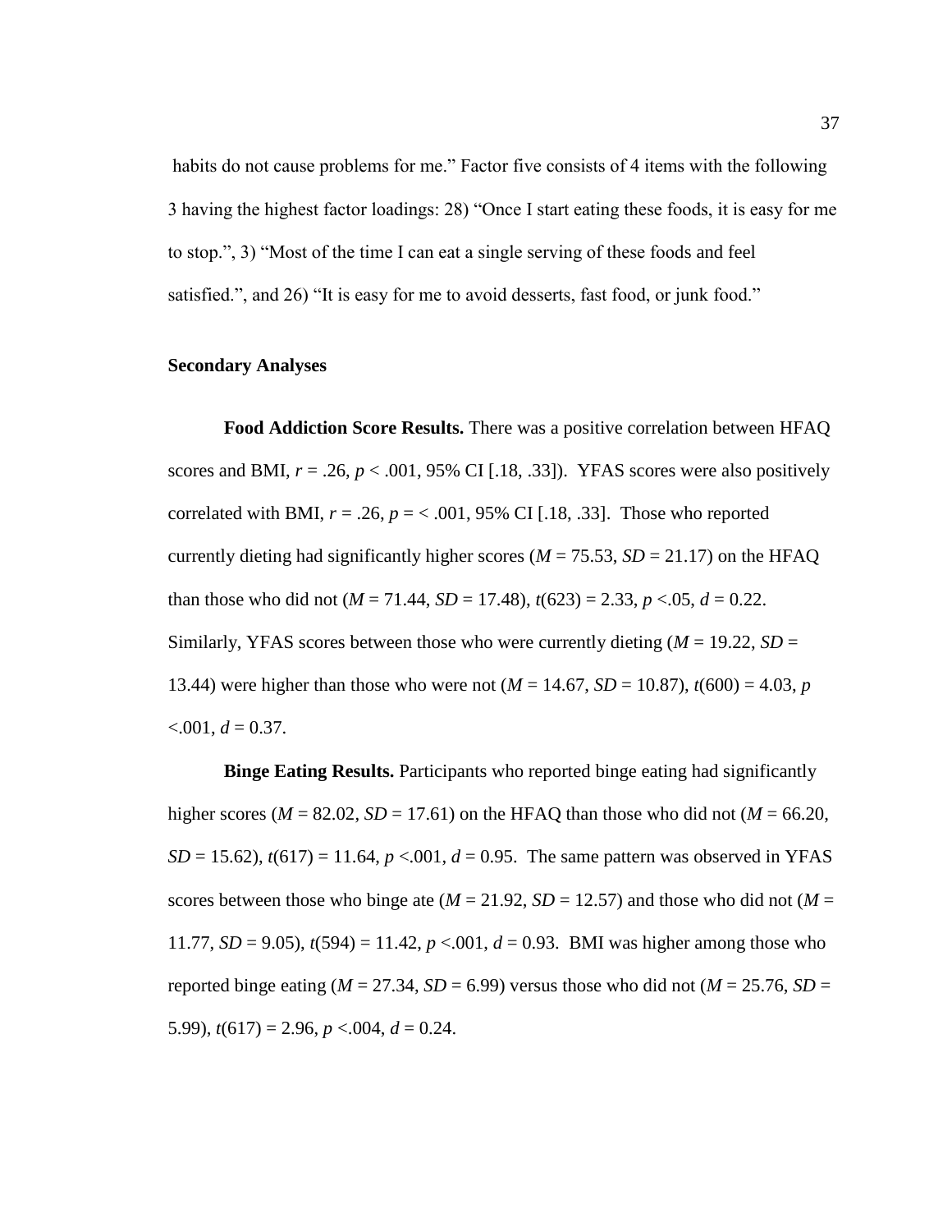habits do not cause problems for me." Factor five consists of 4 items with the following 3 having the highest factor loadings: 28) "Once I start eating these foods, it is easy for me to stop.", 3) "Most of the time I can eat a single serving of these foods and feel satisfied.", and 26) "It is easy for me to avoid desserts, fast food, or junk food."

### Secondary Analyses

**Food Addiction Score Results.** There was a positive correlation between HFAQ scores and BMI, $r = .26$, $p < .001$, 95% CI [.18, .33]). YFAS scores were also positively correlated with BMI, $r = .26$, $p = < .001$, 95% CI [.18, .33]. Those who reported currently dieting had significantly higher scores ($M = 75.53$, $SD = 21.17$) on the HFAQ than those who did not ($M = 71.44$, $SD = 17.48$), $t(623) = 2.33$, $p < .05$, $d = 0.22$. Similarly, YFAS scores between those who were currently dieting ($M = 19.22$, $SD = 13.44$) were higher than those who were not ($M = 14.67$, $SD = 10.87$), $t(600) = 4.03$, $p < .001$, $d = 0.37$.

**Binge Eating Results.** Participants who reported binge eating had significantly higher scores ($M = 82.02$, $SD = 17.61$) on the HFAQ than those who did not ($M = 66.20$, $SD = 15.62$), $t(617) = 11.64$, $p < .001$, $d = 0.95$. The same pattern was observed in YFAS scores between those who binge ate ($M = 21.92$, $SD = 12.57$) and those who did not ($M = 11.77$, $SD = 9.05$), $t(594) = 11.42$, $p < .001$, $d = 0.93$. BMI was higher among those who reported binge eating ($M = 27.34$, $SD = 6.99$) versus those who did not ($M = 25.76$, $SD = 5.99$), $t(617) = 2.96$, $p < .004$, $d = 0.24$.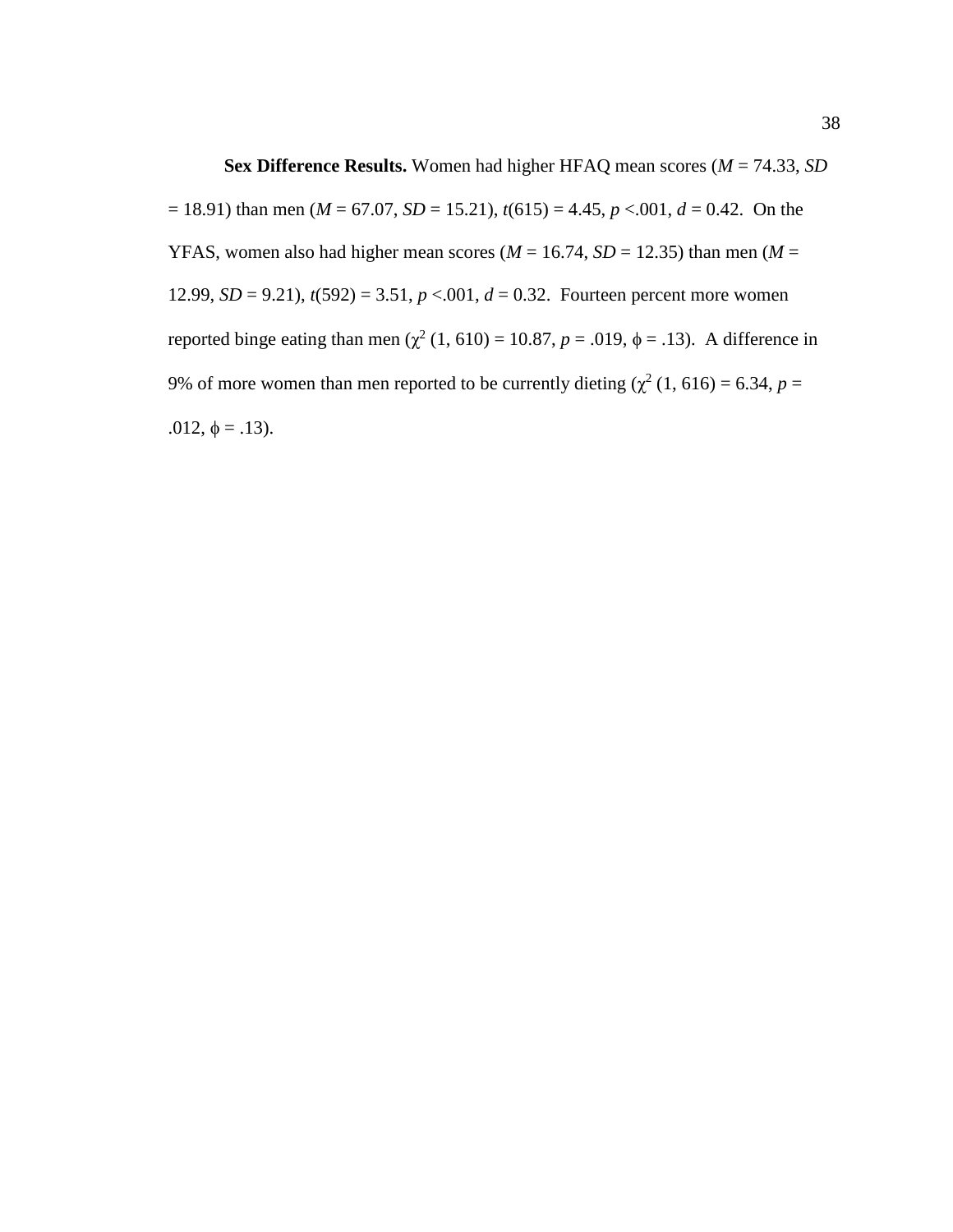**Sex Difference Results.** Women had higher HFAQ mean scores (*M* = 74.33, *SD* = 18.91) than men (*M* = 67.07, *SD* = 15.21), $t(615) = 4.45$, $p < .001$, $d = 0.42$. On the YFAS, women also had higher mean scores (*M* = 16.74, *SD* = 12.35) than men (*M* = 12.99, *SD* = 9.21), $t(592) = 3.51$, $p < .001$, $d = 0.32$. Fourteen percent more women reported binge eating than men ($\chi^2$ (1, 610) = 10.87, $p = .019$, $\phi = .13$). A difference in 9% of more women than men reported to be currently dieting ($\chi^2$ (1, 616) = 6.34, $p = .012$, $\phi = .13$).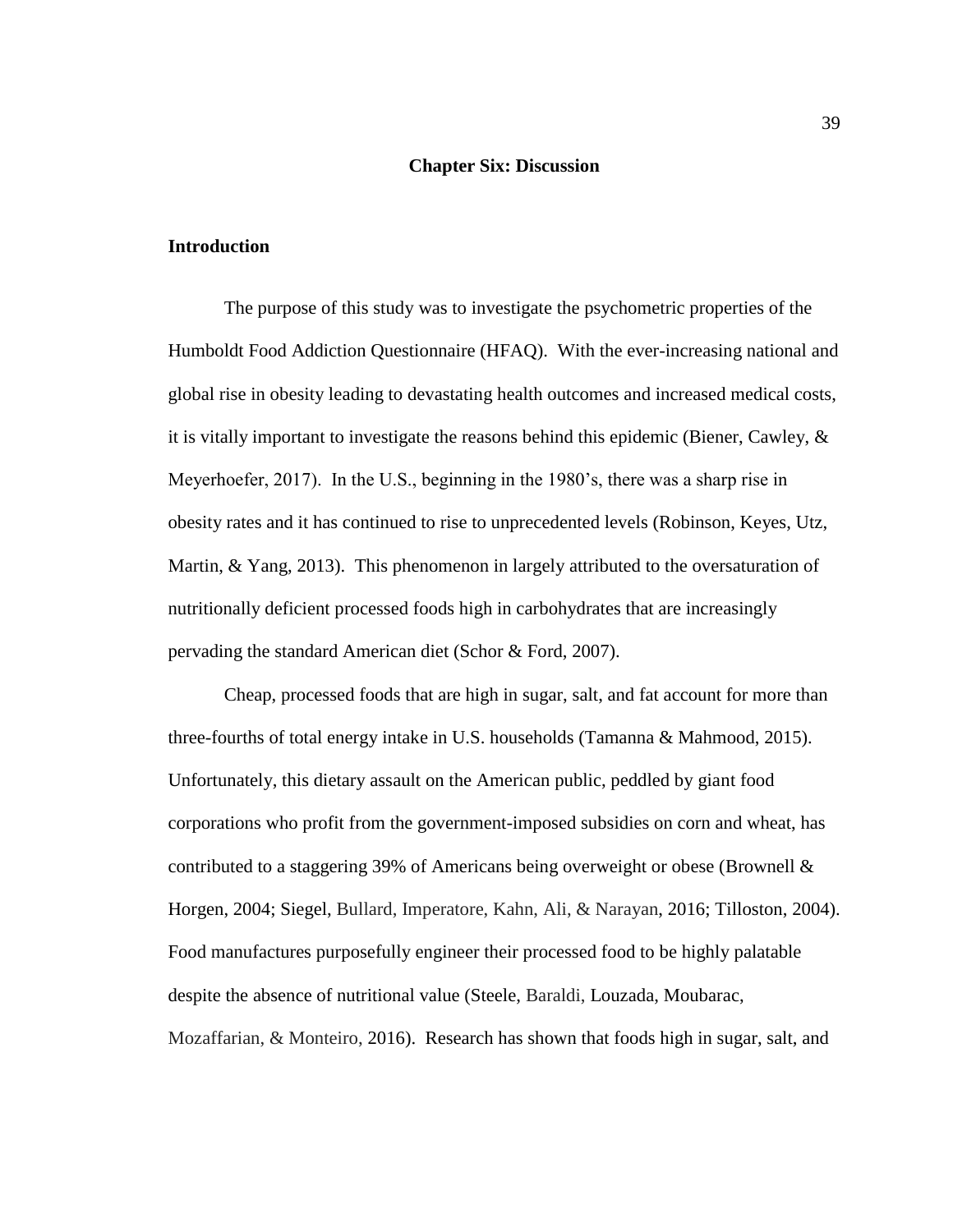# Chapter Six: Discussion

## Introduction

The purpose of this study was to investigate the psychometric properties of the Humboldt Food Addiction Questionnaire (HFAQ). With the ever-increasing national and global rise in obesity leading to devastating health outcomes and increased medical costs, it is vitally important to investigate the reasons behind this epidemic (Biener, Cawley, & Meyerhoefer, 2017). In the U.S., beginning in the 1980's, there was a sharp rise in obesity rates and it has continued to rise to unprecedented levels (Robinson, Keyes, Utz, Martin, & Yang, 2013). This phenomenon in largely attributed to the oversaturation of nutritionally deficient processed foods high in carbohydrates that are increasingly pervading the standard American diet (Schor & Ford, 2007).

Cheap, processed foods that are high in sugar, salt, and fat account for more than three-fourths of total energy intake in U.S. households (Tamanna & Mahmood, 2015). Unfortunately, this dietary assault on the American public, peddled by giant food corporations who profit from the government-imposed subsidies on corn and wheat, has contributed to a staggering 39% of Americans being overweight or obese (Brownell & Horgen, 2004; Siegel, Bullard, Imperatore, Kahn, Ali, & Narayan, 2016; Tilloston, 2004). Food manufactures purposefully engineer their processed food to be highly palatable despite the absence of nutritional value (Steele, Baraldi, Louzada, Moubarac, Mozaffarian, & Monteiro, 2016). Research has shown that foods high in sugar, salt, and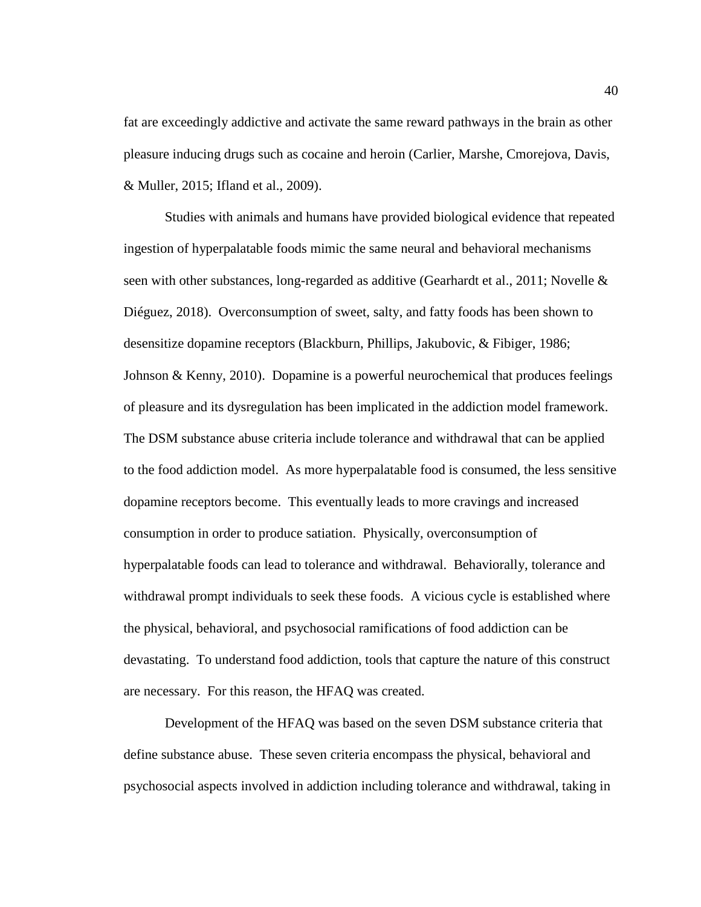fat are exceedingly addictive and activate the same reward pathways in the brain as other pleasure inducing drugs such as cocaine and heroin (Carlier, Marshe, Cmorejova, Davis, & Muller, 2015; Ifland et al., 2009).

Studies with animals and humans have provided biological evidence that repeated ingestion of hyperpalatable foods mimic the same neural and behavioral mechanisms seen with other substances, long-regarded as additive (Gearhardt et al., 2011; Novelle & Diéguez, 2018). Overconsumption of sweet, salty, and fatty foods has been shown to desensitize dopamine receptors (Blackburn, Phillips, Jakubovic, & Fibiger, 1986; Johnson & Kenny, 2010). Dopamine is a powerful neurochemical that produces feelings of pleasure and its dysregulation has been implicated in the addiction model framework. The DSM substance abuse criteria include tolerance and withdrawal that can be applied to the food addiction model. As more hyperpalatable food is consumed, the less sensitive dopamine receptors become. This eventually leads to more cravings and increased consumption in order to produce satiation. Physically, overconsumption of hyperpalatable foods can lead to tolerance and withdrawal. Behaviorally, tolerance and withdrawal prompt individuals to seek these foods. A vicious cycle is established where the physical, behavioral, and psychosocial ramifications of food addiction can be devastating. To understand food addiction, tools that capture the nature of this construct are necessary. For this reason, the HFAQ was created.

Development of the HFAQ was based on the seven DSM substance criteria that define substance abuse. These seven criteria encompass the physical, behavioral and psychosocial aspects involved in addiction including tolerance and withdrawal, taking in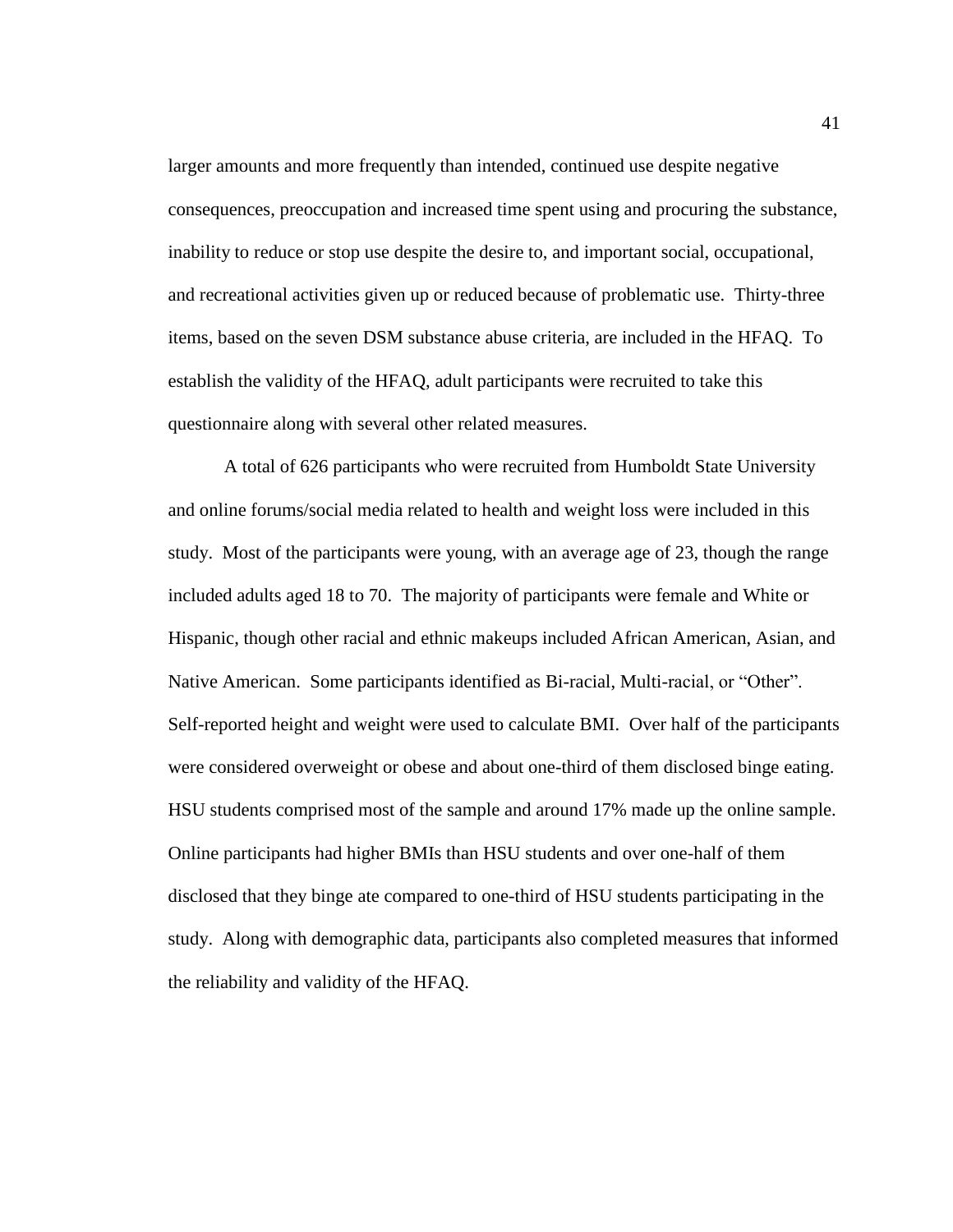larger amounts and more frequently than intended, continued use despite negative consequences, preoccupation and increased time spent using and procuring the substance, inability to reduce or stop use despite the desire to, and important social, occupational, and recreational activities given up or reduced because of problematic use. Thirty-three items, based on the seven DSM substance abuse criteria, are included in the HFAQ. To establish the validity of the HFAQ, adult participants were recruited to take this questionnaire along with several other related measures.

A total of 626 participants who were recruited from Humboldt State University and online forums/social media related to health and weight loss were included in this study. Most of the participants were young, with an average age of 23, though the range included adults aged 18 to 70. The majority of participants were female and White or Hispanic, though other racial and ethnic makeups included African American, Asian, and Native American. Some participants identified as Bi-racial, Multi-racial, or "Other". Self-reported height and weight were used to calculate BMI. Over half of the participants were considered overweight or obese and about one-third of them disclosed binge eating. HSU students comprised most of the sample and around 17% made up the online sample. Online participants had higher BMIs than HSU students and over one-half of them disclosed that they binge ate compared to one-third of HSU students participating in the study. Along with demographic data, participants also completed measures that informed the reliability and validity of the HFAQ.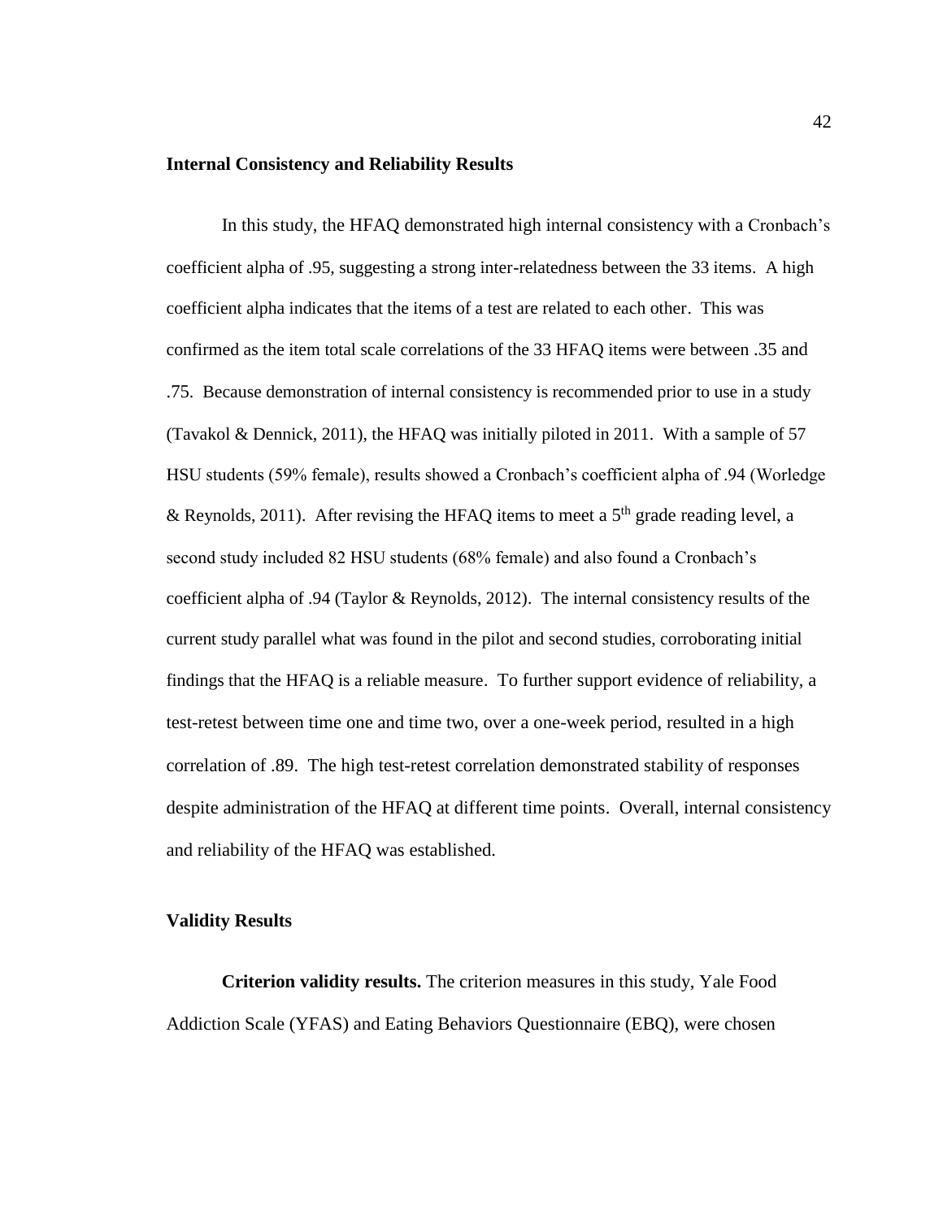### Internal Consistency and Reliability Results

In this study, the HFAQ demonstrated high internal consistency with a Cronbach's coefficient alpha of .95, suggesting a strong inter-relatedness between the 33 items. A high coefficient alpha indicates that the items of a test are related to each other. This was confirmed as the item total scale correlations of the 33 HFAQ items were between .35 and .75. Because demonstration of internal consistency is recommended prior to use in a study (Tavakol & Dennick, 2011), the HFAQ was initially piloted in 2011. With a sample of 57 HSU students (59% female), results showed a Cronbach's coefficient alpha of .94 (Worledge & Reynolds, 2011). After revising the HFAQ items to meet a 5th grade reading level, a second study included 82 HSU students (68% female) and also found a Cronbach's coefficient alpha of .94 (Taylor & Reynolds, 2012). The internal consistency results of the current study parallel what was found in the pilot and second studies, corroborating initial findings that the HFAQ is a reliable measure. To further support evidence of reliability, a test-retest between time one and time two, over a one-week period, resulted in a high correlation of .89. The high test-retest correlation demonstrated stability of responses despite administration of the HFAQ at different time points. Overall, internal consistency and reliability of the HFAQ was established.

### Validity Results

**Criterion validity results.** The criterion measures in this study, Yale Food Addiction Scale (YFAS) and Eating Behaviors Questionnaire (EBQ), were chosen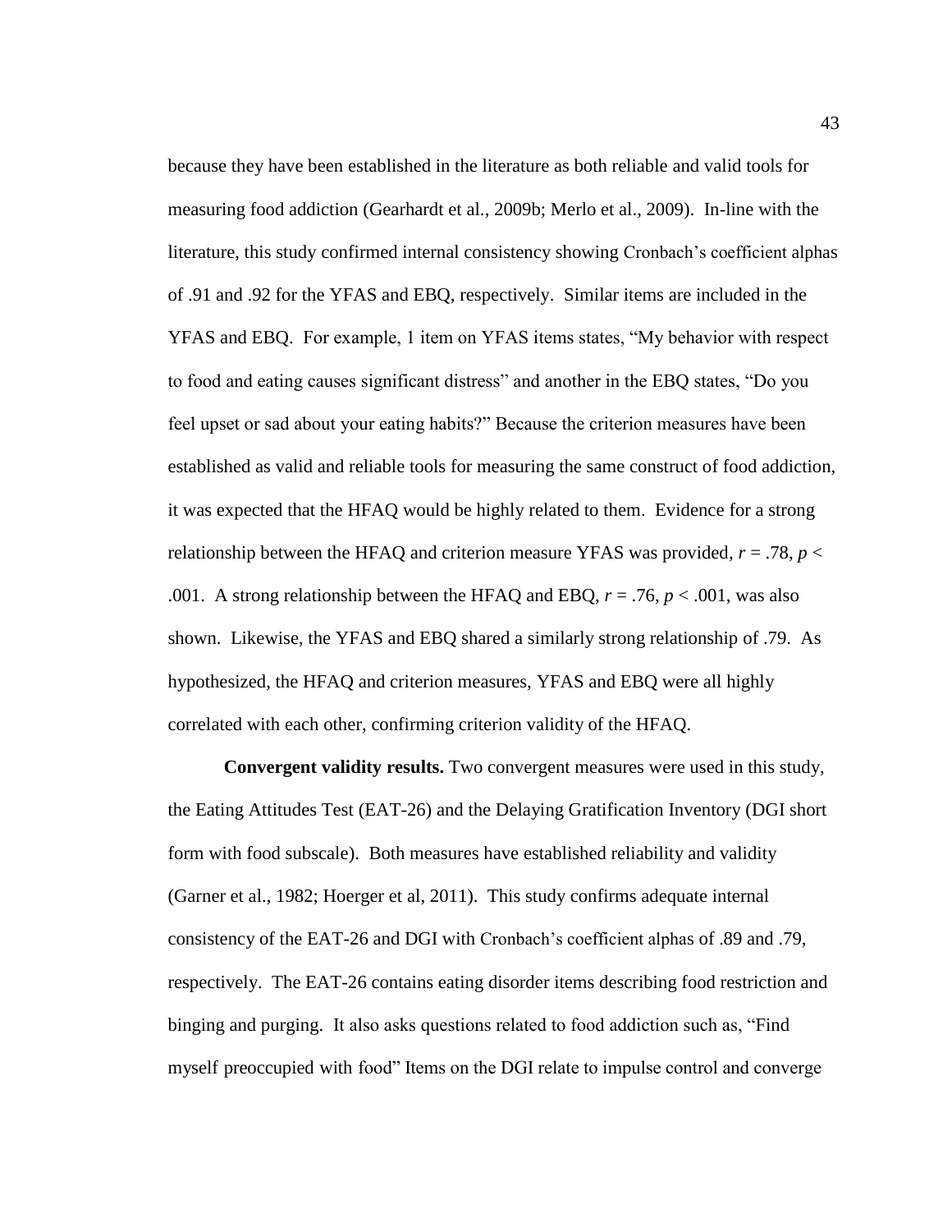because they have been established in the literature as both reliable and valid tools for measuring food addiction (Gearhardt et al., 2009b; Merlo et al., 2009). In-line with the literature, this study confirmed internal consistency showing Cronbach's coefficient alphas of .91 and .92 for the YFAS and EBQ, respectively. Similar items are included in the YFAS and EBQ. For example, 1 item on YFAS items states, "My behavior with respect to food and eating causes significant distress" and another in the EBQ states, "Do you feel upset or sad about your eating habits?" Because the criterion measures have been established as valid and reliable tools for measuring the same construct of food addiction, it was expected that the HFAQ would be highly related to them. Evidence for a strong relationship between the HFAQ and criterion measure YFAS was provided, $r = .78$, $p < .001$. A strong relationship between the HFAQ and EBQ, $r = .76$, $p < .001$, was also shown. Likewise, the YFAS and EBQ shared a similarly strong relationship of .79. As hypothesized, the HFAQ and criterion measures, YFAS and EBQ were all highly correlated with each other, confirming criterion validity of the HFAQ.

**Convergent validity results.** Two convergent measures were used in this study, the Eating Attitudes Test (EAT-26) and the Delaying Gratification Inventory (DGI short form with food subscale). Both measures have established reliability and validity (Garner et al., 1982; Hoerger et al, 2011). This study confirms adequate internal consistency of the EAT-26 and DGI with Cronbach's coefficient alphas of .89 and .79, respectively. The EAT-26 contains eating disorder items describing food restriction and binging and purging. It also asks questions related to food addiction such as, "Find myself preoccupied with food" Items on the DGI relate to impulse control and converge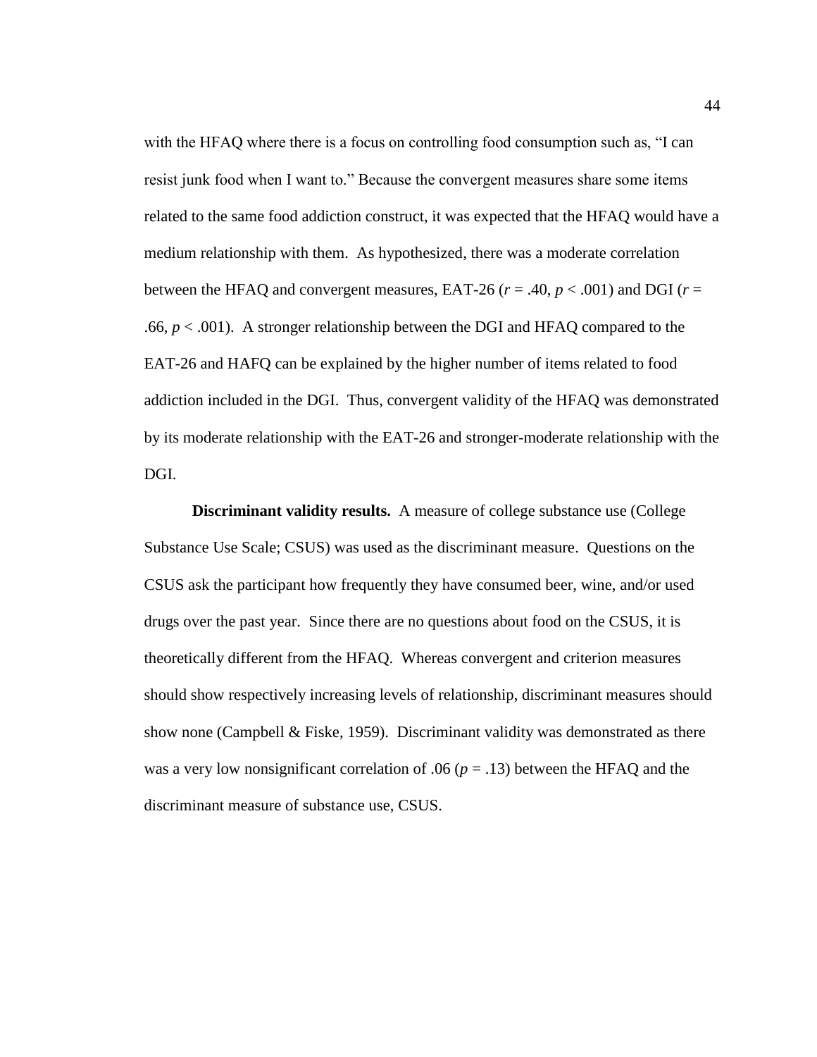with the HFAQ where there is a focus on controlling food consumption such as, "I can resist junk food when I want to." Because the convergent measures share some items related to the same food addiction construct, it was expected that the HFAQ would have a medium relationship with them. As hypothesized, there was a moderate correlation between the HFAQ and convergent measures, EAT-26 ($r = .40$, $p < .001$) and DGI ($r = .66$, $p < .001$). A stronger relationship between the DGI and HFAQ compared to the EAT-26 and HAFQ can be explained by the higher number of items related to food addiction included in the DGI. Thus, convergent validity of the HFAQ was demonstrated by its moderate relationship with the EAT-26 and stronger-moderate relationship with the DGI.

**Discriminant validity results.** A measure of college substance use (College Substance Use Scale; CSUS) was used as the discriminant measure. Questions on the CSUS ask the participant how frequently they have consumed beer, wine, and/or used drugs over the past year. Since there are no questions about food on the CSUS, it is theoretically different from the HFAQ. Whereas convergent and criterion measures should show respectively increasing levels of relationship, discriminant measures should show none (Campbell & Fiske, 1959). Discriminant validity was demonstrated as there was a very low nonsignificant correlation of .06 ($p = .13$) between the HFAQ and the discriminant measure of substance use, CSUS.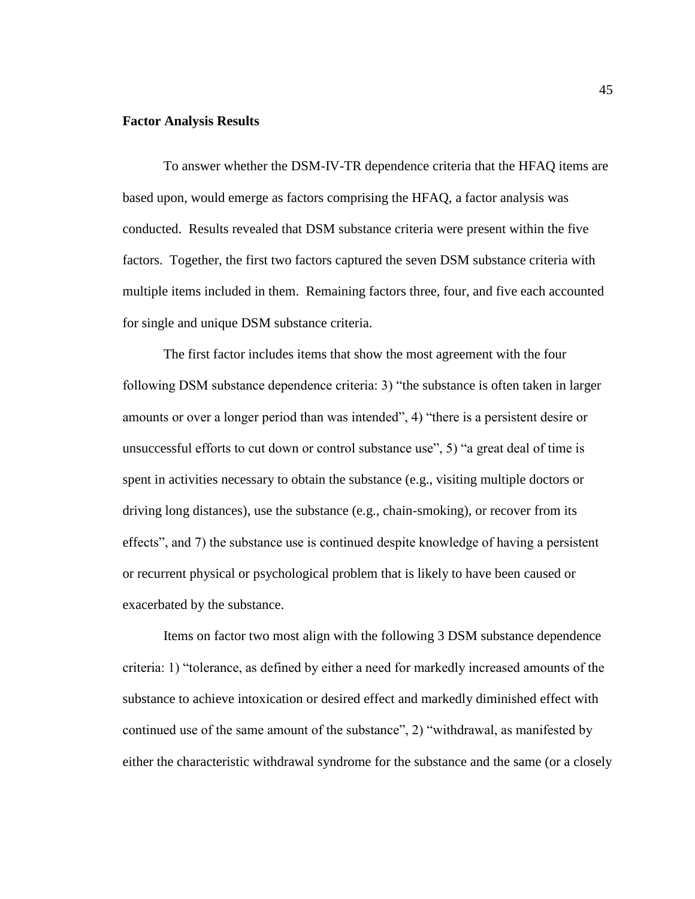**Factor Analysis Results**

To answer whether the DSM-IV-TR dependence criteria that the HFAQ items are based upon, would emerge as factors comprising the HFAQ, a factor analysis was conducted. Results revealed that DSM substance criteria were present within the five factors. Together, the first two factors captured the seven DSM substance criteria with multiple items included in them. Remaining factors three, four, and five each accounted for single and unique DSM substance criteria.

The first factor includes items that show the most agreement with the four following DSM substance dependence criteria: 3) "the substance is often taken in larger amounts or over a longer period than was intended", 4) "there is a persistent desire or unsuccessful efforts to cut down or control substance use", 5) "a great deal of time is spent in activities necessary to obtain the substance (e.g., visiting multiple doctors or driving long distances), use the substance (e.g., chain-smoking), or recover from its effects", and 7) the substance use is continued despite knowledge of having a persistent or recurrent physical or psychological problem that is likely to have been caused or exacerbated by the substance.

Items on factor two most align with the following 3 DSM substance dependence criteria: 1) "tolerance, as defined by either a need for markedly increased amounts of the substance to achieve intoxication or desired effect and markedly diminished effect with continued use of the same amount of the substance", 2) "withdrawal, as manifested by either the characteristic withdrawal syndrome for the substance and the same (or a closely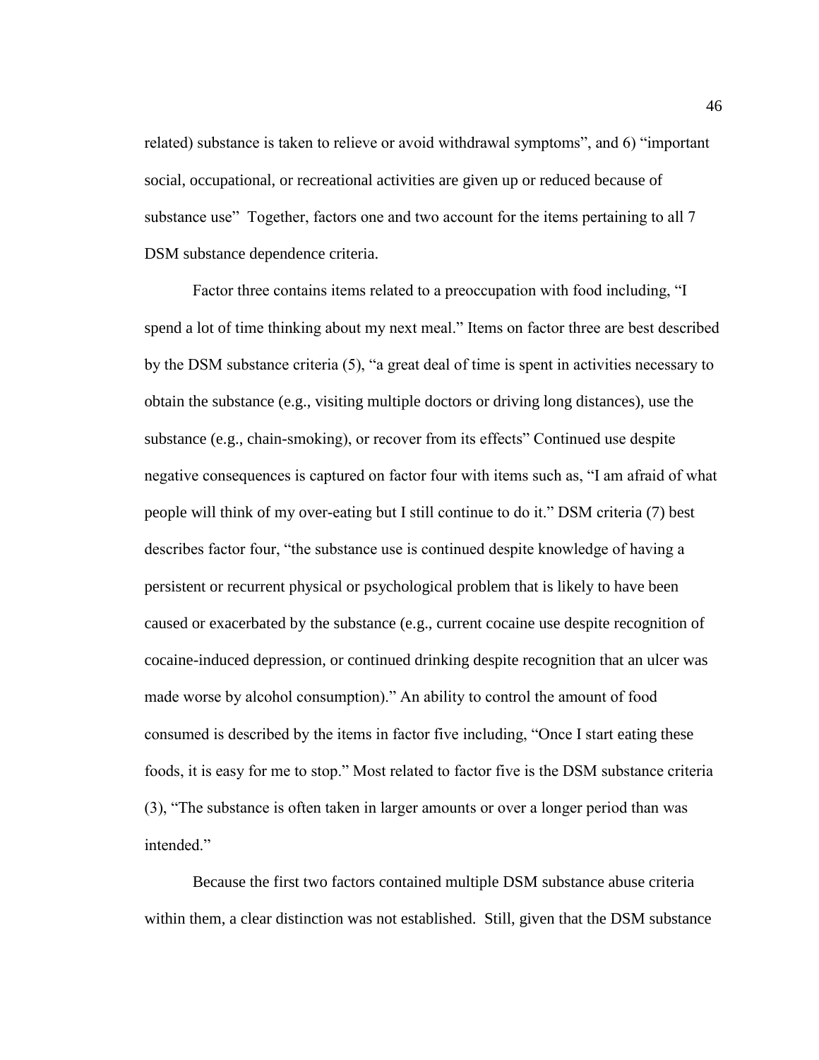related) substance is taken to relieve or avoid withdrawal symptoms", and 6) "important social, occupational, or recreational activities are given up or reduced because of substance use"  Together, factors one and two account for the items pertaining to all 7 DSM substance dependence criteria.

Factor three contains items related to a preoccupation with food including, "I spend a lot of time thinking about my next meal." Items on factor three are best described by the DSM substance criteria (5), "a great deal of time is spent in activities necessary to obtain the substance (e.g., visiting multiple doctors or driving long distances), use the substance (e.g., chain-smoking), or recover from its effects" Continued use despite negative consequences is captured on factor four with items such as, "I am afraid of what people will think of my over-eating but I still continue to do it." DSM criteria (7) best describes factor four, "the substance use is continued despite knowledge of having a persistent or recurrent physical or psychological problem that is likely to have been caused or exacerbated by the substance (e.g., current cocaine use despite recognition of cocaine-induced depression, or continued drinking despite recognition that an ulcer was made worse by alcohol consumption)." An ability to control the amount of food consumed is described by the items in factor five including, "Once I start eating these foods, it is easy for me to stop." Most related to factor five is the DSM substance criteria (3), "The substance is often taken in larger amounts or over a longer period than was intended."

Because the first two factors contained multiple DSM substance abuse criteria within them, a clear distinction was not established.  Still, given that the DSM substance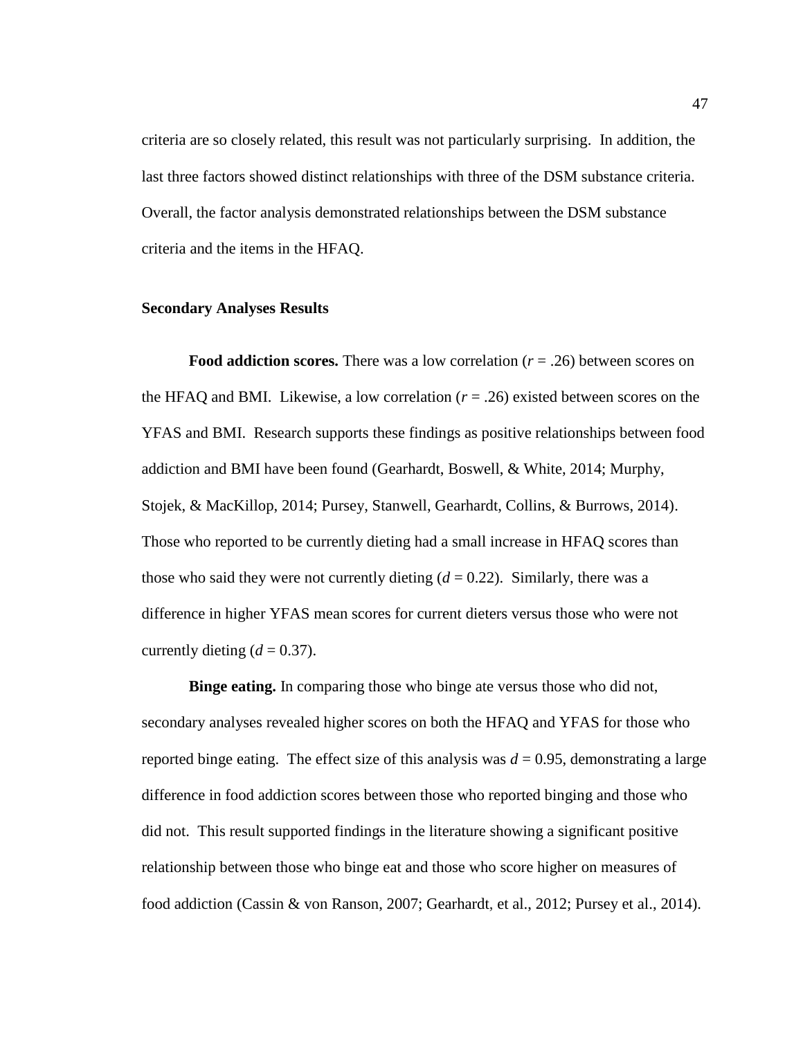criteria are so closely related, this result was not particularly surprising. In addition, the last three factors showed distinct relationships with three of the DSM substance criteria. Overall, the factor analysis demonstrated relationships between the DSM substance criteria and the items in the HFAQ.

### Secondary Analyses Results

**Food addiction scores.** There was a low correlation ($r = .26$) between scores on the HFAQ and BMI. Likewise, a low correlation ($r = .26$) existed between scores on the YFAS and BMI. Research supports these findings as positive relationships between food addiction and BMI have been found (Gearhardt, Boswell, & White, 2014; Murphy, Stojek, & MacKillop, 2014; Pursey, Stanwell, Gearhardt, Collins, & Burrows, 2014). Those who reported to be currently dieting had a small increase in HFAQ scores than those who said they were not currently dieting ($d = 0.22$). Similarly, there was a difference in higher YFAS mean scores for current dieters versus those who were not currently dieting ($d = 0.37$).

**Binge eating.** In comparing those who binge ate versus those who did not, secondary analyses revealed higher scores on both the HFAQ and YFAS for those who reported binge eating. The effect size of this analysis was $d = 0.95$, demonstrating a large difference in food addiction scores between those who reported binging and those who did not. This result supported findings in the literature showing a significant positive relationship between those who binge eat and those who score higher on measures of food addiction (Cassin & von Ranson, 2007; Gearhardt, et al., 2012; Pursey et al., 2014).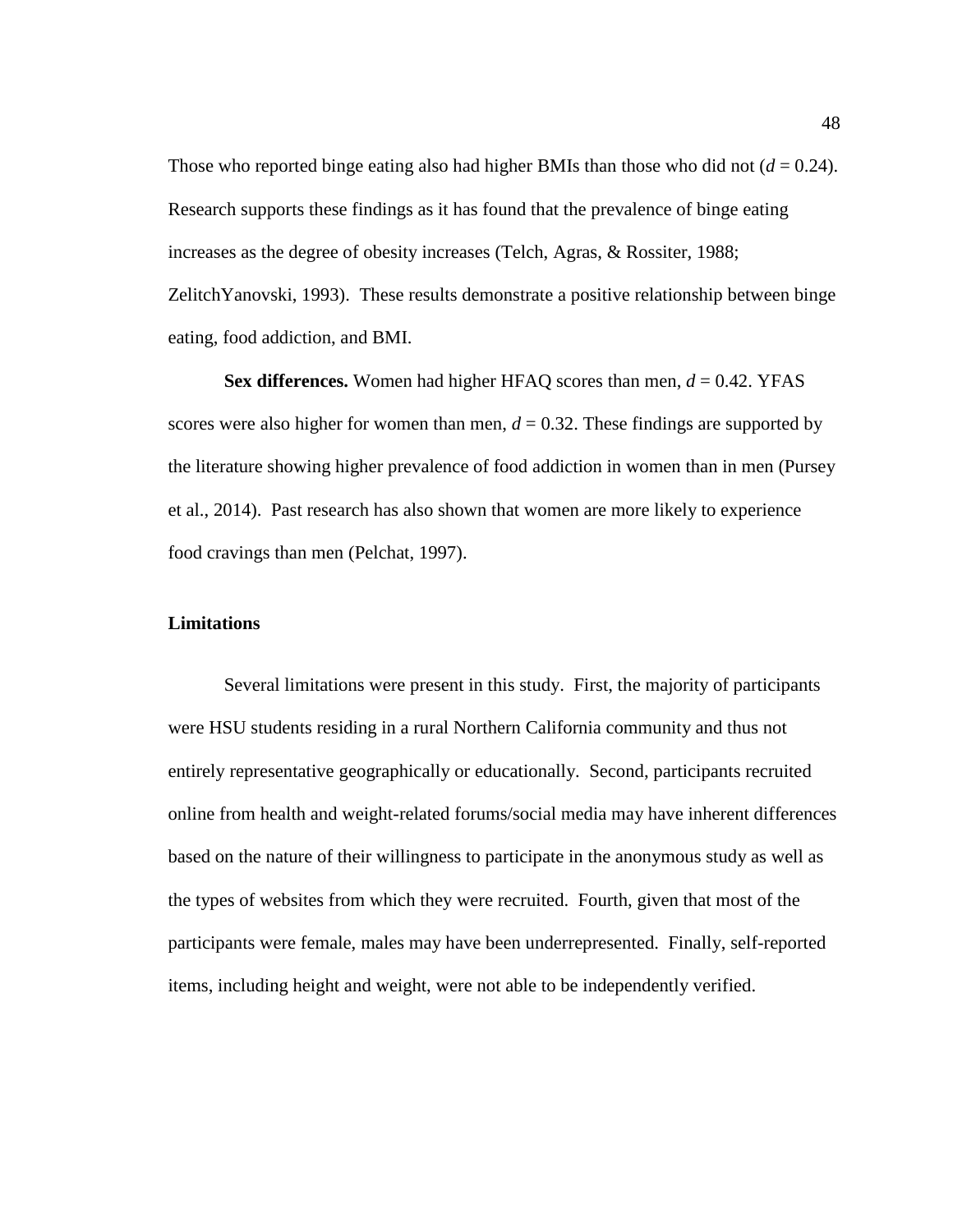Those who reported binge eating also had higher BMIs than those who did not (*d* = 0.24). Research supports these findings as it has found that the prevalence of binge eating increases as the degree of obesity increases (Telch, Agras, & Rossiter, 1988; ZelitchYanovski, 1993). These results demonstrate a positive relationship between binge eating, food addiction, and BMI.

**Sex differences.** Women had higher HFAQ scores than men, *d* = 0.42. YFAS scores were also higher for women than men, *d* = 0.32. These findings are supported by the literature showing higher prevalence of food addiction in women than in men (Pursey et al., 2014). Past research has also shown that women are more likely to experience food cravings than men (Pelchat, 1997).

## Limitations

Several limitations were present in this study. First, the majority of participants were HSU students residing in a rural Northern California community and thus not entirely representative geographically or educationally. Second, participants recruited online from health and weight-related forums/social media may have inherent differences based on the nature of their willingness to participate in the anonymous study as well as the types of websites from which they were recruited. Fourth, given that most of the participants were female, males may have been underrepresented. Finally, self-reported items, including height and weight, were not able to be independently verified.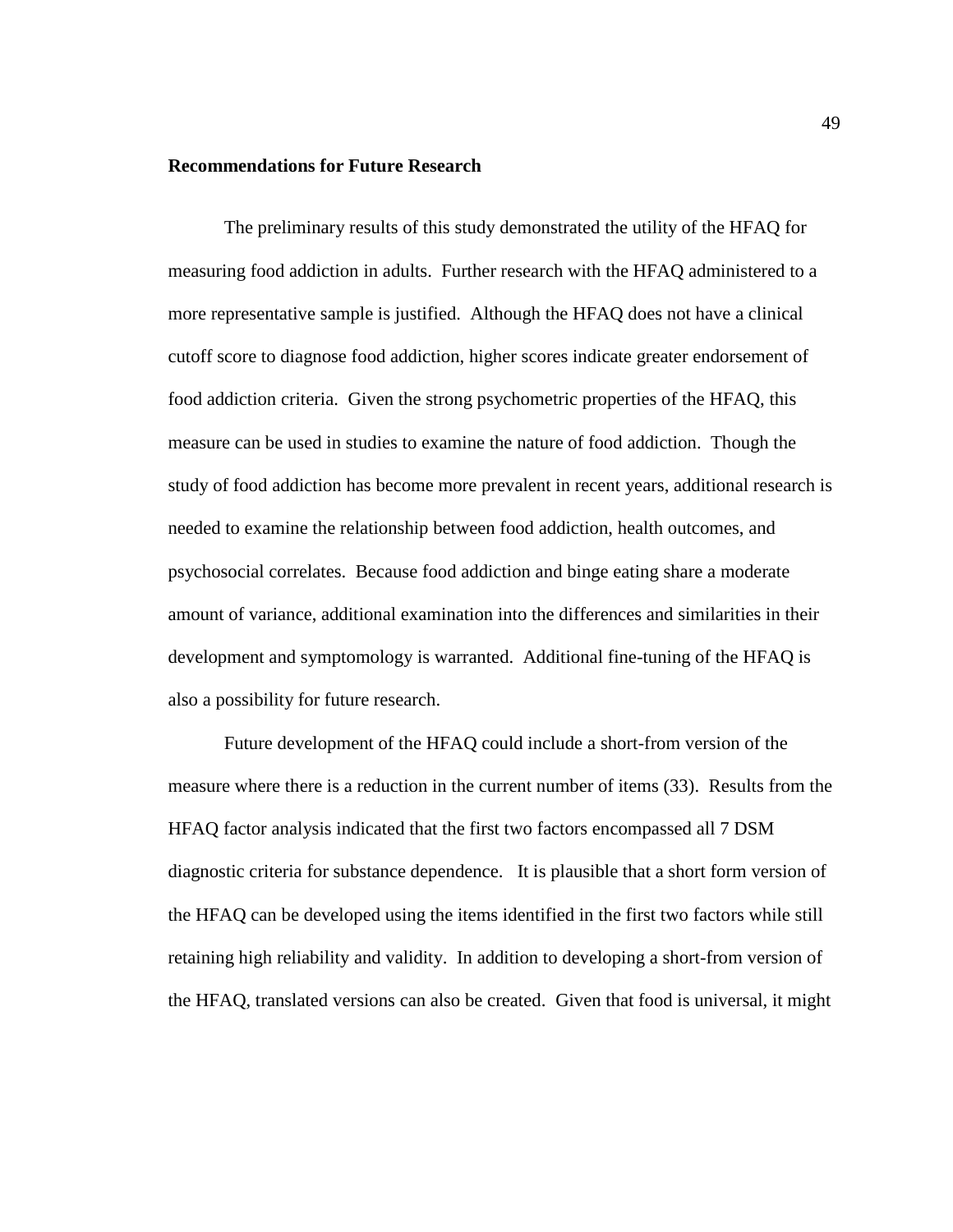## Recommendations for Future Research

The preliminary results of this study demonstrated the utility of the HFAQ for measuring food addiction in adults. Further research with the HFAQ administered to a more representative sample is justified. Although the HFAQ does not have a clinical cutoff score to diagnose food addiction, higher scores indicate greater endorsement of food addiction criteria. Given the strong psychometric properties of the HFAQ, this measure can be used in studies to examine the nature of food addiction. Though the study of food addiction has become more prevalent in recent years, additional research is needed to examine the relationship between food addiction, health outcomes, and psychosocial correlates. Because food addiction and binge eating share a moderate amount of variance, additional examination into the differences and similarities in their development and symptomology is warranted. Additional fine-tuning of the HFAQ is also a possibility for future research.

Future development of the HFAQ could include a short-from version of the measure where there is a reduction in the current number of items (33). Results from the HFAQ factor analysis indicated that the first two factors encompassed all 7 DSM diagnostic criteria for substance dependence. It is plausible that a short form version of the HFAQ can be developed using the items identified in the first two factors while still retaining high reliability and validity. In addition to developing a short-from version of the HFAQ, translated versions can also be created. Given that food is universal, it might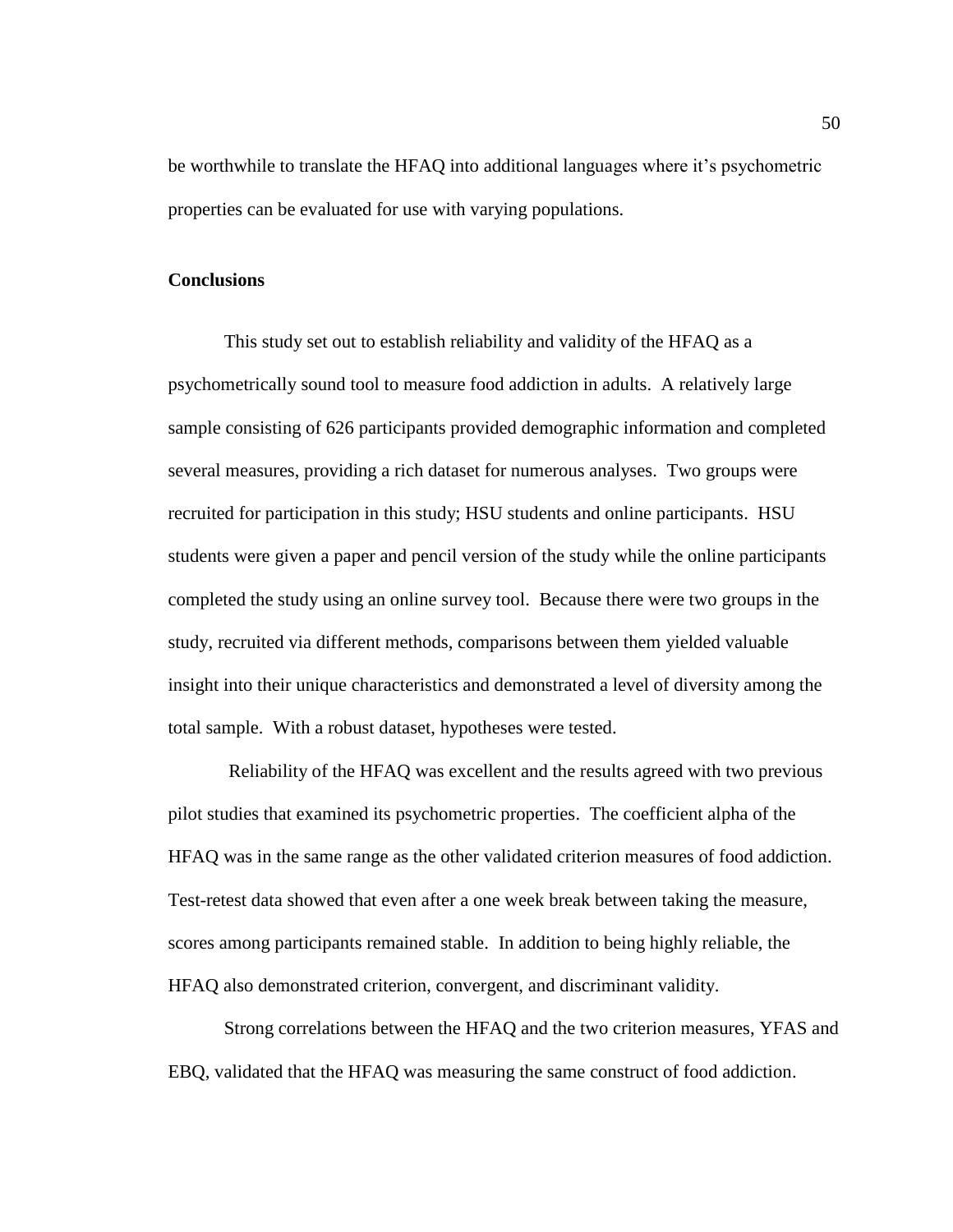be worthwhile to translate the HFAQ into additional languages where it's psychometric properties can be evaluated for use with varying populations.

## Conclusions

This study set out to establish reliability and validity of the HFAQ as a psychometrically sound tool to measure food addiction in adults. A relatively large sample consisting of 626 participants provided demographic information and completed several measures, providing a rich dataset for numerous analyses. Two groups were recruited for participation in this study; HSU students and online participants. HSU students were given a paper and pencil version of the study while the online participants completed the study using an online survey tool. Because there were two groups in the study, recruited via different methods, comparisons between them yielded valuable insight into their unique characteristics and demonstrated a level of diversity among the total sample. With a robust dataset, hypotheses were tested.

Reliability of the HFAQ was excellent and the results agreed with two previous pilot studies that examined its psychometric properties. The coefficient alpha of the HFAQ was in the same range as the other validated criterion measures of food addiction. Test-retest data showed that even after a one week break between taking the measure, scores among participants remained stable. In addition to being highly reliable, the HFAQ also demonstrated criterion, convergent, and discriminant validity.

Strong correlations between the HFAQ and the two criterion measures, YFAS and EBQ, validated that the HFAQ was measuring the same construct of food addiction.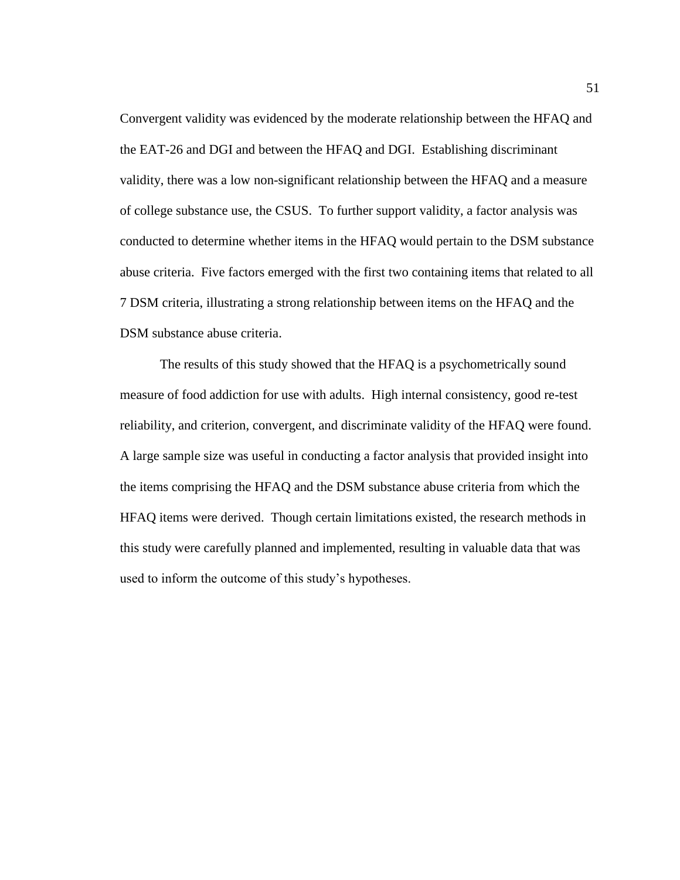Convergent validity was evidenced by the moderate relationship between the HFAQ and the EAT-26 and DGI and between the HFAQ and DGI. Establishing discriminant validity, there was a low non-significant relationship between the HFAQ and a measure of college substance use, the CSUS. To further support validity, a factor analysis was conducted to determine whether items in the HFAQ would pertain to the DSM substance abuse criteria. Five factors emerged with the first two containing items that related to all 7 DSM criteria, illustrating a strong relationship between items on the HFAQ and the DSM substance abuse criteria.

The results of this study showed that the HFAQ is a psychometrically sound measure of food addiction for use with adults. High internal consistency, good re-test reliability, and criterion, convergent, and discriminate validity of the HFAQ were found. A large sample size was useful in conducting a factor analysis that provided insight into the items comprising the HFAQ and the DSM substance abuse criteria from which the HFAQ items were derived. Though certain limitations existed, the research methods in this study were carefully planned and implemented, resulting in valuable data that was used to inform the outcome of this study's hypotheses.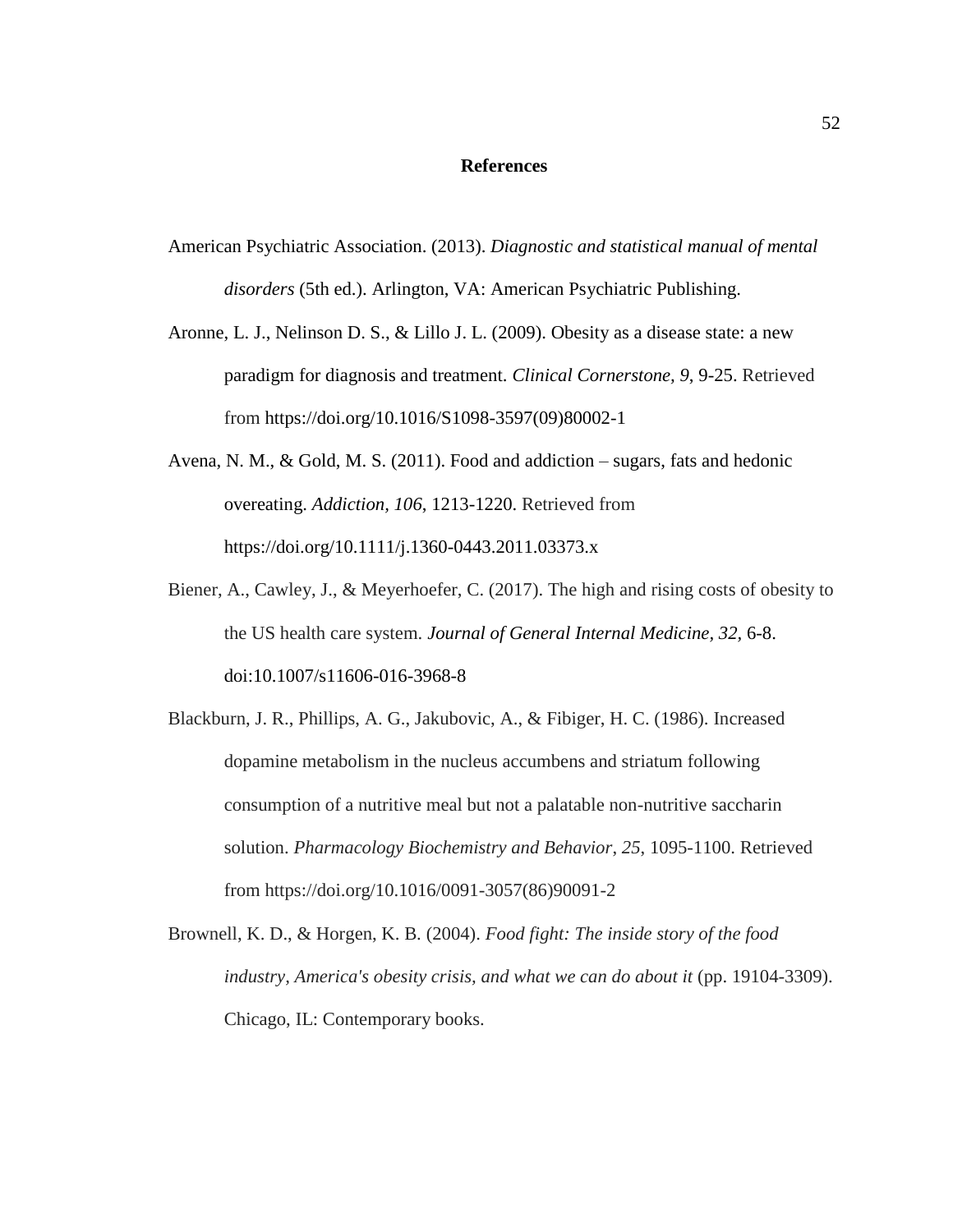# References

American Psychiatric Association. (2013). *Diagnostic and statistical manual of mental disorders* (5th ed.). Arlington, VA: American Psychiatric Publishing.

Aronne, L. J., Nelinson D. S., & Lillo J. L. (2009). Obesity as a disease state: a new paradigm for diagnosis and treatment. *Clinical Cornerstone, 9*, 9-25. Retrieved from https://doi.org/10.1016/S1098-3597(09)80002-1

Avena, N. M., & Gold, M. S. (2011). Food and addiction – sugars, fats and hedonic overeating. *Addiction, 106*, 1213-1220. Retrieved from https://doi.org/10.1111/j.1360-0443.2011.03373.x

Biener, A., Cawley, J., & Meyerhoefer, C. (2017). The high and rising costs of obesity to the US health care system. *Journal of General Internal Medicine, 32*, 6-8. doi:10.1007/s11606-016-3968-8

Blackburn, J. R., Phillips, A. G., Jakubovic, A., & Fibiger, H. C. (1986). Increased dopamine metabolism in the nucleus accumbens and striatum following consumption of a nutritive meal but not a palatable non-nutritive saccharin solution. *Pharmacology Biochemistry and Behavior*, *25*, 1095-1100. Retrieved from https://doi.org/10.1016/0091-3057(86)90091-2

Brownell, K. D., & Horgen, K. B. (2004). *Food fight: The inside story of the food industry, America's obesity crisis, and what we can do about it* (pp. 19104-3309). Chicago, IL: Contemporary books.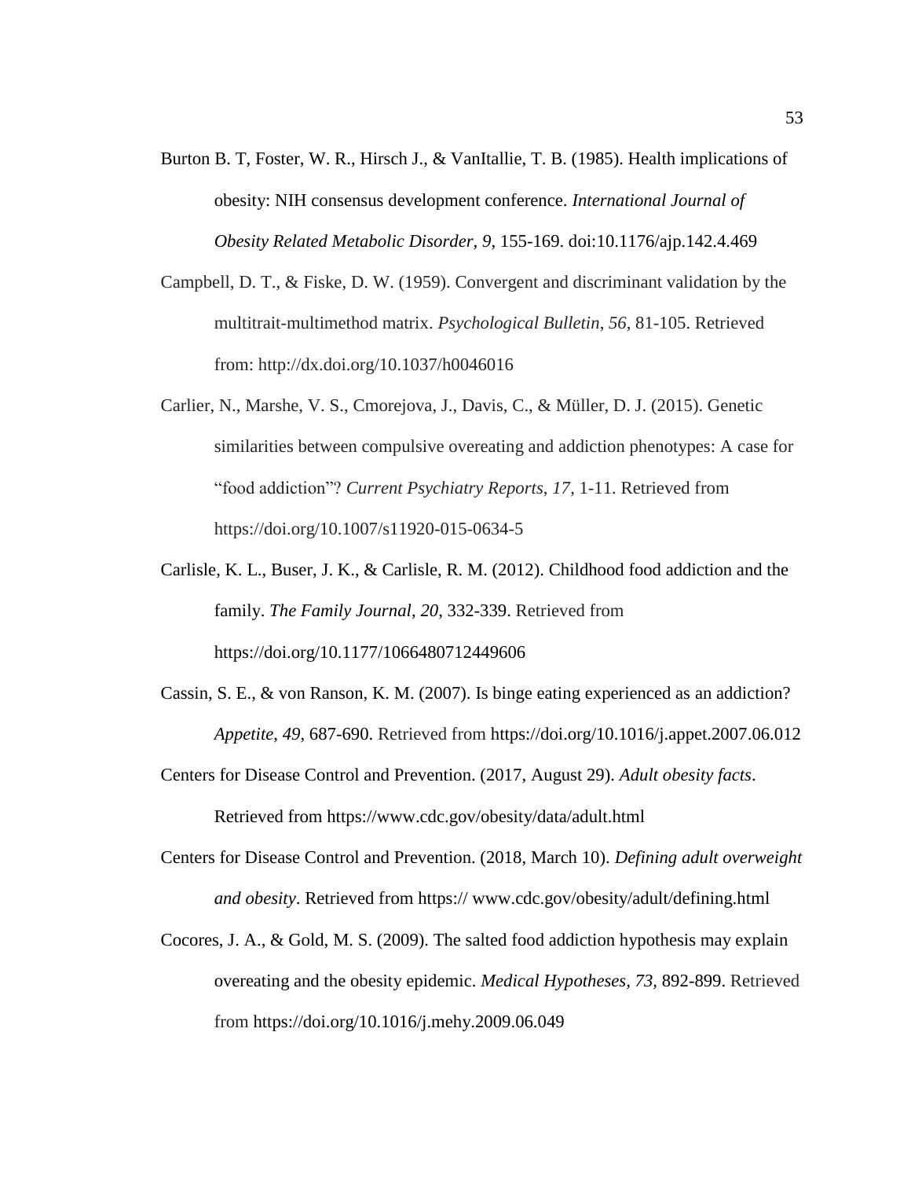Burton B. T, Foster, W. R., Hirsch J., & VanItallie, T. B. (1985). Health implications of obesity: NIH consensus development conference. *International Journal of Obesity Related Metabolic Disorder, 9*, 155-169. doi:10.1176/ajp.142.4.469

Campbell, D. T., & Fiske, D. W. (1959). Convergent and discriminant validation by the multitrait-multimethod matrix. *Psychological Bulletin, 56*, 81-105. Retrieved from: http://dx.doi.org/10.1037/h0046016

Carlier, N., Marshe, V. S., Cmorejova, J., Davis, C., & Müller, D. J. (2015). Genetic similarities between compulsive overeating and addiction phenotypes: A case for "food addiction"? *Current Psychiatry Reports*, *17*, 1-11. Retrieved from https://doi.org/10.1007/s11920-015-0634-5

Carlisle, K. L., Buser, J. K., & Carlisle, R. M. (2012). Childhood food addiction and the family. *The Family Journal, 20*, 332-339. Retrieved from https://doi.org/10.1177/1066480712449606

Cassin, S. E., & von Ranson, K. M. (2007). Is binge eating experienced as an addiction? *Appetite, 49*, 687-690. Retrieved from https://doi.org/10.1016/j.appet.2007.06.012

Centers for Disease Control and Prevention. (2017, August 29). *Adult obesity facts*. Retrieved from https://www.cdc.gov/obesity/data/adult.html

Centers for Disease Control and Prevention. (2018, March 10). *Defining adult overweight and obesity*. Retrieved from https:// www.cdc.gov/obesity/adult/defining.html

Cocores, J. A., & Gold, M. S. (2009). The salted food addiction hypothesis may explain overeating and the obesity epidemic. *Medical Hypotheses, 73*, 892-899. Retrieved from https://doi.org/10.1016/j.mehy.2009.06.049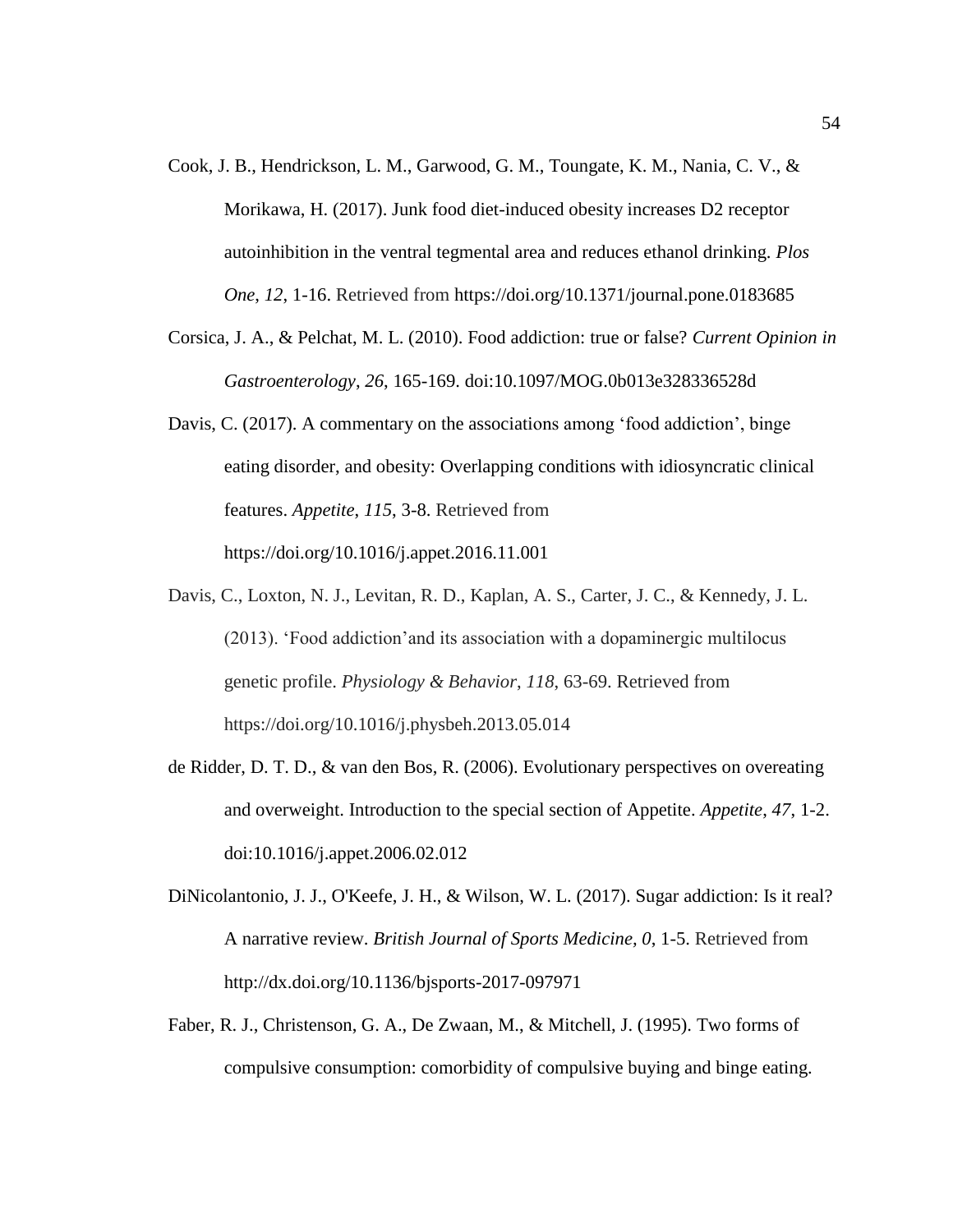Cook, J. B., Hendrickson, L. M., Garwood, G. M., Toungate, K. M., Nania, C. V., & Morikawa, H. (2017). Junk food diet-induced obesity increases D2 receptor autoinhibition in the ventral tegmental area and reduces ethanol drinking. *Plos One*, *12*, 1-16. Retrieved from https://doi.org/10.1371/journal.pone.0183685

Corsica, J. A., & Pelchat, M. L. (2010). Food addiction: true or false? *Current Opinion in Gastroenterology*, *26*, 165-169. doi:10.1097/MOG.0b013e328336528d

Davis, C. (2017). A commentary on the associations among 'food addiction', binge eating disorder, and obesity: Overlapping conditions with idiosyncratic clinical features. *Appetite*, *115*, 3-8. Retrieved from https://doi.org/10.1016/j.appet.2016.11.001

Davis, C., Loxton, N. J., Levitan, R. D., Kaplan, A. S., Carter, J. C., & Kennedy, J. L. (2013). 'Food addiction'and its association with a dopaminergic multilocus genetic profile. *Physiology & Behavior*, *118*, 63-69. Retrieved from https://doi.org/10.1016/j.physbeh.2013.05.014

de Ridder, D. T. D., & van den Bos, R. (2006). Evolutionary perspectives on overeating and overweight. Introduction to the special section of Appetite. *Appetite*, *47*, 1-2. doi:10.1016/j.appet.2006.02.012

DiNicolantonio, J. J., O'Keefe, J. H., & Wilson, W. L. (2017). Sugar addiction: Is it real? A narrative review. *British Journal of Sports Medicine, 0*, 1-5. Retrieved from http://dx.doi.org/10.1136/bjsports-2017-097971

Faber, R. J., Christenson, G. A., De Zwaan, M., & Mitchell, J. (1995). Two forms of compulsive consumption: comorbidity of compulsive buying and binge eating.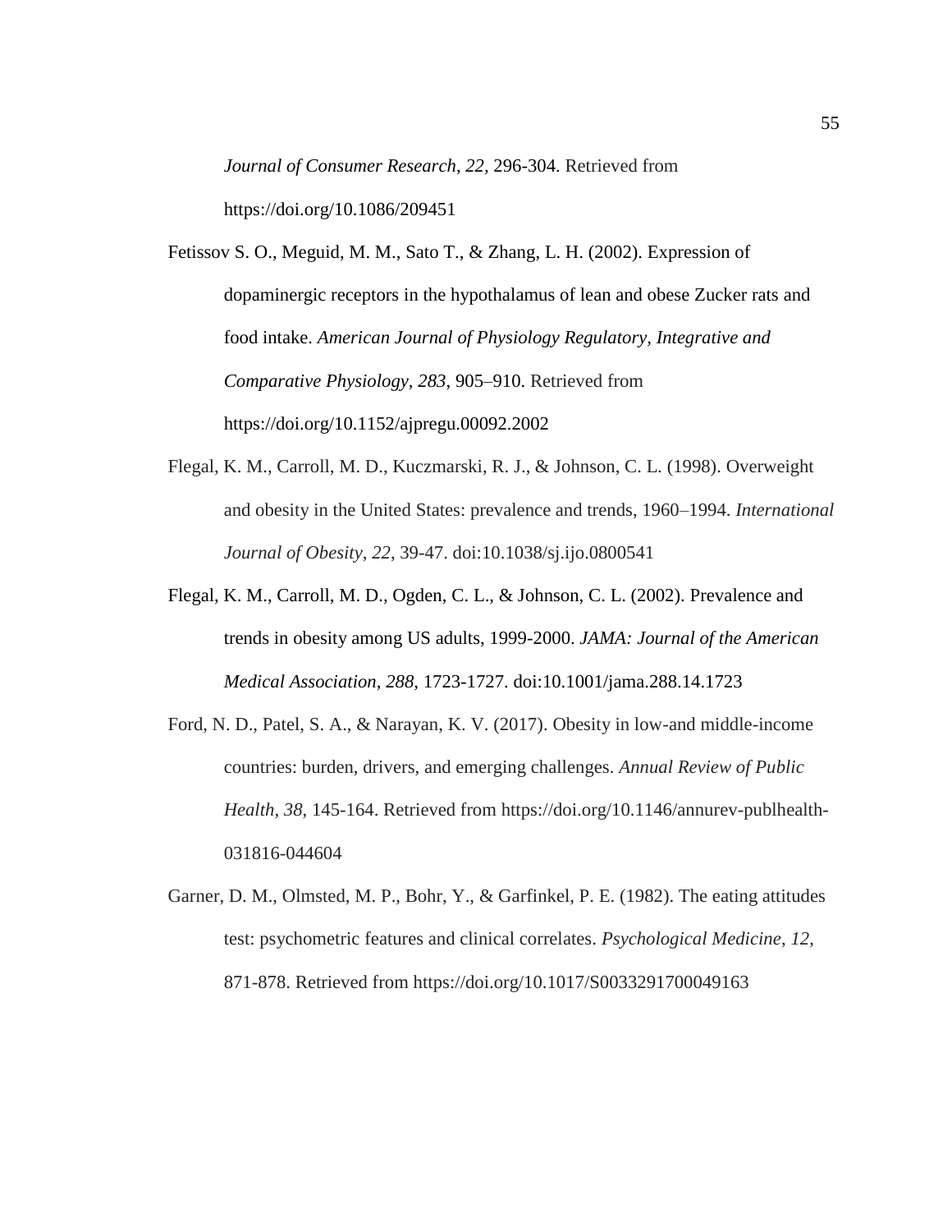*Journal of Consumer Research*, *22,* 296-304. Retrieved from https://doi.org/10.1086/209451

Fetissov S. O., Meguid, M. M., Sato T., & Zhang, L. H. (2002). Expression of dopaminergic receptors in the hypothalamus of lean and obese Zucker rats and food intake. *American Journal of Physiology Regulatory, Integrative and Comparative Physiology, 283*, 905–910. Retrieved from https://doi.org/10.1152/ajpregu.00092.2002

Flegal, K. M., Carroll, M. D., Kuczmarski, R. J., & Johnson, C. L. (1998). Overweight and obesity in the United States: prevalence and trends, 1960–1994. *International Journal of Obesity*, *22*, 39-47. doi:10.1038/sj.ijo.0800541

Flegal, K. M., Carroll, M. D., Ogden, C. L., & Johnson, C. L. (2002). Prevalence and trends in obesity among US adults, 1999-2000. *JAMA: Journal of the American Medical Association*, *288*, 1723-1727. doi:10.1001/jama.288.14.1723

Ford, N. D., Patel, S. A., & Narayan, K. V. (2017). Obesity in low-and middle-income countries: burden, drivers, and emerging challenges. *Annual Review of Public Health*, *38*, 145-164. Retrieved from https://doi.org/10.1146/annurev-publhealth-031816-044604

Garner, D. M., Olmsted, M. P., Bohr, Y., & Garfinkel, P. E. (1982). The eating attitudes test: psychometric features and clinical correlates. *Psychological Medicine*, *12*, 871-878. Retrieved from https://doi.org/10.1017/S0033291700049163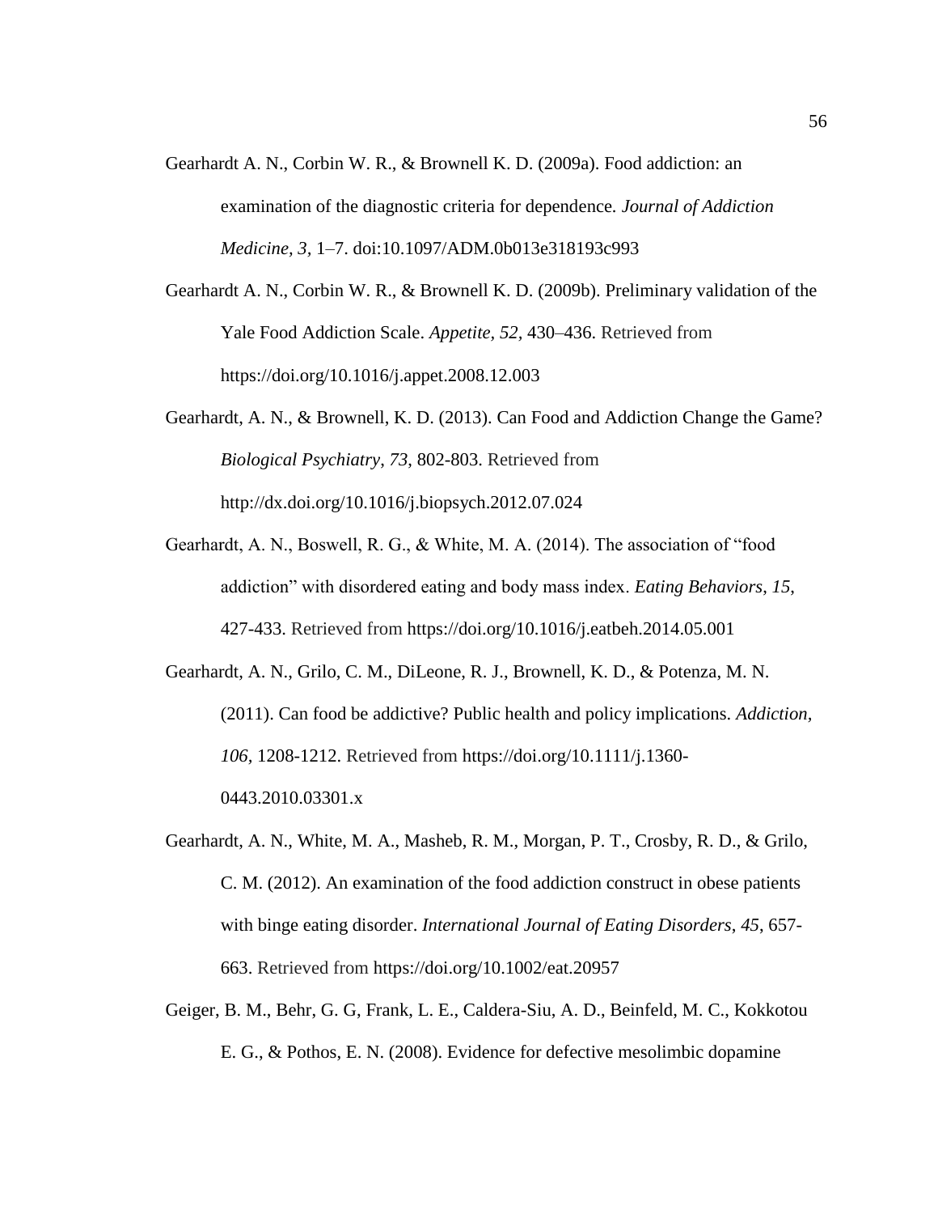Gearhardt A. N., Corbin W. R., & Brownell K. D. (2009a). Food addiction: an examination of the diagnostic criteria for dependence. *Journal of Addiction Medicine, 3,* 1–7. doi:10.1097/ADM.0b013e318193c993

Gearhardt A. N., Corbin W. R., & Brownell K. D. (2009b). Preliminary validation of the Yale Food Addiction Scale. *Appetite*, *52,* 430–436. Retrieved from https://doi.org/10.1016/j.appet.2008.12.003

Gearhardt, A. N., & Brownell, K. D. (2013). Can Food and Addiction Change the Game? *Biological Psychiatry*, *73*, 802-803. Retrieved from http://dx.doi.org/10.1016/j.biopsych.2012.07.024

Gearhardt, A. N., Boswell, R. G., & White, M. A. (2014). The association of "food addiction" with disordered eating and body mass index. *Eating Behaviors*, *15*, 427-433. Retrieved from https://doi.org/10.1016/j.eatbeh.2014.05.001

Gearhardt, A. N., Grilo, C. M., DiLeone, R. J., Brownell, K. D., & Potenza, M. N. (2011). Can food be addictive? Public health and policy implications. *Addiction*, *106*, 1208-1212. Retrieved from https://doi.org/10.1111/j.1360-0443.2010.03301.x

Gearhardt, A. N., White, M. A., Masheb, R. M., Morgan, P. T., Crosby, R. D., & Grilo, C. M. (2012). An examination of the food addiction construct in obese patients with binge eating disorder. *International Journal of Eating Disorders*, *45*, 657-663. Retrieved from https://doi.org/10.1002/eat.20957

Geiger, B. M., Behr, G. G, Frank, L. E., Caldera-Siu, A. D., Beinfeld, M. C., Kokkotou E. G., & Pothos, E. N. (2008). Evidence for defective mesolimbic dopamine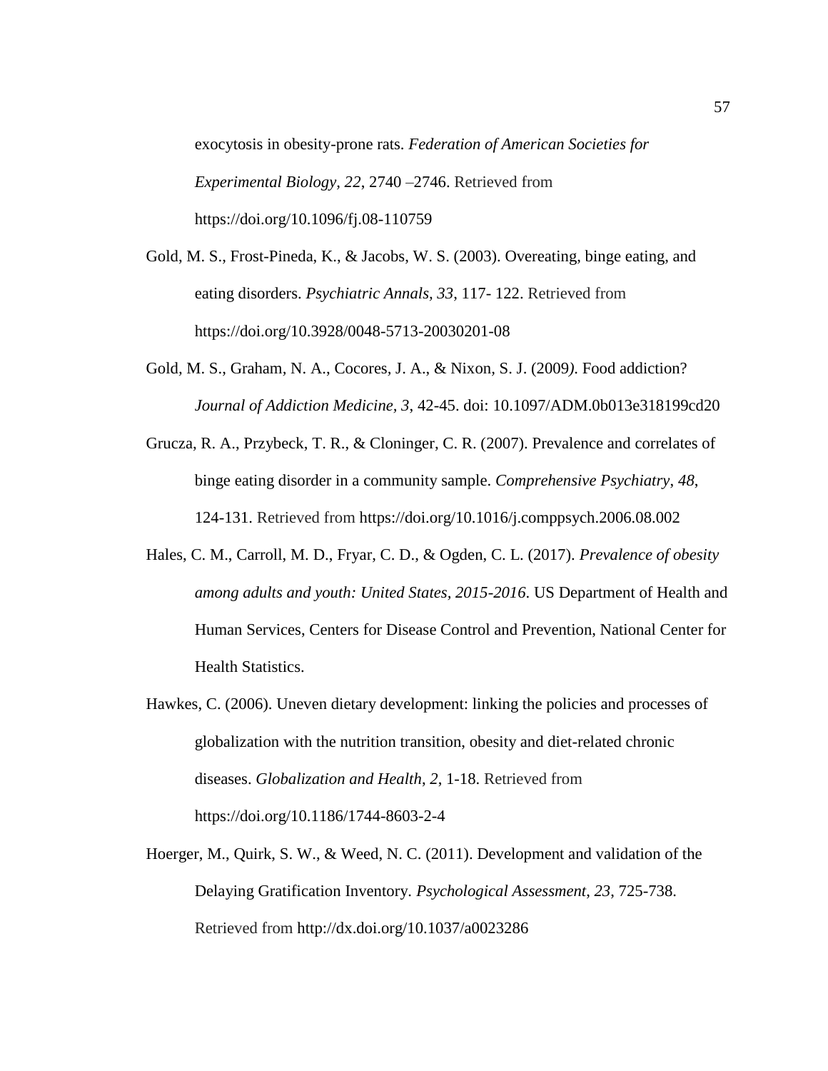exocytosis in obesity-prone rats. *Federation of American Societies for Experimental Biology, 22*, 2740 –2746. Retrieved from https://doi.org/10.1096/fj.08-110759

Gold, M. S., Frost-Pineda, K., & Jacobs, W. S. (2003). Overeating, binge eating, and eating disorders. *Psychiatric Annals, 33*, 117- 122. Retrieved from https://doi.org/10.3928/0048-5713-20030201-08

Gold, M. S., Graham, N. A., Cocores, J. A., & Nixon, S. J. (2009*)*. Food addiction? *Journal of Addiction Medicine, 3*, 42-45. doi: 10.1097/ADM.0b013e318199cd20

Grucza, R. A., Przybeck, T. R., & Cloninger, C. R. (2007). Prevalence and correlates of binge eating disorder in a community sample. *Comprehensive Psychiatry*, *48*, 124-131. Retrieved from https://doi.org/10.1016/j.comppsych.2006.08.002

Hales, C. M., Carroll, M. D., Fryar, C. D., & Ogden, C. L. (2017). *Prevalence of obesity among adults and youth: United States, 2015-2016*. US Department of Health and Human Services, Centers for Disease Control and Prevention, National Center for Health Statistics.

Hawkes, C. (2006). Uneven dietary development: linking the policies and processes of globalization with the nutrition transition, obesity and diet-related chronic diseases. *Globalization and Health*, *2*, 1-18. Retrieved from https://doi.org/10.1186/1744-8603-2-4

Hoerger, M., Quirk, S. W., & Weed, N. C. (2011). Development and validation of the Delaying Gratification Inventory*. Psychological Assessment*, *23*, 725-738. Retrieved from http://dx.doi.org/10.1037/a0023286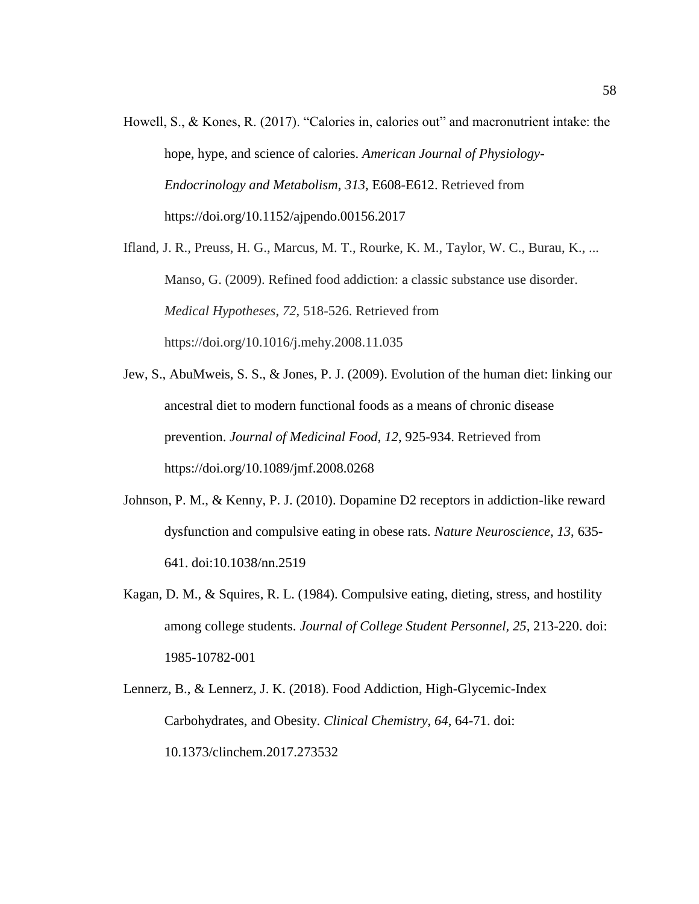Howell, S., & Kones, R. (2017). “Calories in, calories out” and macronutrient intake: the hope, hype, and science of calories. *American Journal of Physiology-Endocrinology and Metabolism*, *313*, E608-E612. Retrieved from https://doi.org/10.1152/ajpendo.00156.2017

Ifland, J. R., Preuss, H. G., Marcus, M. T., Rourke, K. M., Taylor, W. C., Burau, K., ... Manso, G. (2009). Refined food addiction: a classic substance use disorder. *Medical Hypotheses*, *72*, 518-526. Retrieved from https://doi.org/10.1016/j.mehy.2008.11.035

Jew, S., AbuMweis, S. S., & Jones, P. J. (2009). Evolution of the human diet: linking our ancestral diet to modern functional foods as a means of chronic disease prevention. *Journal of Medicinal Food*, *12*, 925-934. Retrieved from https://doi.org/10.1089/jmf.2008.0268

Johnson, P. M., & Kenny, P. J. (2010). Dopamine D2 receptors in addiction-like reward dysfunction and compulsive eating in obese rats. *Nature Neuroscience*, *13*, 635-641. doi:10.1038/nn.2519

Kagan, D. M., & Squires, R. L. (1984). Compulsive eating, dieting, stress, and hostility among college students. *Journal of College Student Personnel*, *25*, 213-220. doi: 1985-10782-001

Lennerz, B., & Lennerz, J. K. (2018). Food Addiction, High-Glycemic-Index Carbohydrates, and Obesity. *Clinical Chemistry*, *64*, 64-71. doi: 10.1373/clinchem.2017.273532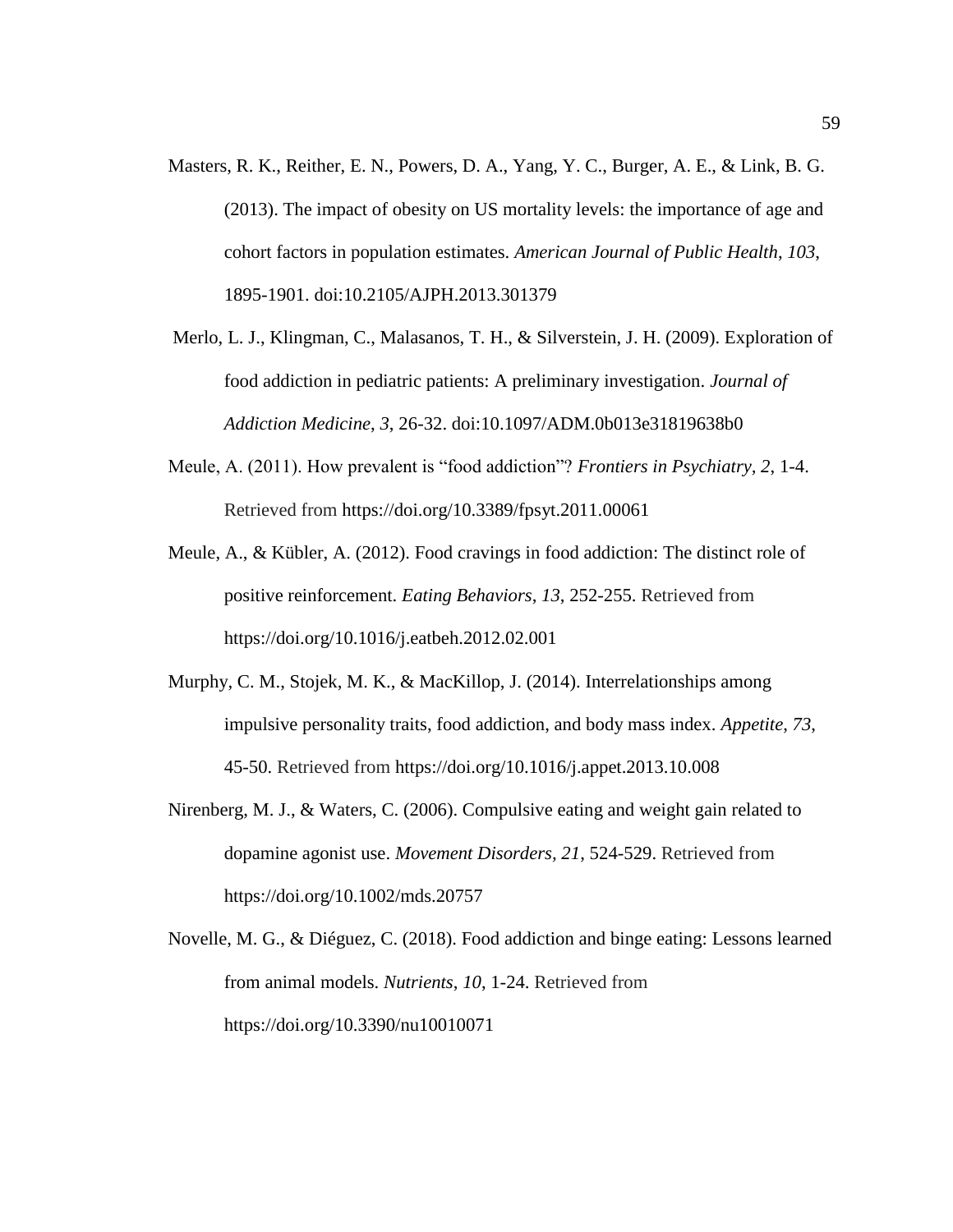Masters, R. K., Reither, E. N., Powers, D. A., Yang, Y. C., Burger, A. E., & Link, B. G. (2013). The impact of obesity on US mortality levels: the importance of age and cohort factors in population estimates. *American Journal of Public Health*, *103*, 1895-1901. doi:10.2105/AJPH.2013.301379

Merlo, L. J., Klingman, C., Malasanos, T. H., & Silverstein, J. H. (2009). Exploration of food addiction in pediatric patients: A preliminary investigation. *Journal of Addiction Medicine*, *3*, 26-32. doi:10.1097/ADM.0b013e31819638b0

Meule, A. (2011). How prevalent is "food addiction"? *Frontiers in Psychiatry*, *2*, 1-4. Retrieved from https://doi.org/10.3389/fpsyt.2011.00061

Meule, A., & Kübler, A. (2012). Food cravings in food addiction: The distinct role of positive reinforcement. *Eating Behaviors*, *13*, 252-255. Retrieved from https://doi.org/10.1016/j.eatbeh.2012.02.001

Murphy, C. M., Stojek, M. K., & MacKillop, J. (2014). Interrelationships among impulsive personality traits, food addiction, and body mass index. *Appetite*, *73*, 45-50. Retrieved from https://doi.org/10.1016/j.appet.2013.10.008

Nirenberg, M. J., & Waters, C. (2006). Compulsive eating and weight gain related to dopamine agonist use. *Movement Disorders*, *21*, 524-529. Retrieved from https://doi.org/10.1002/mds.20757

Novelle, M. G., & Diéguez, C. (2018). Food addiction and binge eating: Lessons learned from animal models. *Nutrients*, *10*, 1-24. Retrieved from https://doi.org/10.3390/nu10010071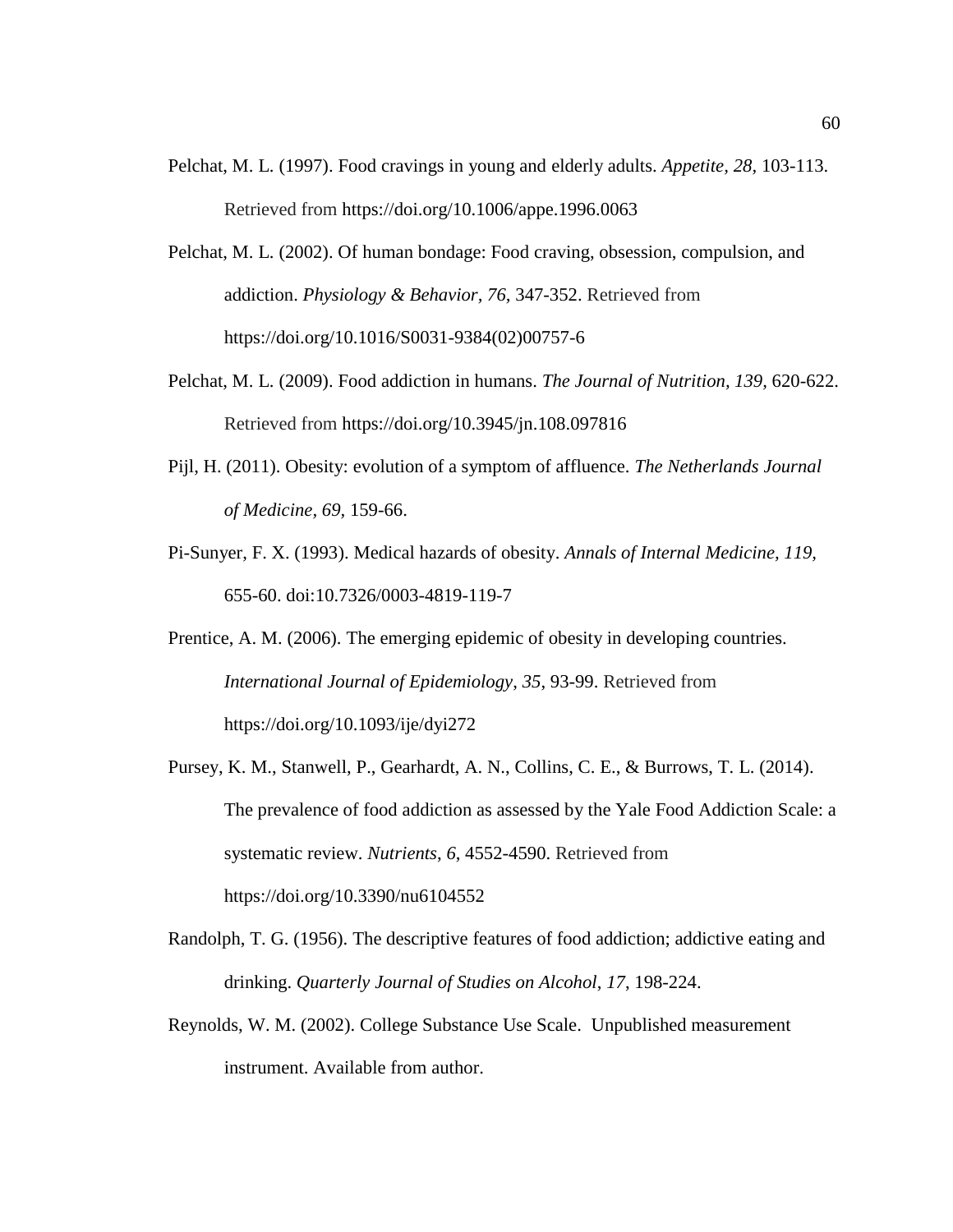Pelchat, M. L. (1997). Food cravings in young and elderly adults. *Appetite*, *28*, 103-113. Retrieved from https://doi.org/10.1006/appe.1996.0063

Pelchat, M. L. (2002). Of human bondage: Food craving, obsession, compulsion, and addiction. *Physiology & Behavior, 76*, 347-352. Retrieved from https://doi.org/10.1016/S0031-9384(02)00757-6

Pelchat, M. L. (2009). Food addiction in humans. *The Journal of Nutrition*, *139*, 620-622. Retrieved from https://doi.org/10.3945/jn.108.097816

Pijl, H. (2011). Obesity: evolution of a symptom of affluence. *The Netherlands Journal of Medicine*, *69*, 159-66.

Pi-Sunyer, F. X. (1993). Medical hazards of obesity. *Annals of Internal Medicine*, *119*, 655-60. doi:10.7326/0003-4819-119-7

Prentice, A. M. (2006). The emerging epidemic of obesity in developing countries. *International Journal of Epidemiology*, *35*, 93-99. Retrieved from https://doi.org/10.1093/ije/dyi272

Pursey, K. M., Stanwell, P., Gearhardt, A. N., Collins, C. E., & Burrows, T. L. (2014). The prevalence of food addiction as assessed by the Yale Food Addiction Scale: a systematic review. *Nutrients*, *6*, 4552-4590. Retrieved from https://doi.org/10.3390/nu6104552

Randolph, T. G. (1956). The descriptive features of food addiction; addictive eating and drinking. *Quarterly Journal of Studies on Alcohol*, *17*, 198-224.

Reynolds, W. M. (2002). College Substance Use Scale. Unpublished measurement instrument. Available from author.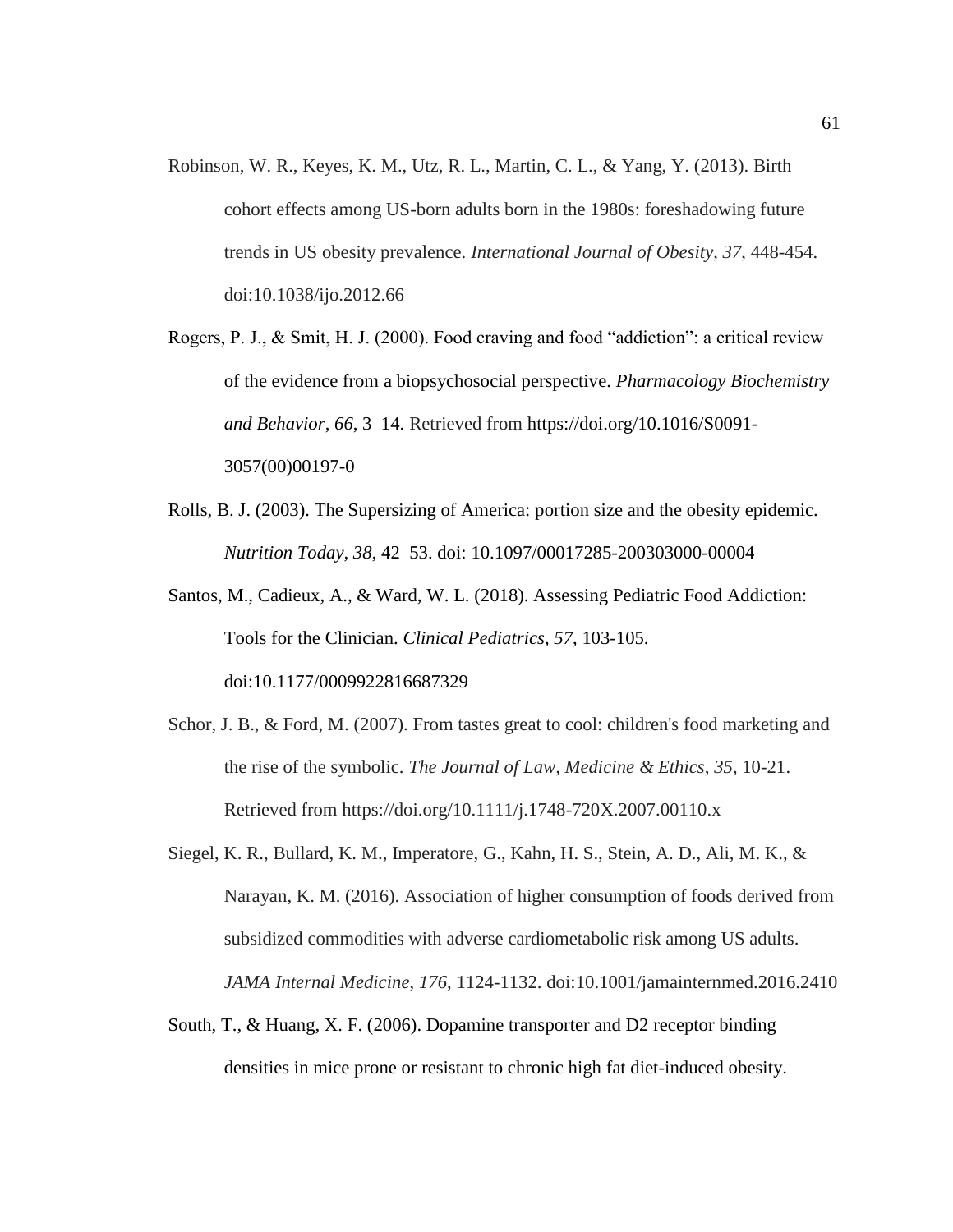Robinson, W. R., Keyes, K. M., Utz, R. L., Martin, C. L., & Yang, Y. (2013). Birth cohort effects among US-born adults born in the 1980s: foreshadowing future trends in US obesity prevalence. *International Journal of Obesity*, *37*, 448-454. doi:10.1038/ijo.2012.66

Rogers, P. J., & Smit, H. J. (2000). Food craving and food “addiction”: a critical review of the evidence from a biopsychosocial perspective. *Pharmacology Biochemistry and Behavior*, *66*, 3–14. Retrieved from https://doi.org/10.1016/S0091-3057(00)00197-0

Rolls, B. J. (2003). The Supersizing of America: portion size and the obesity epidemic. *Nutrition Today*, *38*, 42–53. doi: 10.1097/00017285-200303000-00004

Santos, M., Cadieux, A., & Ward, W. L. (2018). Assessing Pediatric Food Addiction: Tools for the Clinician. *Clinical Pediatrics*, *57*, 103-105. doi:10.1177/0009922816687329

Schor, J. B., & Ford, M. (2007). From tastes great to cool: children's food marketing and the rise of the symbolic. *The Journal of Law, Medicine & Ethics*, *35*, 10-21. Retrieved from https://doi.org/10.1111/j.1748-720X.2007.00110.x

Siegel, K. R., Bullard, K. M., Imperatore, G., Kahn, H. S., Stein, A. D., Ali, M. K., & Narayan, K. M. (2016). Association of higher consumption of foods derived from subsidized commodities with adverse cardiometabolic risk among US adults. *JAMA Internal Medicine*, *176*, 1124-1132. doi:10.1001/jamainternmed.2016.2410

South, T., & Huang, X. F. (2006). Dopamine transporter and D2 receptor binding densities in mice prone or resistant to chronic high fat diet-induced obesity.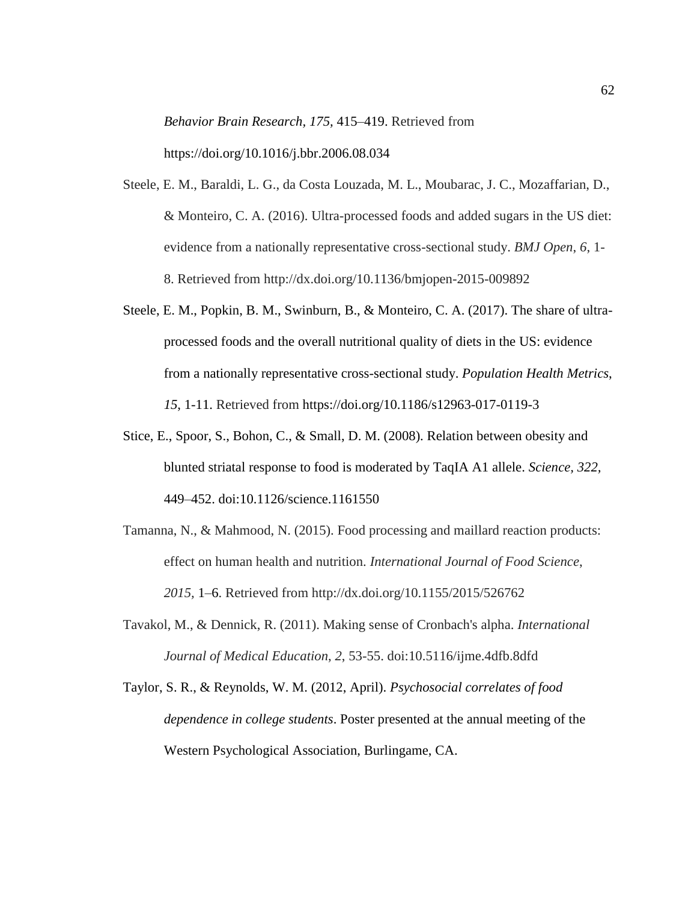*Behavior Brain Research, 175,* 415–419. Retrieved from https://doi.org/10.1016/j.bbr.2006.08.034

Steele, E. M., Baraldi, L. G., da Costa Louzada, M. L., Moubarac, J. C., Mozaffarian, D., & Monteiro, C. A. (2016). Ultra-processed foods and added sugars in the US diet: evidence from a nationally representative cross-sectional study. *BMJ Open*, *6*, 1-8. Retrieved from http://dx.doi.org/10.1136/bmjopen-2015-009892

Steele, E. M., Popkin, B. M., Swinburn, B., & Monteiro, C. A. (2017). The share of ultra-processed foods and the overall nutritional quality of diets in the US: evidence from a nationally representative cross-sectional study. *Population Health Metrics*, *15*, 1-11. Retrieved from https://doi.org/10.1186/s12963-017-0119-3

Stice, E., Spoor, S., Bohon, C., & Small, D. M. (2008). Relation between obesity and blunted striatal response to food is moderated by TaqIA A1 allele. *Science, 322,* 449–452. doi:10.1126/science.1161550

Tamanna, N., & Mahmood, N. (2015). Food processing and maillard reaction products: effect on human health and nutrition. *International Journal of Food Science, 2015,* 1–6. Retrieved from http://dx.doi.org/10.1155/2015/526762

Tavakol, M., & Dennick, R. (2011). Making sense of Cronbach's alpha. *International Journal of Medical Education, 2,* 53-55. doi:10.5116/ijme.4dfb.8dfd

Taylor, S. R., & Reynolds, W. M. (2012, April). *Psychosocial correlates of food dependence in college students*. Poster presented at the annual meeting of the Western Psychological Association, Burlingame, CA.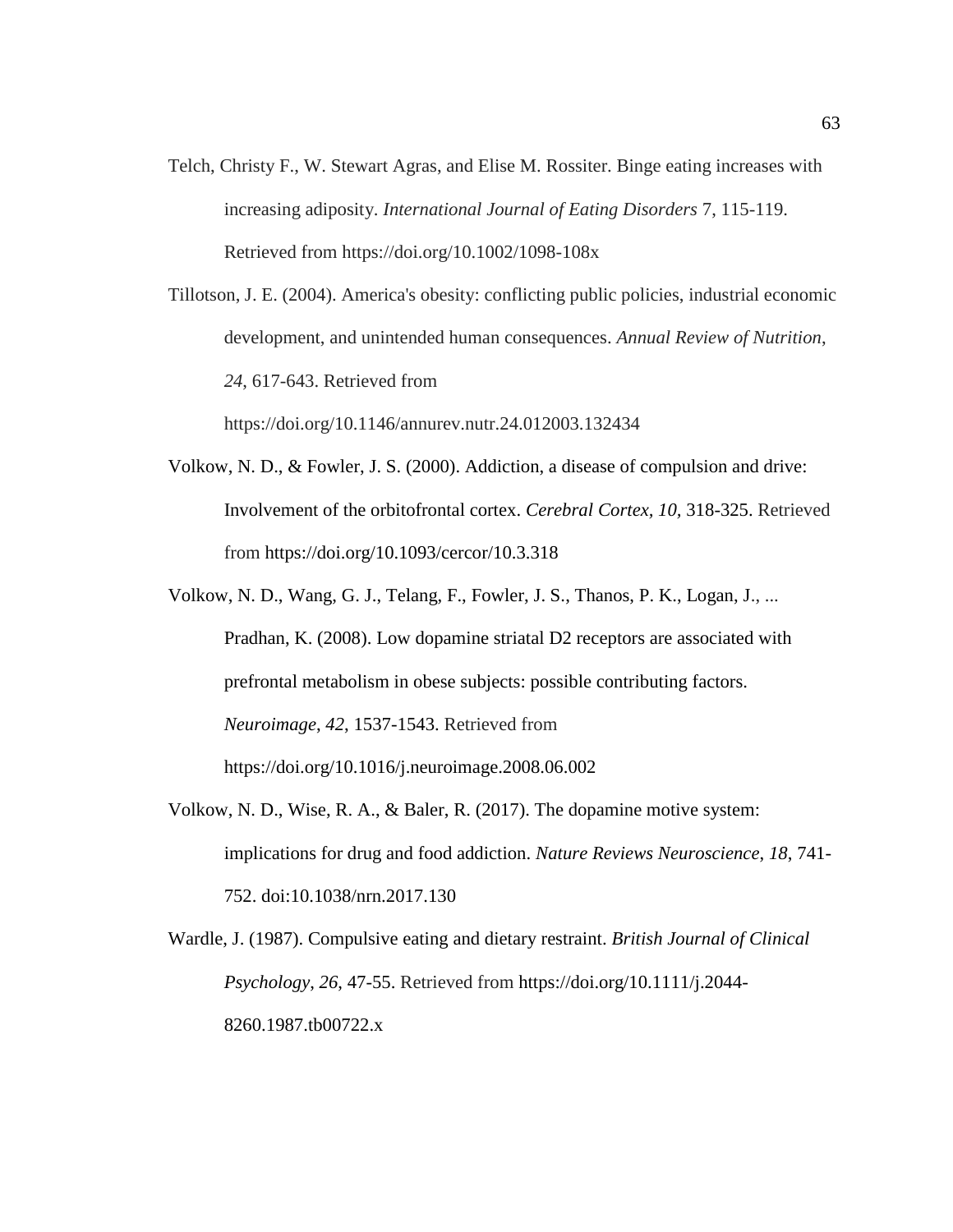Telch, Christy F., W. Stewart Agras, and Elise M. Rossiter. Binge eating increases with increasing adiposity. *International Journal of Eating Disorders* 7, 115-119. Retrieved from https://doi.org/10.1002/1098-108x

Tillotson, J. E. (2004). America's obesity: conflicting public policies, industrial economic development, and unintended human consequences. *Annual Review of Nutrition*, *24*, 617-643. Retrieved from https://doi.org/10.1146/annurev.nutr.24.012003.132434

Volkow, N. D., & Fowler, J. S. (2000). Addiction, a disease of compulsion and drive: Involvement of the orbitofrontal cortex. *Cerebral Cortex, 10*, 318-325. Retrieved from https://doi.org/10.1093/cercor/10.3.318

Volkow, N. D., Wang, G. J., Telang, F., Fowler, J. S., Thanos, P. K., Logan, J., ... Pradhan, K. (2008). Low dopamine striatal D2 receptors are associated with prefrontal metabolism in obese subjects: possible contributing factors. *Neuroimage*, *42*, 1537-1543. Retrieved from https://doi.org/10.1016/j.neuroimage.2008.06.002

Volkow, N. D., Wise, R. A., & Baler, R. (2017). The dopamine motive system: implications for drug and food addiction. *Nature Reviews Neuroscience*, *18*, 741-752. doi:10.1038/nrn.2017.130

Wardle, J. (1987). Compulsive eating and dietary restraint. *British Journal of Clinical Psychology*, *26*, 47-55. Retrieved from https://doi.org/10.1111/j.2044-8260.1987.tb00722.x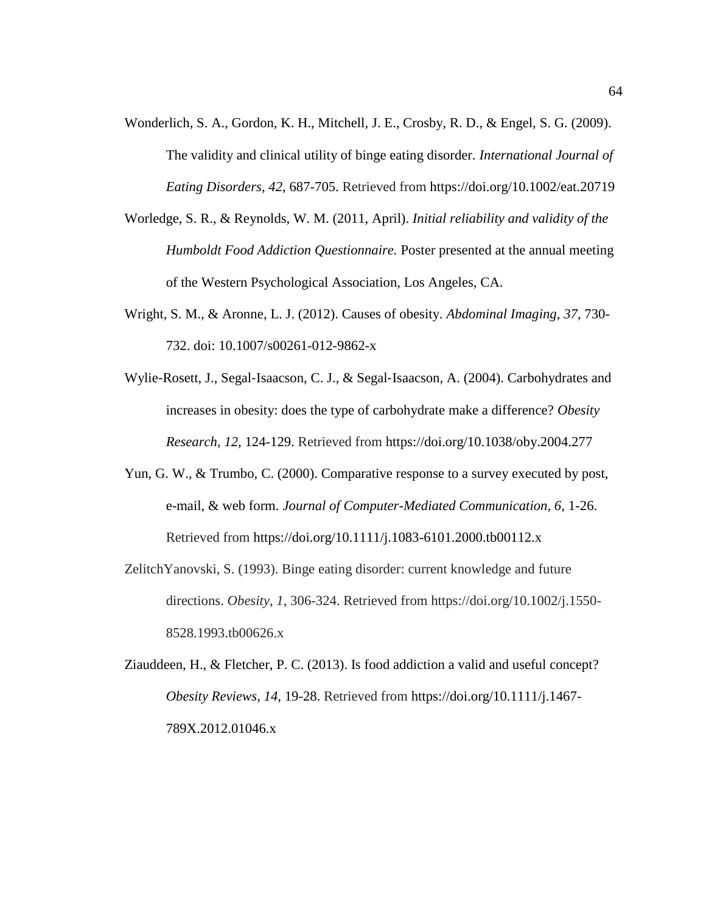Wonderlich, S. A., Gordon, K. H., Mitchell, J. E., Crosby, R. D., & Engel, S. G. (2009). The validity and clinical utility of binge eating disorder. *International Journal of Eating Disorders*, *42*, 687-705. Retrieved from https://doi.org/10.1002/eat.20719

Worledge, S. R., & Reynolds, W. M. (2011, April). *Initial reliability and validity of the Humboldt Food Addiction Questionnaire.* Poster presented at the annual meeting of the Western Psychological Association, Los Angeles, CA.

Wright, S. M., & Aronne, L. J. (2012). Causes of obesity. *Abdominal Imaging*, *37*, 730-732. doi: 10.1007/s00261-012-9862-x

Wylie-Rosett, J., Segal-Isaacson, C. J., & Segal-Isaacson, A. (2004). Carbohydrates and increases in obesity: does the type of carbohydrate make a difference? *Obesity Research*, *12*, 124-129. Retrieved from https://doi.org/10.1038/oby.2004.277

Yun, G. W., & Trumbo, C. (2000). Comparative response to a survey executed by post, e-mail, & web form. *Journal of Computer-Mediated Communication*, *6*, 1-26. Retrieved from https://doi.org/10.1111/j.1083-6101.2000.tb00112.x

ZelitchYanovski, S. (1993). Binge eating disorder: current knowledge and future directions. *Obesity*, *1*, 306-324. Retrieved from https://doi.org/10.1002/j.1550-8528.1993.tb00626.x

Ziauddeen, H., & Fletcher, P. C. (2013). Is food addiction a valid and useful concept? *Obesity Reviews*, *14*, 19-28. Retrieved from https://doi.org/10.1111/j.1467-789X.2012.01046.x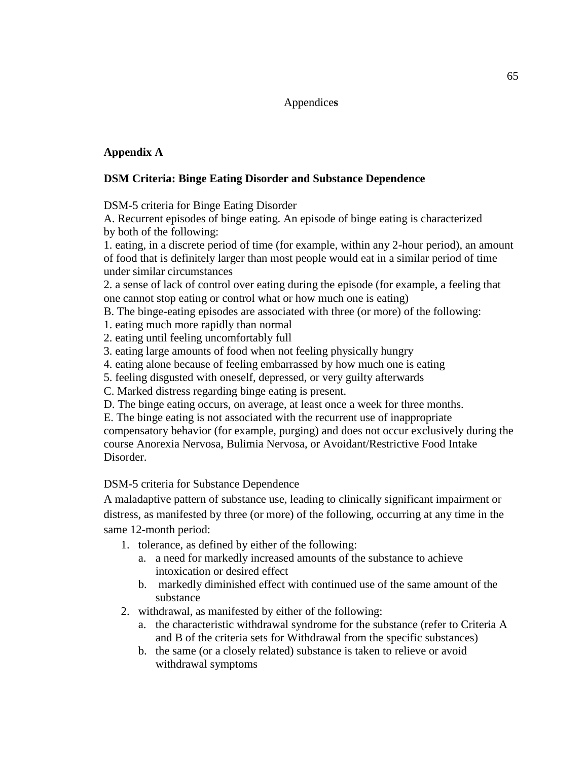# Appendices

## Appendix A

### DSM Criteria: Binge Eating Disorder and Substance Dependence

DSM-5 criteria for Binge Eating Disorder

A. Recurrent episodes of binge eating. An episode of binge eating is characterized by both of the following:

1. eating, in a discrete period of time (for example, within any 2-hour period), an amount of food that is definitely larger than most people would eat in a similar period of time under similar circumstances
2. a sense of lack of control over eating during the episode (for example, a feeling that one cannot stop eating or control what or how much one is eating)

B. The binge-eating episodes are associated with three (or more) of the following:

1. eating much more rapidly than normal
2. eating until feeling uncomfortably full
3. eating large amounts of food when not feeling physically hungry
4. eating alone because of feeling embarrassed by how much one is eating
5. feeling disgusted with oneself, depressed, or very guilty afterwards

C. Marked distress regarding binge eating is present.

D. The binge eating occurs, on average, at least once a week for three months.

E. The binge eating is not associated with the recurrent use of inappropriate compensatory behavior (for example, purging) and does not occur exclusively during the course Anorexia Nervosa, Bulimia Nervosa, or Avoidant/Restrictive Food Intake Disorder.

DSM-5 criteria for Substance Dependence

A maladaptive pattern of substance use, leading to clinically significant impairment or distress, as manifested by three (or more) of the following, occurring at any time in the same 12-month period:

1. tolerance, as defined by either of the following:
   a. a need for markedly increased amounts of the substance to achieve intoxication or desired effect
   b. markedly diminished effect with continued use of the same amount of the substance
2. withdrawal, as manifested by either of the following:
   a. the characteristic withdrawal syndrome for the substance (refer to Criteria A and B of the criteria sets for Withdrawal from the specific substances)
   b. the same (or a closely related) substance is taken to relieve or avoid withdrawal symptoms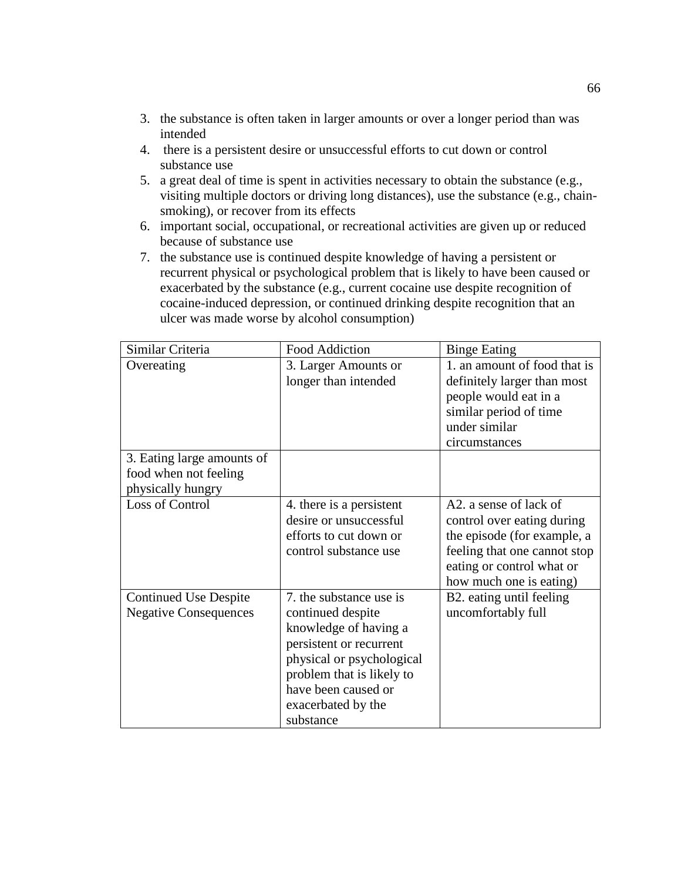3. the substance is often taken in larger amounts or over a longer period than was intended
4. there is a persistent desire or unsuccessful efforts to cut down or control substance use
5. a great deal of time is spent in activities necessary to obtain the substance (e.g., visiting multiple doctors or driving long distances), use the substance (e.g., chain-smoking), or recover from its effects
6. important social, occupational, or recreational activities are given up or reduced because of substance use
7. the substance use is continued despite knowledge of having a persistent or recurrent physical or psychological problem that is likely to have been caused or exacerbated by the substance (e.g., current cocaine use despite recognition of cocaine-induced depression, or continued drinking despite recognition that an ulcer was made worse by alcohol consumption)

| Similar Criteria | Food Addiction | Binge Eating |
|---|---|---|
| Overeating | 3. Larger Amounts or longer than intended | 1. an amount of food that is definitely larger than most people would eat in a similar period of time under similar circumstances |
| 3. Eating large amounts of food when not feeling physically hungry | | |
| Loss of Control | 4. there is a persistent desire or unsuccessful efforts to cut down or control substance use | A2. a sense of lack of control over eating during the episode (for example, a feeling that one cannot stop eating or control what or how much one is eating) |
| Continued Use Despite Negative Consequences | 7. the substance use is continued despite knowledge of having a persistent or recurrent physical or psychological problem that is likely to have been caused or exacerbated by the substance | B2. eating until feeling uncomfortably full |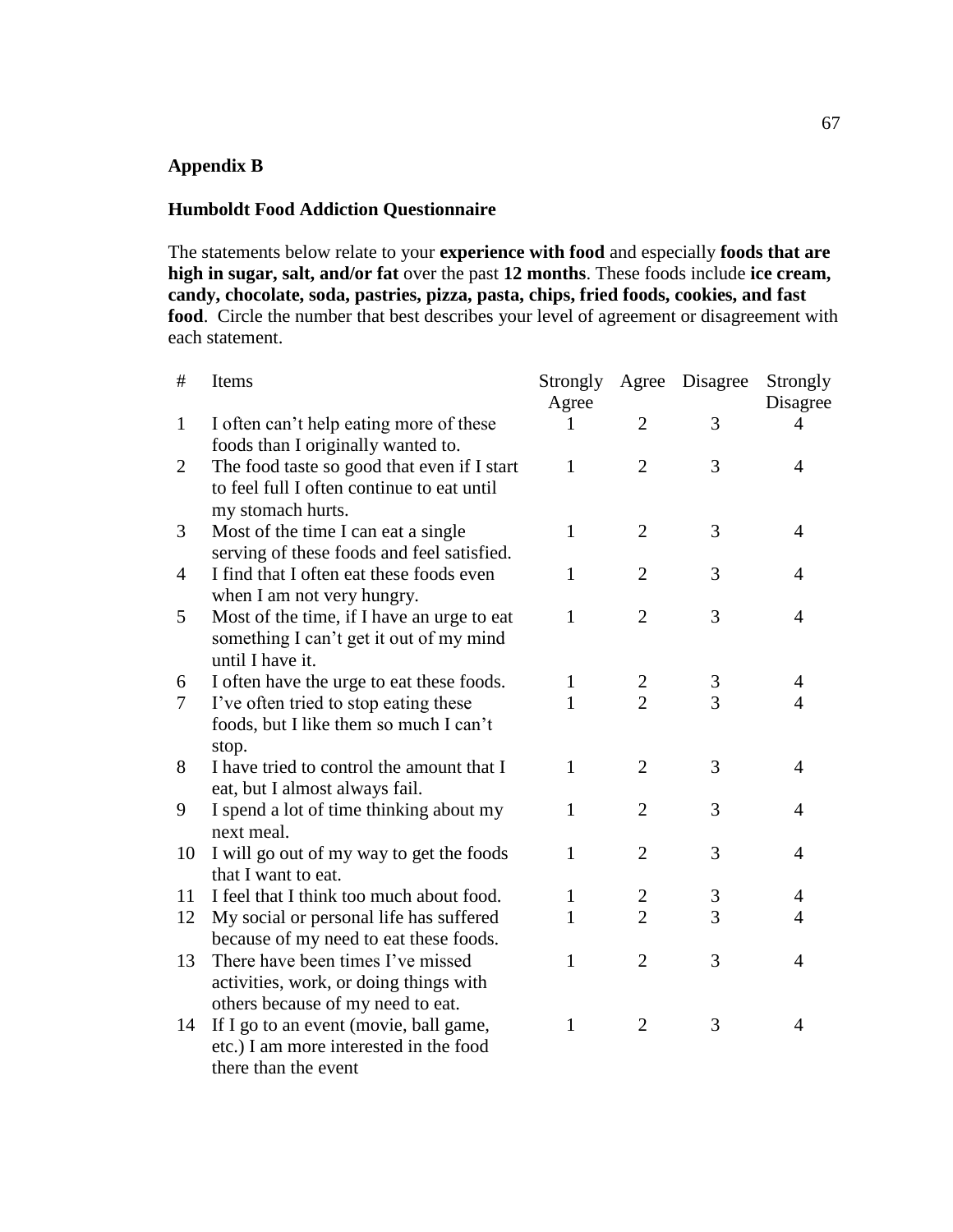## Appendix B

### Humboldt Food Addiction Questionnaire

The statements below relate to your **experience with food** and especially **foods that are high in sugar, salt, and/or fat** over the past **12 months**. These foods include **ice cream, candy, chocolate, soda, pastries, pizza, pasta, chips, fried foods, cookies, and fast food**. Circle the number that best describes your level of agreement or disagreement with each statement.

| # | Items | Strongly Agree | Agree | Disagree | Strongly Disagree |
|---|---|---|---|---|---|
| 1 | I often can't help eating more of these foods than I originally wanted to. | 1 | 2 | 3 | 4 |
| 2 | The food taste so good that even if I start to feel full I often continue to eat until my stomach hurts. | 1 | 2 | 3 | 4 |
| 3 | Most of the time I can eat a single serving of these foods and feel satisfied. | 1 | 2 | 3 | 4 |
| 4 | I find that I often eat these foods even when I am not very hungry. | 1 | 2 | 3 | 4 |
| 5 | Most of the time, if I have an urge to eat something I can't get it out of my mind until I have it. | 1 | 2 | 3 | 4 |
| 6 | I often have the urge to eat these foods. | 1 | 2 | 3 | 4 |
| 7 | I've often tried to stop eating these foods, but I like them so much I can't stop. | 1 | 2 | 3 | 4 |
| 8 | I have tried to control the amount that I eat, but I almost always fail. | 1 | 2 | 3 | 4 |
| 9 | I spend a lot of time thinking about my next meal. | 1 | 2 | 3 | 4 |
| 10 | I will go out of my way to get the foods that I want to eat. | 1 | 2 | 3 | 4 |
| 11 | I feel that I think too much about food. | 1 | 2 | 3 | 4 |
| 12 | My social or personal life has suffered because of my need to eat these foods. | 1 | 2 | 3 | 4 |
| 13 | There have been times I've missed activities, work, or doing things with others because of my need to eat. | 1 | 2 | 3 | 4 |
| 14 | If I go to an event (movie, ball game, etc.) I am more interested in the food there than the event | 1 | 2 | 3 | 4 |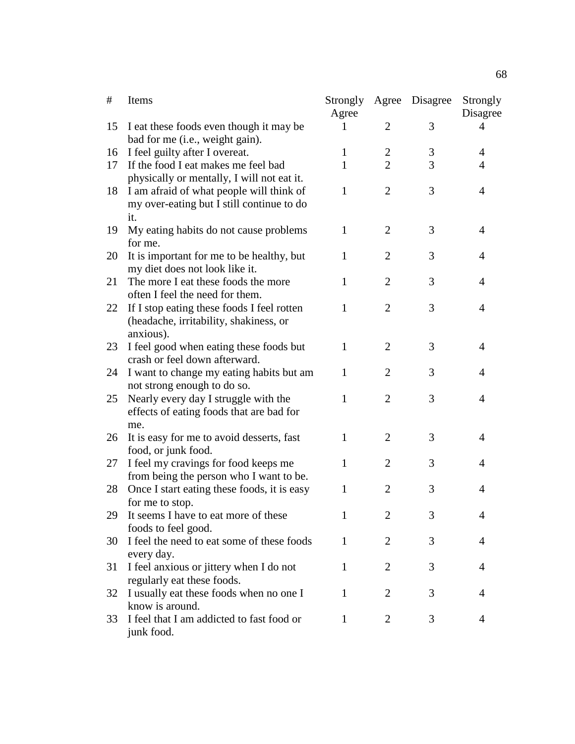| # | Items | Strongly Agree | Agree | Disagree | Strongly Disagree |
|---|---|---|---|---|---|
| 15 | I eat these foods even though it may be bad for me (i.e., weight gain). | 1 | 2 | 3 | 4 |
| 16 | I feel guilty after I overeat. | 1 | 2 | 3 | 4 |
| 17 | If the food I eat makes me feel bad physically or mentally, I will not eat it. | 1 | 2 | 3 | 4 |
| 18 | I am afraid of what people will think of my over-eating but I still continue to do it. | 1 | 2 | 3 | 4 |
| 19 | My eating habits do not cause problems for me. | 1 | 2 | 3 | 4 |
| 20 | It is important for me to be healthy, but my diet does not look like it. | 1 | 2 | 3 | 4 |
| 21 | The more I eat these foods the more often I feel the need for them. | 1 | 2 | 3 | 4 |
| 22 | If I stop eating these foods I feel rotten (headache, irritability, shakiness, or anxious). | 1 | 2 | 3 | 4 |
| 23 | I feel good when eating these foods but crash or feel down afterward. | 1 | 2 | 3 | 4 |
| 24 | I want to change my eating habits but am not strong enough to do so. | 1 | 2 | 3 | 4 |
| 25 | Nearly every day I struggle with the effects of eating foods that are bad for me. | 1 | 2 | 3 | 4 |
| 26 | It is easy for me to avoid desserts, fast food, or junk food. | 1 | 2 | 3 | 4 |
| 27 | I feel my cravings for food keeps me from being the person who I want to be. | 1 | 2 | 3 | 4 |
| 28 | Once I start eating these foods, it is easy for me to stop. | 1 | 2 | 3 | 4 |
| 29 | It seems I have to eat more of these foods to feel good. | 1 | 2 | 3 | 4 |
| 30 | I feel the need to eat some of these foods every day. | 1 | 2 | 3 | 4 |
| 31 | I feel anxious or jittery when I do not regularly eat these foods. | 1 | 2 | 3 | 4 |
| 32 | I usually eat these foods when no one I know is around. | 1 | 2 | 3 | 4 |
| 33 | I feel that I am addicted to fast food or junk food. | 1 | 2 | 3 | 4 |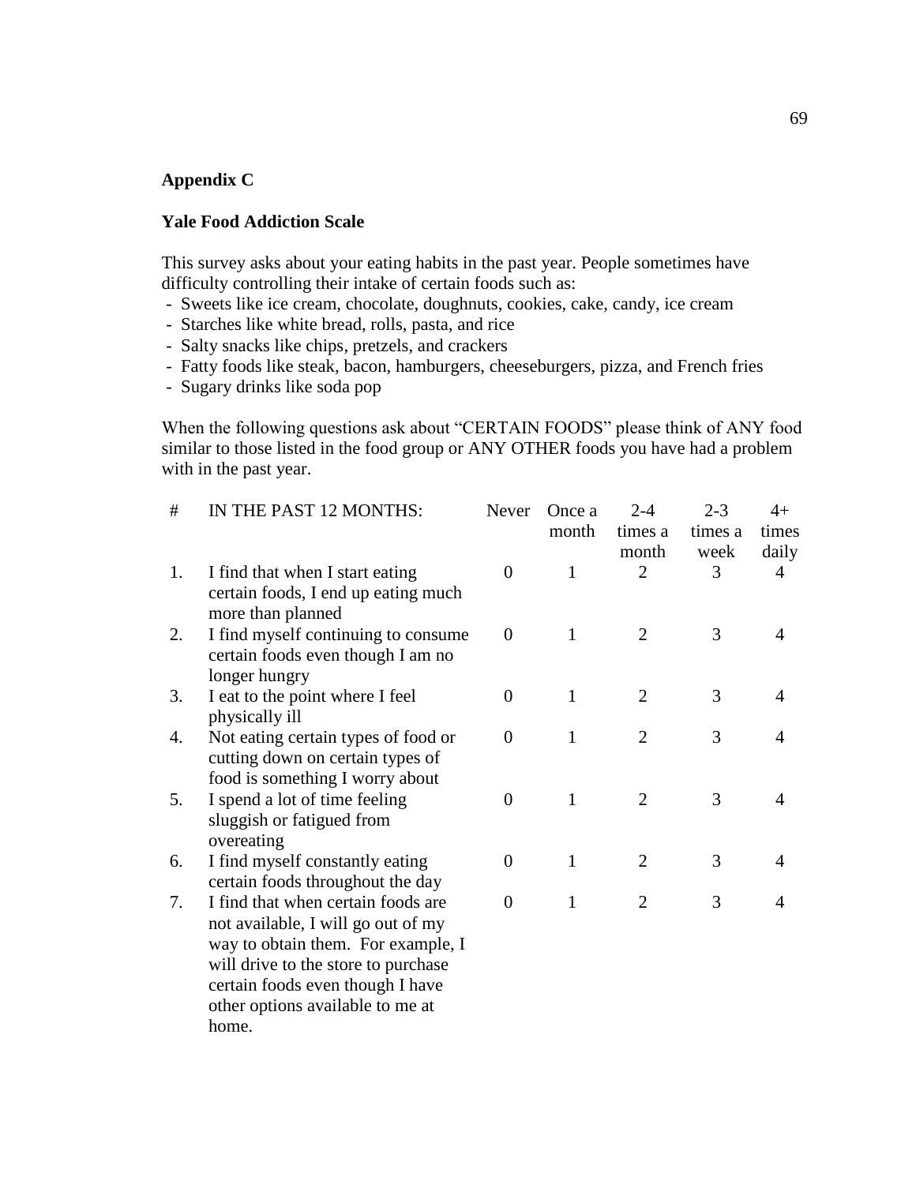**Appendix C**

**Yale Food Addiction Scale**

This survey asks about your eating habits in the past year. People sometimes have difficulty controlling their intake of certain foods such as:

- Sweets like ice cream, chocolate, doughnuts, cookies, cake, candy, ice cream
- Starches like white bread, rolls, pasta, and rice
- Salty snacks like chips, pretzels, and crackers
- Fatty foods like steak, bacon, hamburgers, cheeseburgers, pizza, and French fries
- Sugary drinks like soda pop

When the following questions ask about "CERTAIN FOODS" please think of ANY food similar to those listed in the food group or ANY OTHER foods you have had a problem with in the past year.

| # | IN THE PAST 12 MONTHS: | Never | Once a month | 2-4 times a month | 2-3 times a week | 4+ times daily |
|---|---|---|---|---|---|---|
| 1. | I find that when I start eating certain foods, I end up eating much more than planned | 0 | 1 | 2 | 3 | 4 |
| 2. | I find myself continuing to consume certain foods even though I am no longer hungry | 0 | 1 | 2 | 3 | 4 |
| 3. | I eat to the point where I feel physically ill | 0 | 1 | 2 | 3 | 4 |
| 4. | Not eating certain types of food or cutting down on certain types of food is something I worry about | 0 | 1 | 2 | 3 | 4 |
| 5. | I spend a lot of time feeling sluggish or fatigued from overeating | 0 | 1 | 2 | 3 | 4 |
| 6. | I find myself constantly eating certain foods throughout the day | 0 | 1 | 2 | 3 | 4 |
| 7. | I find that when certain foods are not available, I will go out of my way to obtain them. For example, I will drive to the store to purchase certain foods even though I have other options available to me at home. | 0 | 1 | 2 | 3 | 4 |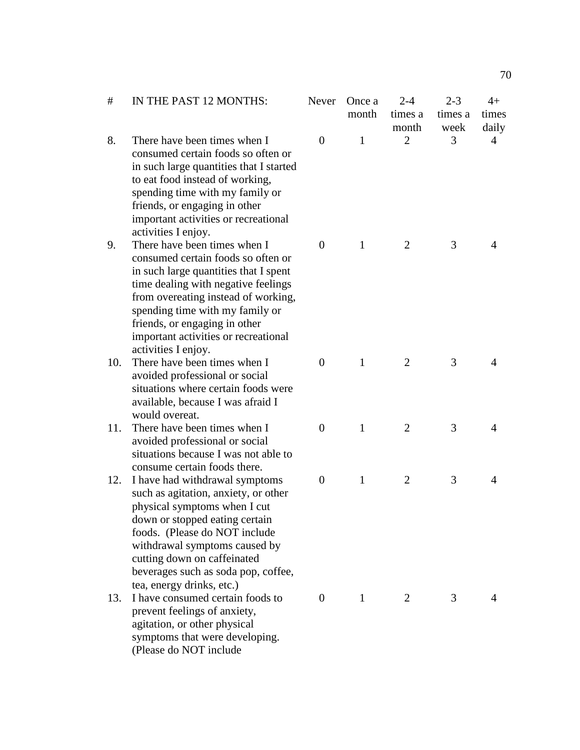| # | IN THE PAST 12 MONTHS: | Never | Once a month | 2-4 times a month | 2-3 times a week | 4+ times daily |
|---|---|---|---|---|---|---|
| 8. | There have been times when I consumed certain foods so often or in such large quantities that I started to eat food instead of working, spending time with my family or friends, or engaging in other important activities or recreational activities I enjoy. | 0 | 1 | 2 | 3 | 4 |
| 9. | There have been times when I consumed certain foods so often or in such large quantities that I spent time dealing with negative feelings from overeating instead of working, spending time with my family or friends, or engaging in other important activities or recreational activities I enjoy. | 0 | 1 | 2 | 3 | 4 |
| 10. | There have been times when I avoided professional or social situations where certain foods were available, because I was afraid I would overeat. | 0 | 1 | 2 | 3 | 4 |
| 11. | There have been times when I avoided professional or social situations because I was not able to consume certain foods there. | 0 | 1 | 2 | 3 | 4 |
| 12. | I have had withdrawal symptoms such as agitation, anxiety, or other physical symptoms when I cut down or stopped eating certain foods. (Please do NOT include withdrawal symptoms caused by cutting down on caffeinated beverages such as soda pop, coffee, tea, energy drinks, etc.) | 0 | 1 | 2 | 3 | 4 |
| 13. | I have consumed certain foods to prevent feelings of anxiety, agitation, or other physical symptoms that were developing. (Please do NOT include | 0 | 1 | 2 | 3 | 4 |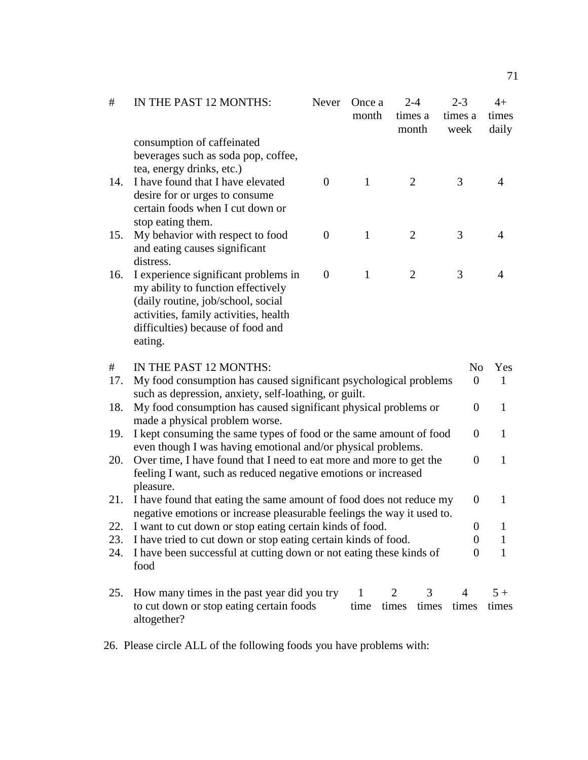| # | IN THE PAST 12 MONTHS: | Never | Once a month | 2-4 times a month | 2-3 times a week | 4+ times daily |
|---|---|---|---|---|---|---|
| | consumption of caffeinated beverages such as soda pop, coffee, tea, energy drinks, etc.) | | | | | |
| 14. | I have found that I have elevated desire for or urges to consume certain foods when I cut down or stop eating them. | 0 | 1 | 2 | 3 | 4 |
| 15. | My behavior with respect to food and eating causes significant distress. | 0 | 1 | 2 | 3 | 4 |
| 16. | I experience significant problems in my ability to function effectively (daily routine, job/school, social activities, family activities, health difficulties) because of food and eating. | 0 | 1 | 2 | 3 | 4 |

| # | IN THE PAST 12 MONTHS: | No | Yes |
|---|---|---|---|
| 17. | My food consumption has caused significant psychological problems such as depression, anxiety, self-loathing, or guilt. | 0 | 1 |
| 18. | My food consumption has caused significant physical problems or made a physical problem worse. | 0 | 1 |
| 19. | I kept consuming the same types of food or the same amount of food even though I was having emotional and/or physical problems. | 0 | 1 |
| 20. | Over time, I have found that I need to eat more and more to get the feeling I want, such as reduced negative emotions or increased pleasure. | 0 | 1 |
| 21. | I have found that eating the same amount of food does not reduce my negative emotions or increase pleasurable feelings the way it used to. | 0 | 1 |
| 22. | I want to cut down or stop eating certain kinds of food. | 0 | 1 |
| 23. | I have tried to cut down or stop eating certain kinds of food. | 0 | 1 |
| 24. | I have been successful at cutting down or not eating these kinds of food | 0 | 1 |

| # | | 1 time | 2 times | 3 times | 4 times | 5 + times |
|---|---|---|---|---|---|---|
| 25. | How many times in the past year did you try to cut down or stop eating certain foods altogether? | | | | | |

26. Please circle ALL of the following foods you have problems with: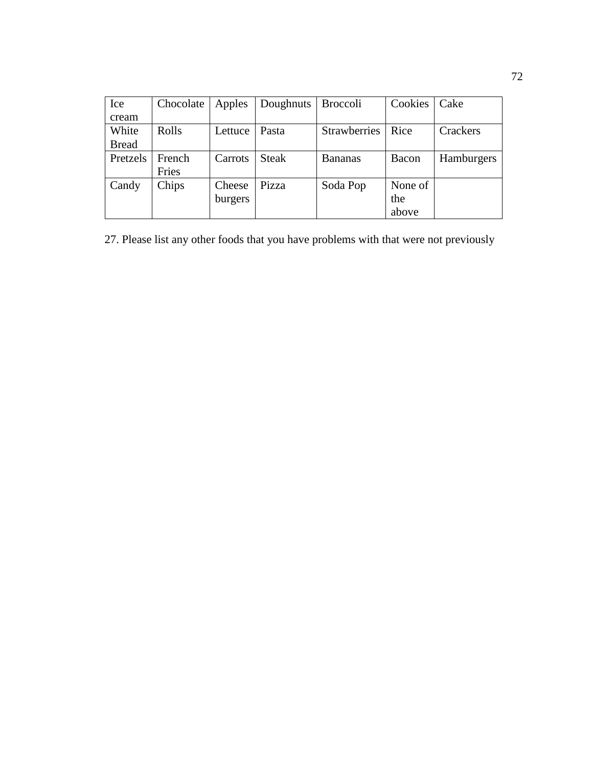| Ice cream | Chocolate | Apples | Doughnuts | Broccoli | Cookies | Cake |
|---|---|---|---|---|---|---|
| White Bread | Rolls | Lettuce | Pasta | Strawberries | Rice | Crackers |
| Pretzels | French Fries | Carrots | Steak | Bananas | Bacon | Hamburgers |
| Candy | Chips | Cheese burgers | Pizza | Soda Pop | None of the above | |

27. Please list any other foods that you have problems with that were not previously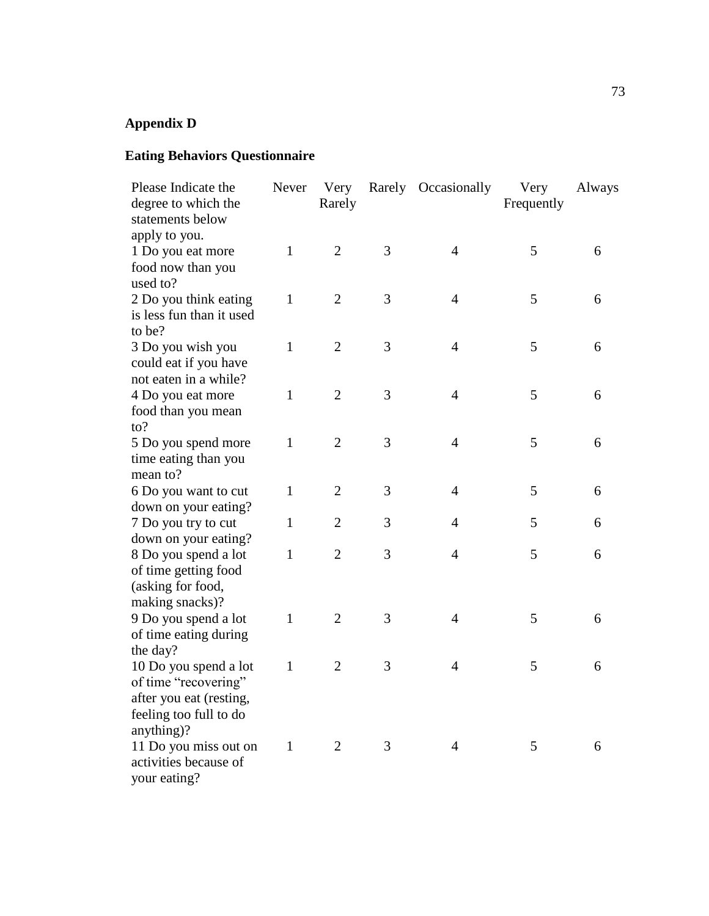## Appendix D

## Eating Behaviors Questionnaire

| Please Indicate the degree to which the statements below apply to you. | Never | Very Rarely | Rarely | Occasionally | Very Frequently | Always |
|---|---|---|---|---|---|---|
| 1 Do you eat more food now than you used to? | 1 | 2 | 3 | 4 | 5 | 6 |
| 2 Do you think eating is less fun than it used to be? | 1 | 2 | 3 | 4 | 5 | 6 |
| 3 Do you wish you could eat if you have not eaten in a while? | 1 | 2 | 3 | 4 | 5 | 6 |
| 4 Do you eat more food than you mean to? | 1 | 2 | 3 | 4 | 5 | 6 |
| 5 Do you spend more time eating than you mean to? | 1 | 2 | 3 | 4 | 5 | 6 |
| 6 Do you want to cut down on your eating? | 1 | 2 | 3 | 4 | 5 | 6 |
| 7 Do you try to cut down on your eating? | 1 | 2 | 3 | 4 | 5 | 6 |
| 8 Do you spend a lot of time getting food (asking for food, making snacks)? | 1 | 2 | 3 | 4 | 5 | 6 |
| 9 Do you spend a lot of time eating during the day? | 1 | 2 | 3 | 4 | 5 | 6 |
| 10 Do you spend a lot of time "recovering" after you eat (resting, feeling too full to do anything)? | 1 | 2 | 3 | 4 | 5 | 6 |
| 11 Do you miss out on activities because of your eating? | 1 | 2 | 3 | 4 | 5 | 6 |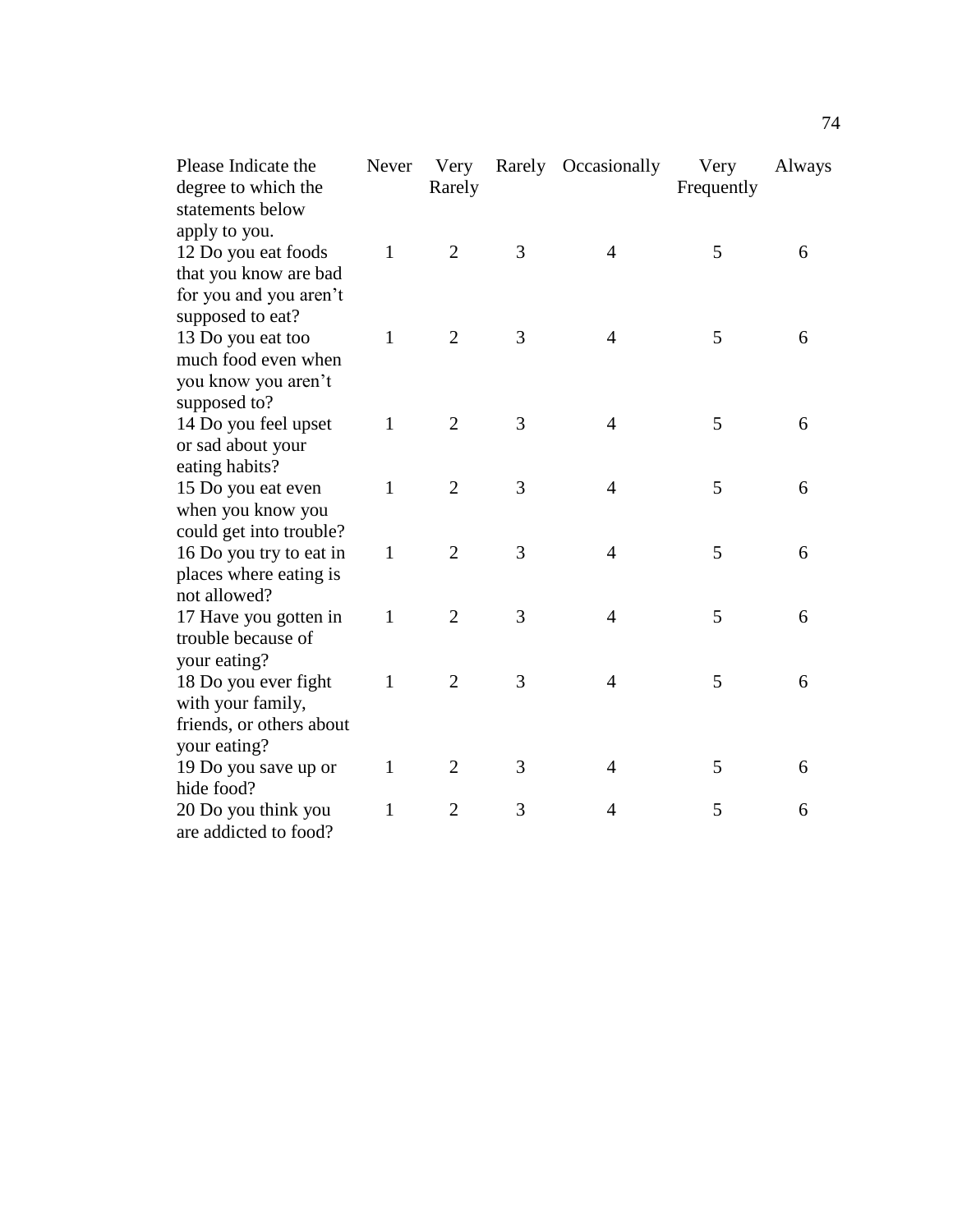| Please Indicate the degree to which the statements below apply to you. | Never | Very Rarely | Rarely | Occasionally | Very Frequently | Always |
|---|---|---|---|---|---|---|
| 12 Do you eat foods that you know are bad for you and you aren’t supposed to eat? | 1 | 2 | 3 | 4 | 5 | 6 |
| 13 Do you eat too much food even when you know you aren’t supposed to? | 1 | 2 | 3 | 4 | 5 | 6 |
| 14 Do you feel upset or sad about your eating habits? | 1 | 2 | 3 | 4 | 5 | 6 |
| 15 Do you eat even when you know you could get into trouble? | 1 | 2 | 3 | 4 | 5 | 6 |
| 16 Do you try to eat in places where eating is not allowed? | 1 | 2 | 3 | 4 | 5 | 6 |
| 17 Have you gotten in trouble because of your eating? | 1 | 2 | 3 | 4 | 5 | 6 |
| 18 Do you ever fight with your family, friends, or others about your eating? | 1 | 2 | 3 | 4 | 5 | 6 |
| 19 Do you save up or hide food? | 1 | 2 | 3 | 4 | 5 | 6 |
| 20 Do you think you are addicted to food? | 1 | 2 | 3 | 4 | 5 | 6 |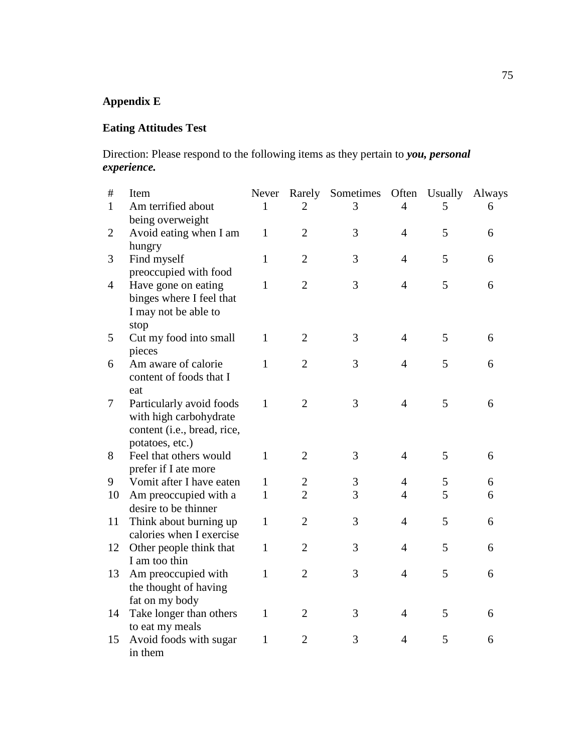**Appendix E**

**Eating Attitudes Test**

Direction: Please respond to the following items as they pertain to ***you, personal experience.***

| # | Item | Never | Rarely | Sometimes | Often | Usually | Always |
|---|---|---|---|---|---|---|---|
| 1 | Am terrified about being overweight | 1 | 2 | 3 | 4 | 5 | 6 |
| 2 | Avoid eating when I am hungry | 1 | 2 | 3 | 4 | 5 | 6 |
| 3 | Find myself preoccupied with food | 1 | 2 | 3 | 4 | 5 | 6 |
| 4 | Have gone on eating binges where I feel that I may not be able to stop | 1 | 2 | 3 | 4 | 5 | 6 |
| 5 | Cut my food into small pieces | 1 | 2 | 3 | 4 | 5 | 6 |
| 6 | Am aware of calorie content of foods that I eat | 1 | 2 | 3 | 4 | 5 | 6 |
| 7 | Particularly avoid foods with high carbohydrate content (i.e., bread, rice, potatoes, etc.) | 1 | 2 | 3 | 4 | 5 | 6 |
| 8 | Feel that others would prefer if I ate more | 1 | 2 | 3 | 4 | 5 | 6 |
| 9 | Vomit after I have eaten | 1 | 2 | 3 | 4 | 5 | 6 |
| 10 | Am preoccupied with a desire to be thinner | 1 | 2 | 3 | 4 | 5 | 6 |
| 11 | Think about burning up calories when I exercise | 1 | 2 | 3 | 4 | 5 | 6 |
| 12 | Other people think that I am too thin | 1 | 2 | 3 | 4 | 5 | 6 |
| 13 | Am preoccupied with the thought of having fat on my body | 1 | 2 | 3 | 4 | 5 | 6 |
| 14 | Take longer than others to eat my meals | 1 | 2 | 3 | 4 | 5 | 6 |
| 15 | Avoid foods with sugar in them | 1 | 2 | 3 | 4 | 5 | 6 |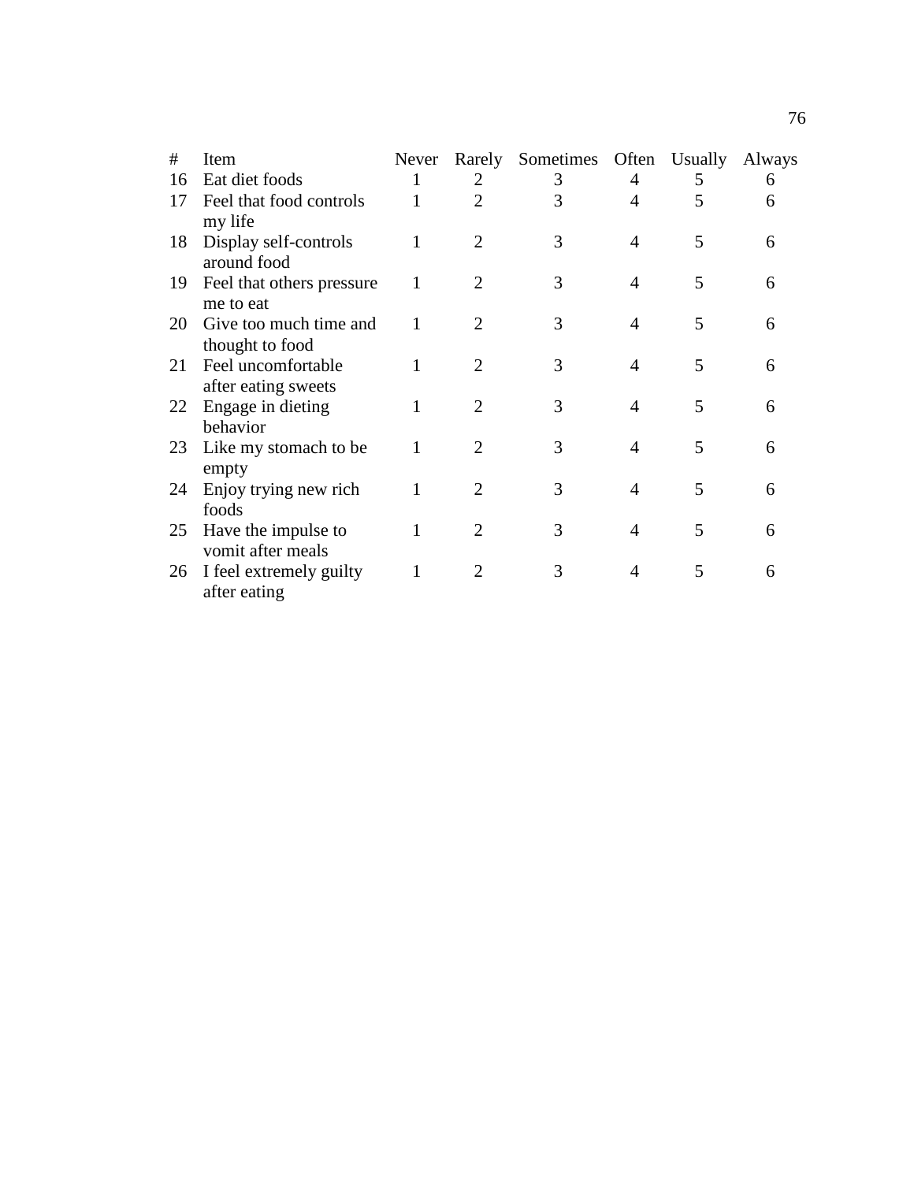| # | Item | Never | Rarely | Sometimes | Often | Usually | Always |
|---|---|---|---|---|---|---|---|
| 16 | Eat diet foods | 1 | 2 | 3 | 4 | 5 | 6 |
| 17 | Feel that food controls my life | 1 | 2 | 3 | 4 | 5 | 6 |
| 18 | Display self-controls around food | 1 | 2 | 3 | 4 | 5 | 6 |
| 19 | Feel that others pressure me to eat | 1 | 2 | 3 | 4 | 5 | 6 |
| 20 | Give too much time and thought to food | 1 | 2 | 3 | 4 | 5 | 6 |
| 21 | Feel uncomfortable after eating sweets | 1 | 2 | 3 | 4 | 5 | 6 |
| 22 | Engage in dieting behavior | 1 | 2 | 3 | 4 | 5 | 6 |
| 23 | Like my stomach to be empty | 1 | 2 | 3 | 4 | 5 | 6 |
| 24 | Enjoy trying new rich foods | 1 | 2 | 3 | 4 | 5 | 6 |
| 25 | Have the impulse to vomit after meals | 1 | 2 | 3 | 4 | 5 | 6 |
| 26 | I feel extremely guilty after eating | 1 | 2 | 3 | 4 | 5 | 6 |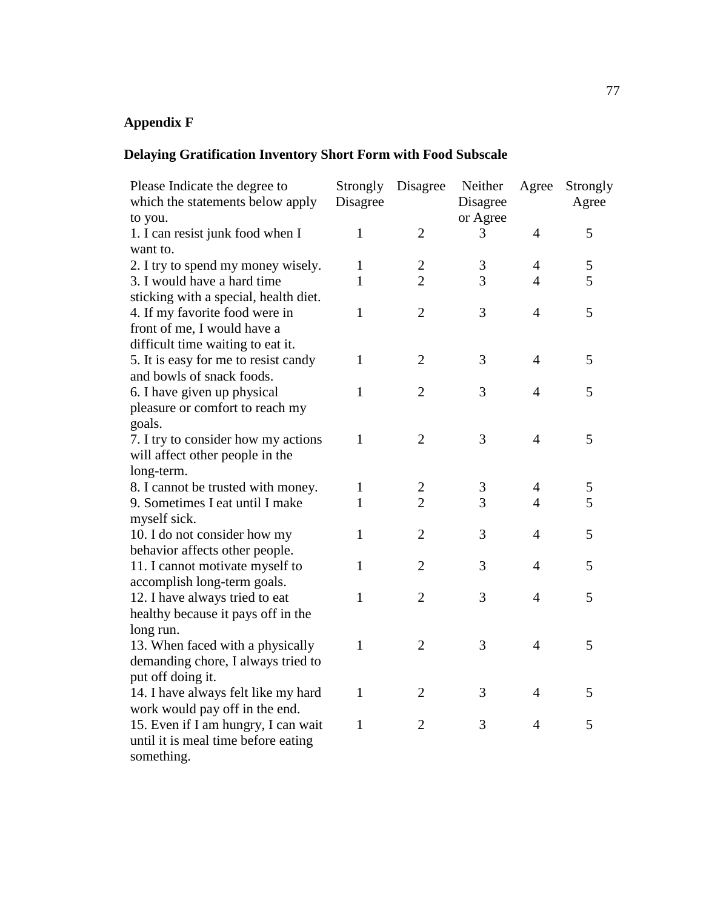**Appendix F**

**Delaying Gratification Inventory Short Form with Food Subscale**

| Please Indicate the degree to which the statements below apply to you. | Strongly Disagree | Disagree | Neither Disagree or Agree | Agree | Strongly Agree |
|---|---|---|---|---|---|
| 1. I can resist junk food when I want to. | 1 | 2 | 3 | 4 | 5 |
| 2. I try to spend my money wisely. | 1 | 2 | 3 | 4 | 5 |
| 3. I would have a hard time sticking with a special, health diet. | 1 | 2 | 3 | 4 | 5 |
| 4. If my favorite food were in front of me, I would have a difficult time waiting to eat it. | 1 | 2 | 3 | 4 | 5 |
| 5. It is easy for me to resist candy and bowls of snack foods. | 1 | 2 | 3 | 4 | 5 |
| 6. I have given up physical pleasure or comfort to reach my goals. | 1 | 2 | 3 | 4 | 5 |
| 7. I try to consider how my actions will affect other people in the long-term. | 1 | 2 | 3 | 4 | 5 |
| 8. I cannot be trusted with money. | 1 | 2 | 3 | 4 | 5 |
| 9. Sometimes I eat until I make myself sick. | 1 | 2 | 3 | 4 | 5 |
| 10. I do not consider how my behavior affects other people. | 1 | 2 | 3 | 4 | 5 |
| 11. I cannot motivate myself to accomplish long-term goals. | 1 | 2 | 3 | 4 | 5 |
| 12. I have always tried to eat healthy because it pays off in the long run. | 1 | 2 | 3 | 4 | 5 |
| 13. When faced with a physically demanding chore, I always tried to put off doing it. | 1 | 2 | 3 | 4 | 5 |
| 14. I have always felt like my hard work would pay off in the end. | 1 | 2 | 3 | 4 | 5 |
| 15. Even if I am hungry, I can wait until it is meal time before eating something. | 1 | 2 | 3 | 4 | 5 |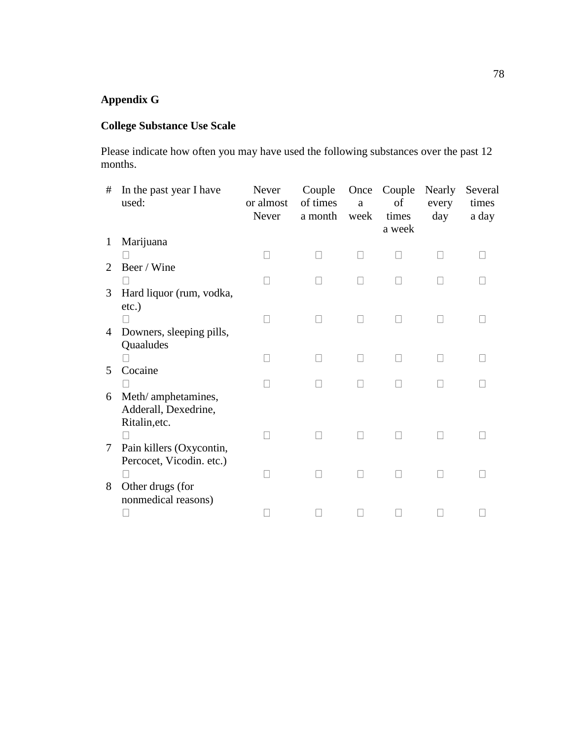**Appendix G**

**College Substance Use Scale**

Please indicate how often you may have used the following substances over the past 12 months.

| # | In the past year I have used: | Never or almost Never | Couple of times a month | Once a week | Couple of times a week | Nearly every day | Several times a day |
|---|---|---|---|---|---|---|---|
| 1 | Marijuana ☐ | ☐ | ☐ | ☐ | ☐ | ☐ | ☐ |
| 2 | Beer / Wine ☐ | ☐ | ☐ | ☐ | ☐ | ☐ | ☐ |
| 3 | Hard liquor (rum, vodka, etc.) ☐ | ☐ | ☐ | ☐ | ☐ | ☐ | ☐ |
| 4 | Downers, sleeping pills, Quaaludes ☐ | ☐ | ☐ | ☐ | ☐ | ☐ | ☐ |
| 5 | Cocaine ☐ | ☐ | ☐ | ☐ | ☐ | ☐ | ☐ |
| 6 | Meth/ amphetamines, Adderall, Dexedrine, Ritalin,etc. ☐ | ☐ | ☐ | ☐ | ☐ | ☐ | ☐ |
| 7 | Pain killers (Oxycontin, Percocet, Vicodin. etc.) ☐ | ☐ | ☐ | ☐ | ☐ | ☐ | ☐ |
| 8 | Other drugs (for nonmedical reasons) ☐ | ☐ | ☐ | ☐ | ☐ | ☐ | ☐ |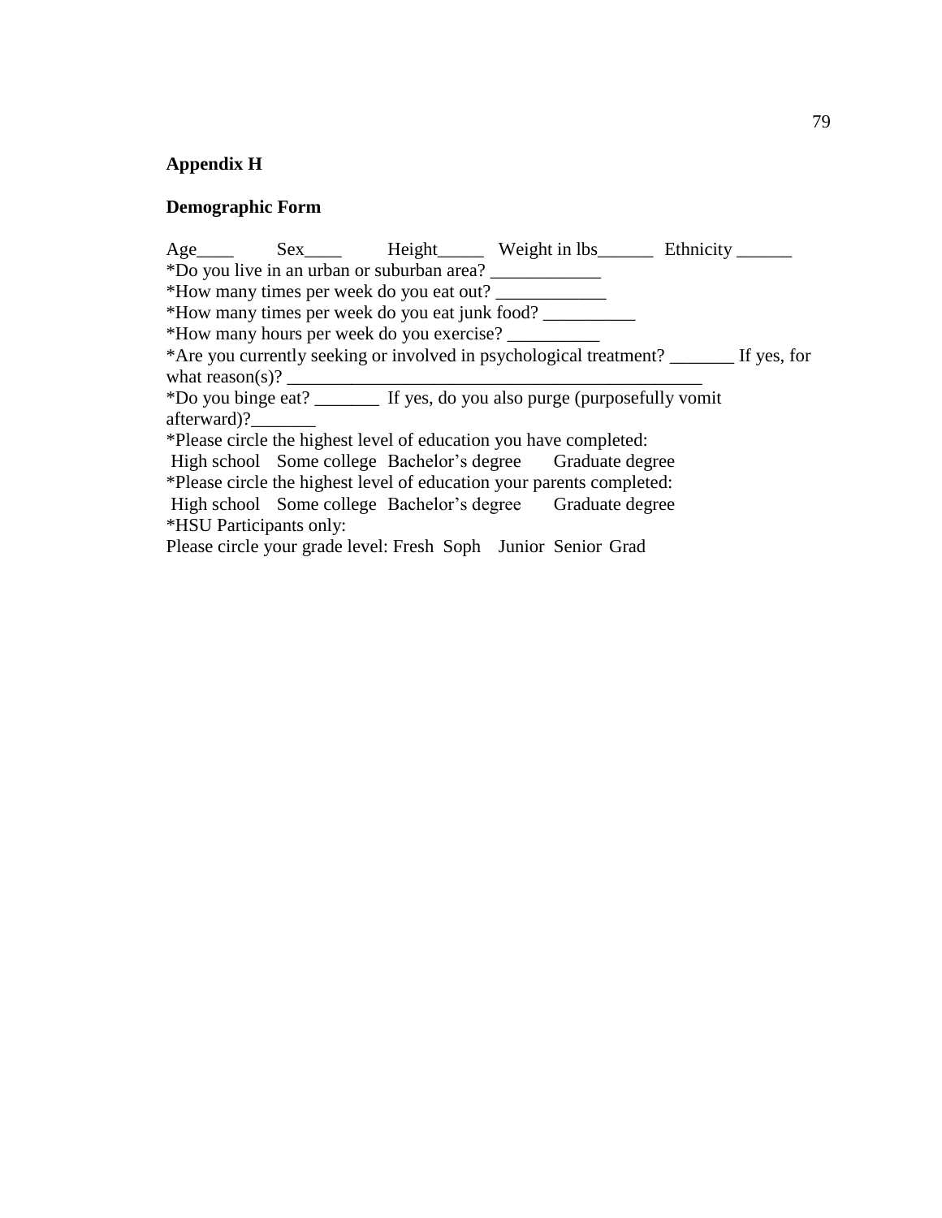## Appendix H

### Demographic Form

Age____ Sex____ Height_____ Weight in lbs______ Ethnicity ______

*Do you live in an urban or suburban area? ____________

*How many times per week do you eat out? ____________

*How many times per week do you eat junk food? __________

*How many hours per week do you exercise? __________

*Are you currently seeking or involved in psychological treatment? _______ If yes, for what reason(s)? ______________________________________________

*Do you binge eat? _______ If yes, do you also purge (purposefully vomit afterward)?_______

*Please circle the highest level of education you have completed:

High school Some college Bachelor's degree Graduate degree

*Please circle the highest level of education your parents completed:

High school Some college Bachelor's degree Graduate degree

*HSU Participants only:

Please circle your grade level: Fresh Soph Junior Senior Grad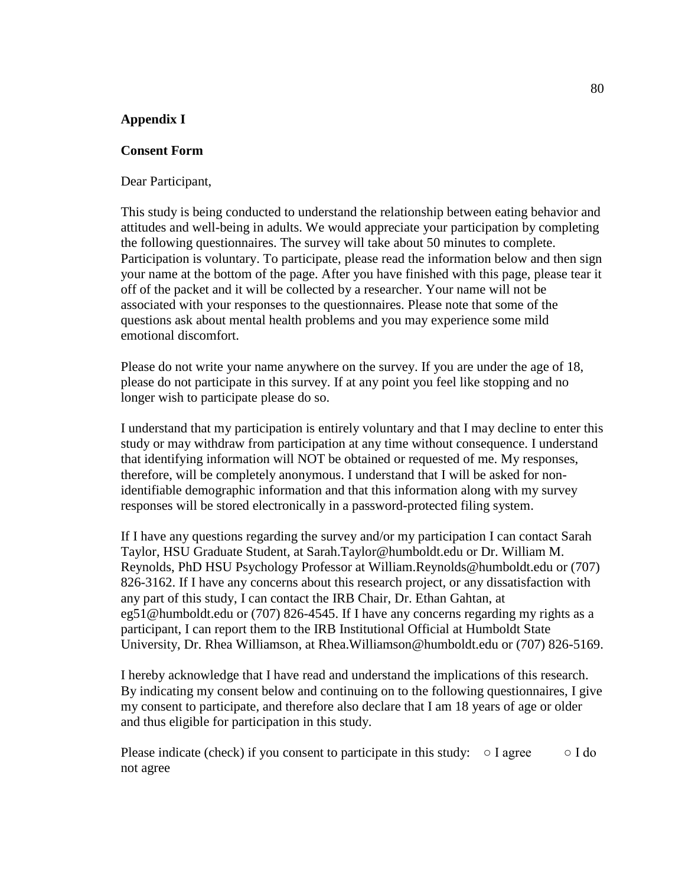**Appendix I**

**Consent Form**

Dear Participant,

This study is being conducted to understand the relationship between eating behavior and attitudes and well-being in adults. We would appreciate your participation by completing the following questionnaires. The survey will take about 50 minutes to complete. Participation is voluntary. To participate, please read the information below and then sign your name at the bottom of the page. After you have finished with this page, please tear it off of the packet and it will be collected by a researcher. Your name will not be associated with your responses to the questionnaires. Please note that some of the questions ask about mental health problems and you may experience some mild emotional discomfort.

Please do not write your name anywhere on the survey. If you are under the age of 18, please do not participate in this survey. If at any point you feel like stopping and no longer wish to participate please do so.

I understand that my participation is entirely voluntary and that I may decline to enter this study or may withdraw from participation at any time without consequence. I understand that identifying information will NOT be obtained or requested of me. My responses, therefore, will be completely anonymous. I understand that I will be asked for non-identifiable demographic information and that this information along with my survey responses will be stored electronically in a password-protected filing system.

If I have any questions regarding the survey and/or my participation I can contact Sarah Taylor, HSU Graduate Student, at Sarah.Taylor@humboldt.edu or Dr. William M. Reynolds, PhD HSU Psychology Professor at William.Reynolds@humboldt.edu or (707) 826-3162. If I have any concerns about this research project, or any dissatisfaction with any part of this study, I can contact the IRB Chair, Dr. Ethan Gahtan, at eg51@humboldt.edu or (707) 826-4545. If I have any concerns regarding my rights as a participant, I can report them to the IRB Institutional Official at Humboldt State University, Dr. Rhea Williamson, at Rhea.Williamson@humboldt.edu or (707) 826-5169.

I hereby acknowledge that I have read and understand the implications of this research. By indicating my consent below and continuing on to the following questionnaires, I give my consent to participate, and therefore also declare that I am 18 years of age or older and thus eligible for participation in this study.

Please indicate (check) if you consent to participate in this study: ○ I agree ○ I do not agree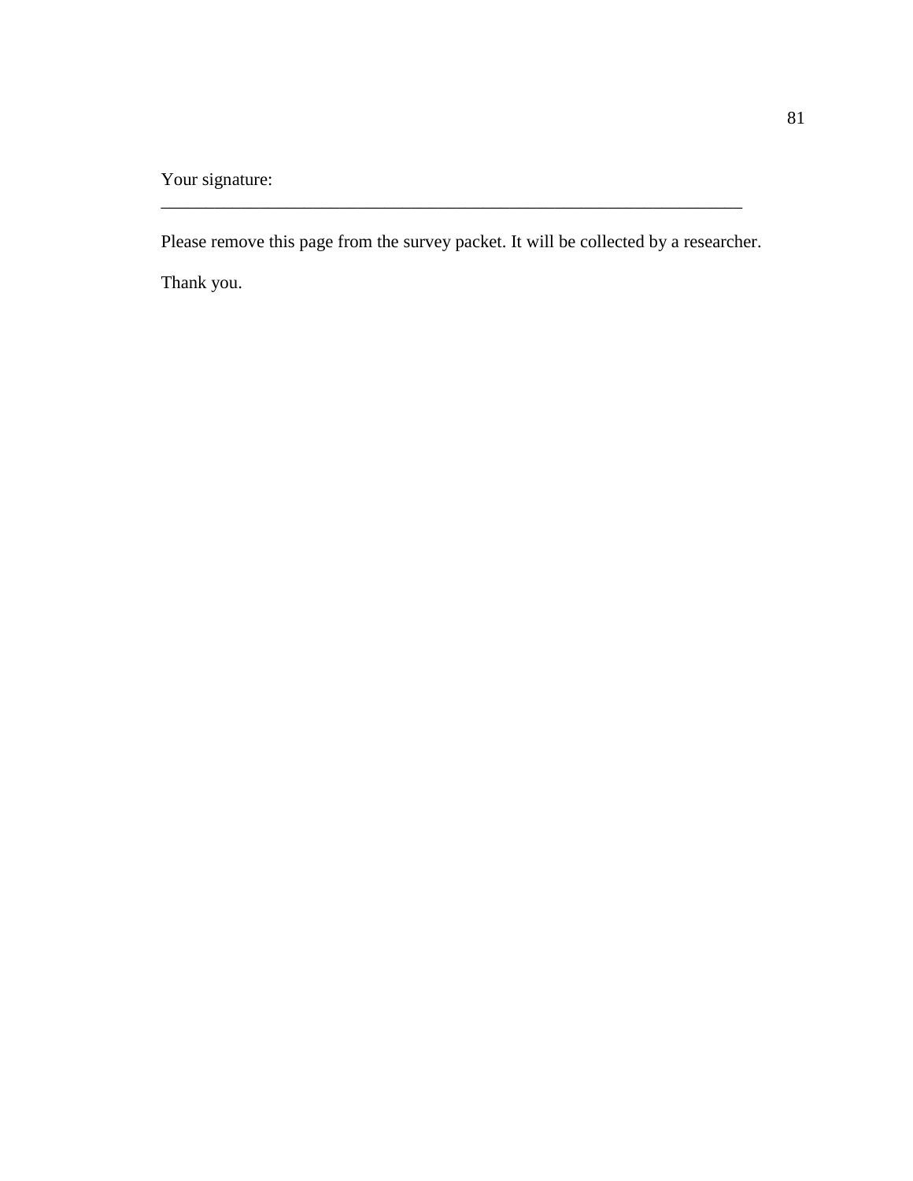Your signature:
_____________________________________________________________________

Please remove this page from the survey packet. It will be collected by a researcher.

Thank you.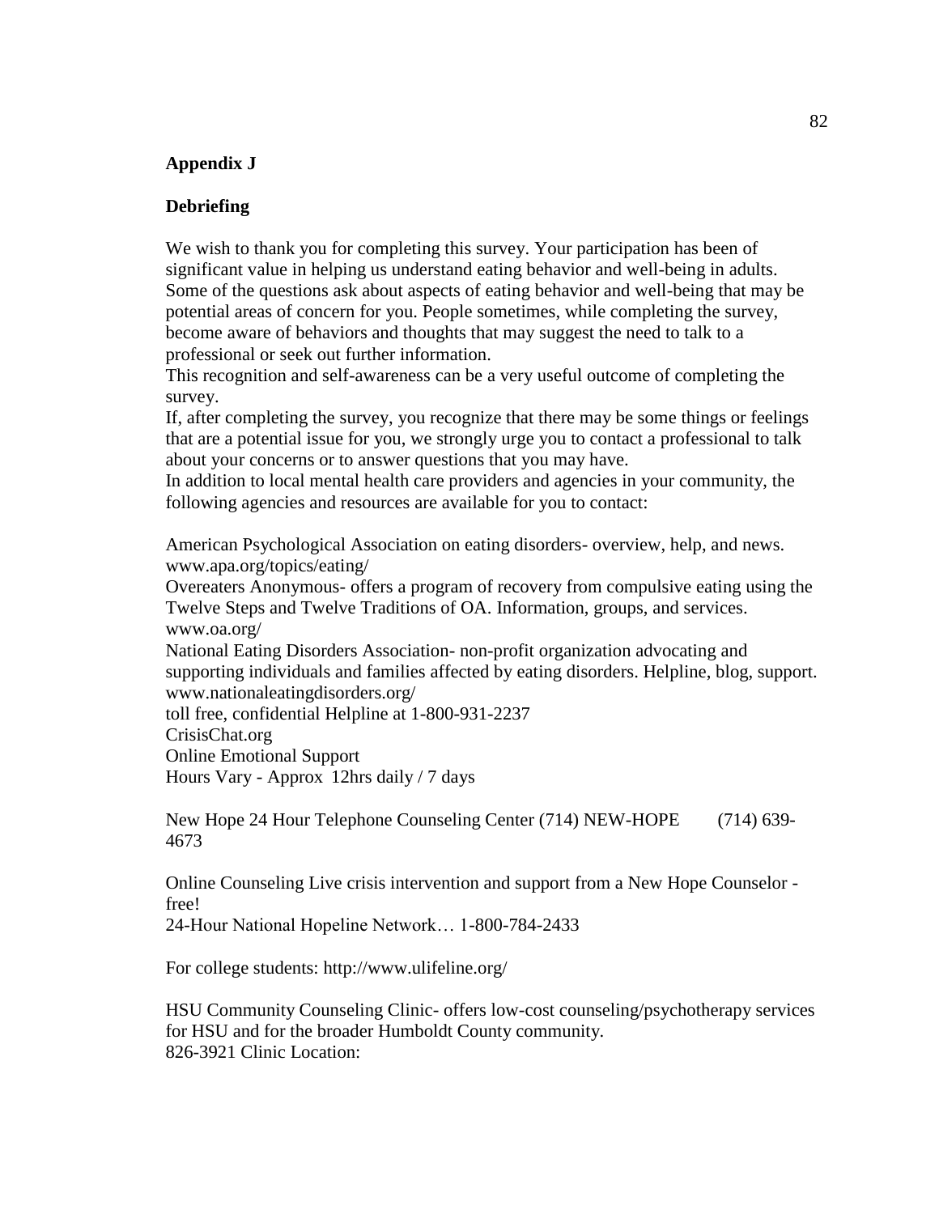**Appendix J**

**Debriefing**

We wish to thank you for completing this survey. Your participation has been of significant value in helping us understand eating behavior and well-being in adults. Some of the questions ask about aspects of eating behavior and well-being that may be potential areas of concern for you. People sometimes, while completing the survey, become aware of behaviors and thoughts that may suggest the need to talk to a professional or seek out further information.
This recognition and self-awareness can be a very useful outcome of completing the survey.
If, after completing the survey, you recognize that there may be some things or feelings that are a potential issue for you, we strongly urge you to contact a professional to talk about your concerns or to answer questions that you may have.
In addition to local mental health care providers and agencies in your community, the following agencies and resources are available for you to contact:

American Psychological Association on eating disorders- overview, help, and news.
www.apa.org/topics/eating/
Overeaters Anonymous- offers a program of recovery from compulsive eating using the Twelve Steps and Twelve Traditions of OA. Information, groups, and services.
www.oa.org/
National Eating Disorders Association- non-profit organization advocating and supporting individuals and families affected by eating disorders. Helpline, blog, support.
www.nationaleatingdisorders.org/
toll free, confidential Helpline at 1-800-931-2237
CrisisChat.org
Online Emotional Support
Hours Vary - Approx 12hrs daily / 7 days

New Hope 24 Hour Telephone Counseling Center (714) NEW-HOPE (714) 639-4673

Online Counseling Live crisis intervention and support from a New Hope Counselor - free!
24-Hour National Hopeline Network… 1-800-784-2433

For college students: http://www.ulifeline.org/

HSU Community Counseling Clinic- offers low-cost counseling/psychotherapy services for HSU and for the broader Humboldt County community.
826-3921 Clinic Location: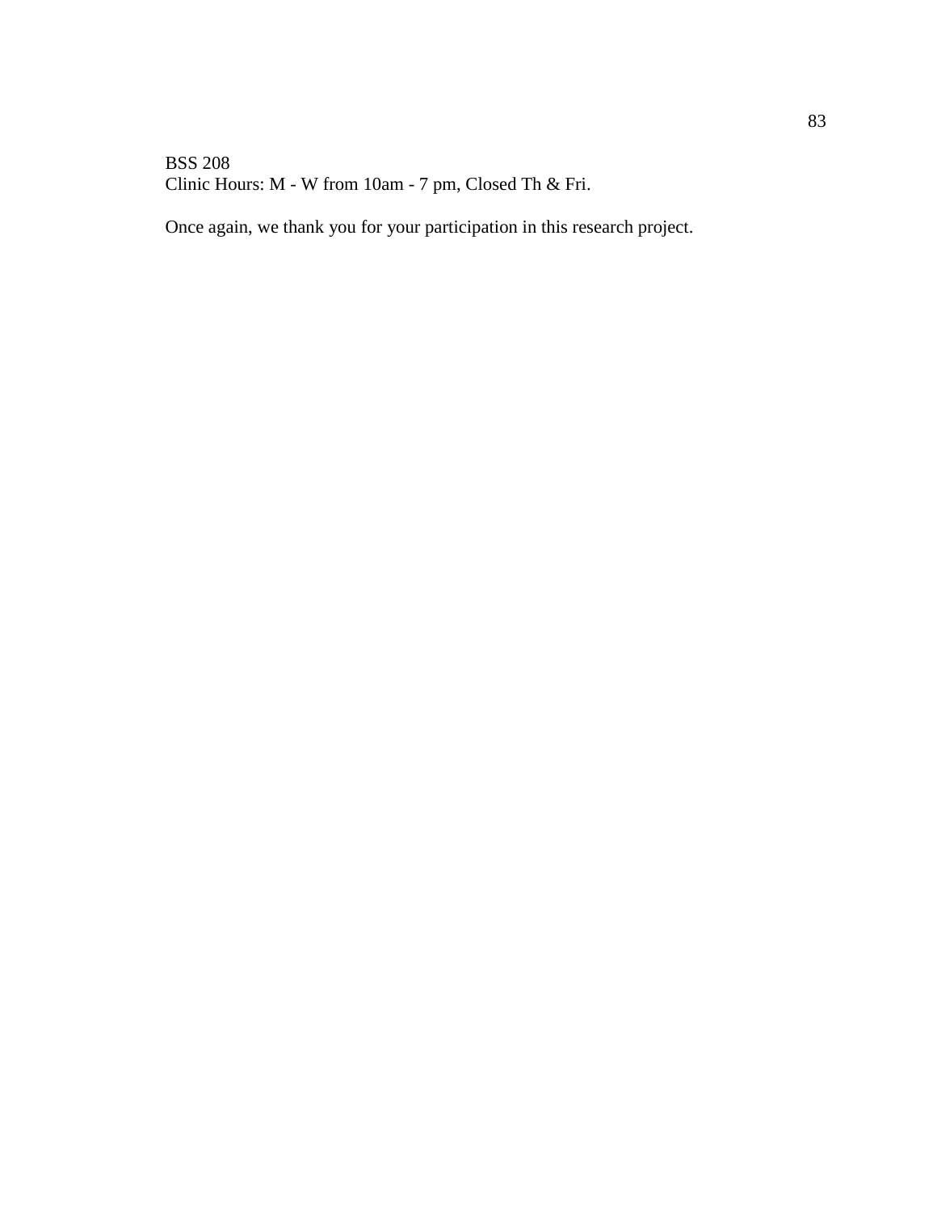BSS 208
Clinic Hours: M - W from 10am - 7 pm, Closed Th & Fri.

Once again, we thank you for your participation in this research project.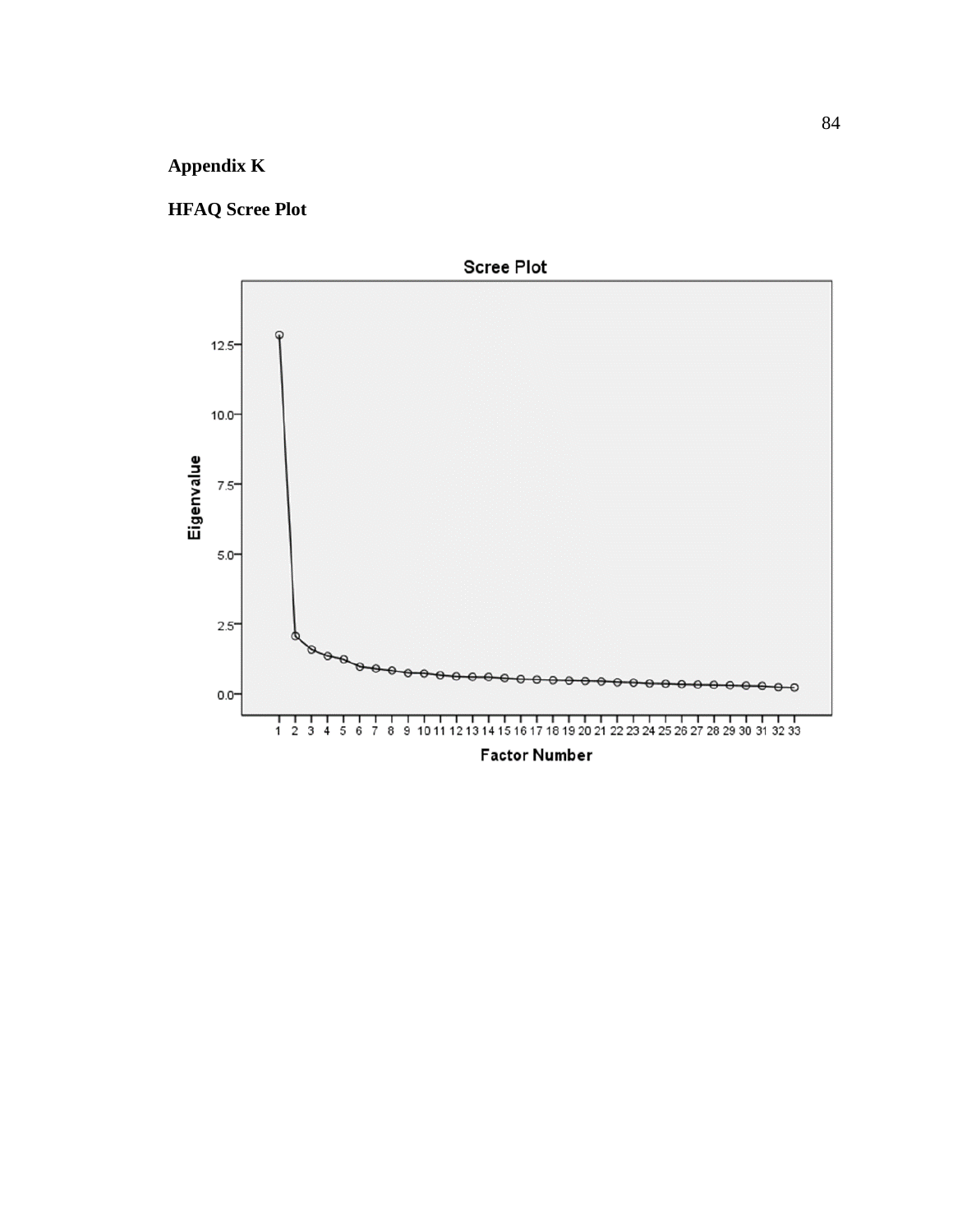**Appendix K**

**HFAQ Scree Plot**

Scree Plot

Eigenvalue

12.5

10.0

7.5

5.0

2.5

0.0

1 2 3 4 5 6 7 8 9 10 11 12 13 14 15 16 17 18 19 20 21 22 23 24 25 26 27 28 29 30 31 32 33

Factor Number